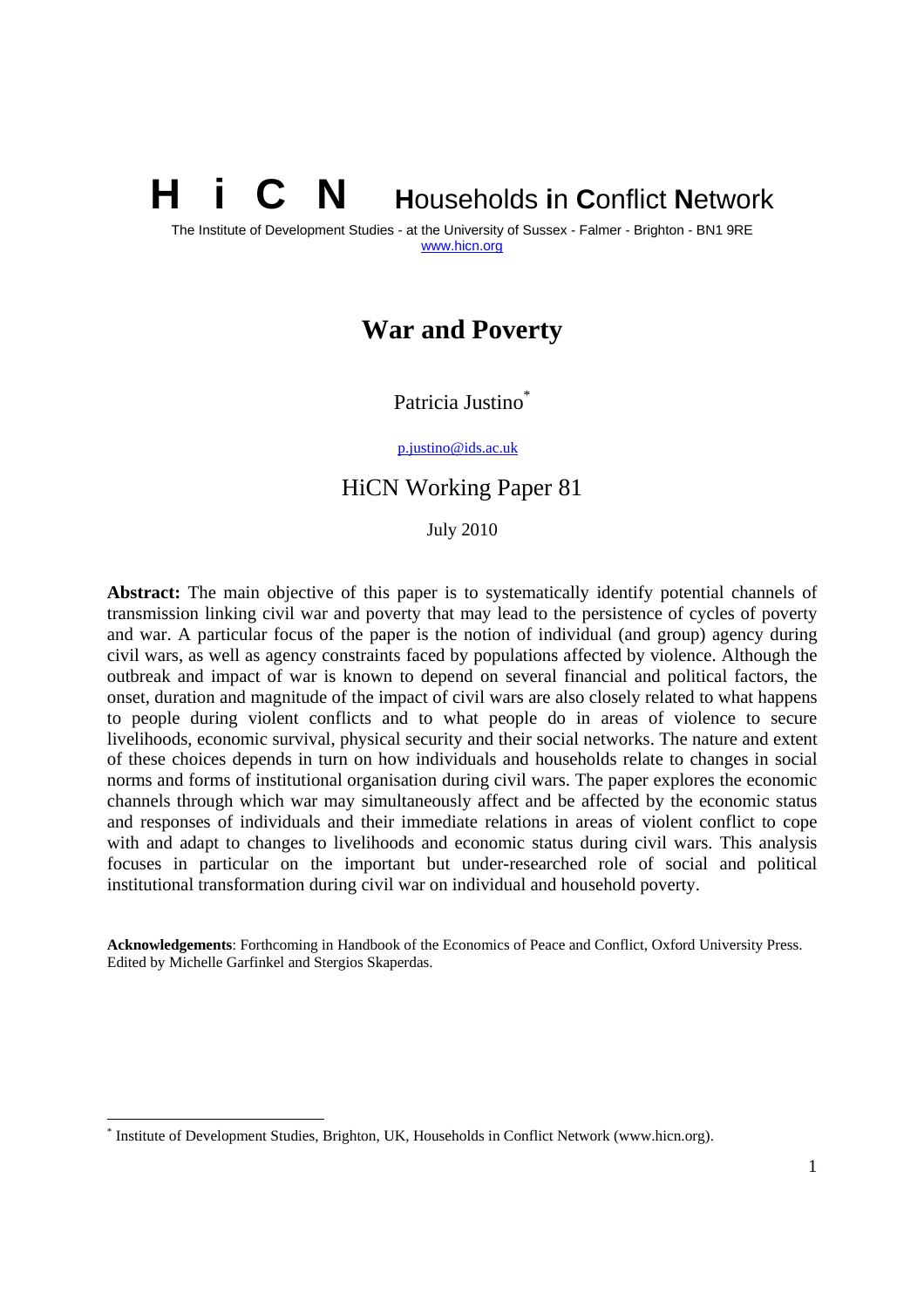# H i C N Households in Conflict Network

The Institute of Development Studies - at the University of Sussex - Falmer - Brighton - BN1 9RE
www.hicn.org

# War and Poverty

Patricia Justino*

p.justino@ids.ac.uk

## HiCN Working Paper 81

July 2010

**Abstract:** The main objective of this paper is to systematically identify potential channels of transmission linking civil war and poverty that may lead to the persistence of cycles of poverty and war. A particular focus of the paper is the notion of individual (and group) agency during civil wars, as well as agency constraints faced by populations affected by violence. Although the outbreak and impact of war is known to depend on several financial and political factors, the onset, duration and magnitude of the impact of civil wars are also closely related to what happens to people during violent conflicts and to what people do in areas of violence to secure livelihoods, economic survival, physical security and their social networks. The nature and extent of these choices depends in turn on how individuals and households relate to changes in social norms and forms of institutional organisation during civil wars. The paper explores the economic channels through which war may simultaneously affect and be affected by the economic status and responses of individuals and their immediate relations in areas of violent conflict to cope with and adapt to changes to livelihoods and economic status during civil wars. This analysis focuses in particular on the important but under-researched role of social and political institutional transformation during civil war on individual and household poverty.

**Acknowledgements**: Forthcoming in Handbook of the Economics of Peace and Conflict, Oxford University Press. Edited by Michelle Garfinkel and Stergios Skaperdas.

* Institute of Development Studies, Brighton, UK, Households in Conflict Network (www.hicn.org).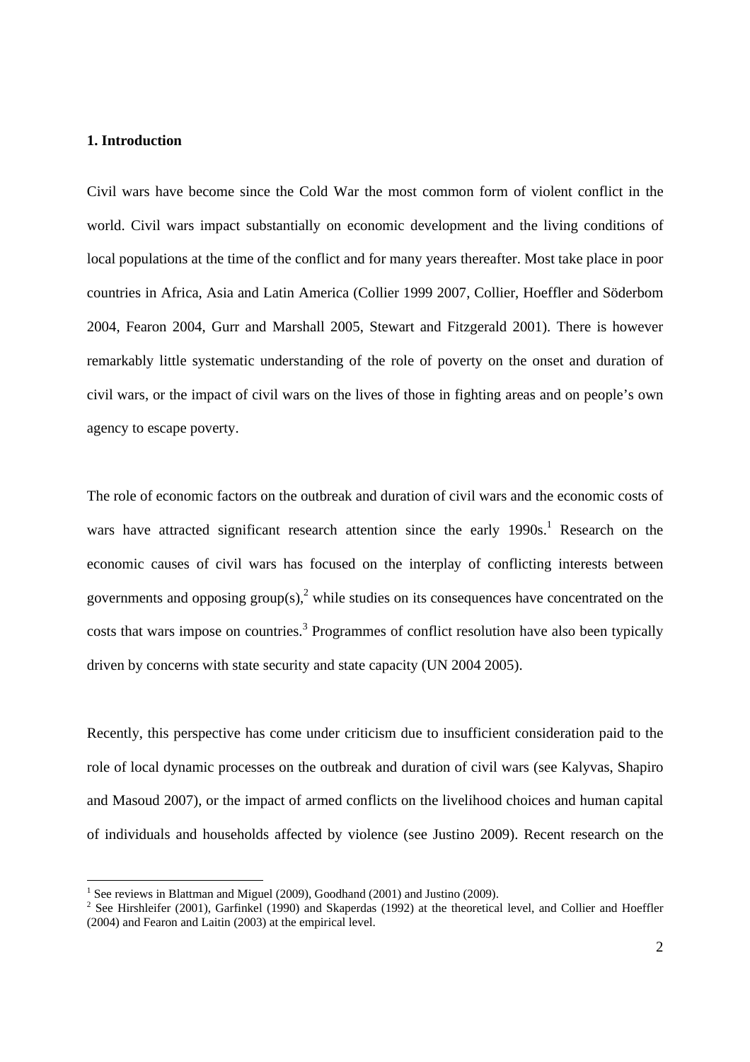## 1. Introduction

Civil wars have become since the Cold War the most common form of violent conflict in the world. Civil wars impact substantially on economic development and the living conditions of local populations at the time of the conflict and for many years thereafter. Most take place in poor countries in Africa, Asia and Latin America (Collier 1999 2007, Collier, Hoeffler and Söderbom 2004, Fearon 2004, Gurr and Marshall 2005, Stewart and Fitzgerald 2001). There is however remarkably little systematic understanding of the role of poverty on the onset and duration of civil wars, or the impact of civil wars on the lives of those in fighting areas and on people's own agency to escape poverty.

The role of economic factors on the outbreak and duration of civil wars and the economic costs of wars have attracted significant research attention since the early 1990s.[1] Research on the economic causes of civil wars has focused on the interplay of conflicting interests between governments and opposing group(s),[2] while studies on its consequences have concentrated on the costs that wars impose on countries.[3] Programmes of conflict resolution have also been typically driven by concerns with state security and state capacity (UN 2004 2005).

Recently, this perspective has come under criticism due to insufficient consideration paid to the role of local dynamic processes on the outbreak and duration of civil wars (see Kalyvas, Shapiro and Masoud 2007), or the impact of armed conflicts on the livelihood choices and human capital of individuals and households affected by violence (see Justino 2009). Recent research on the

[1] See reviews in Blattman and Miguel (2009), Goodhand (2001) and Justino (2009).

[2] See Hirshleifer (2001), Garfinkel (1990) and Skaperdas (1992) at the theoretical level, and Collier and Hoeffler (2004) and Fearon and Laitin (2003) at the empirical level.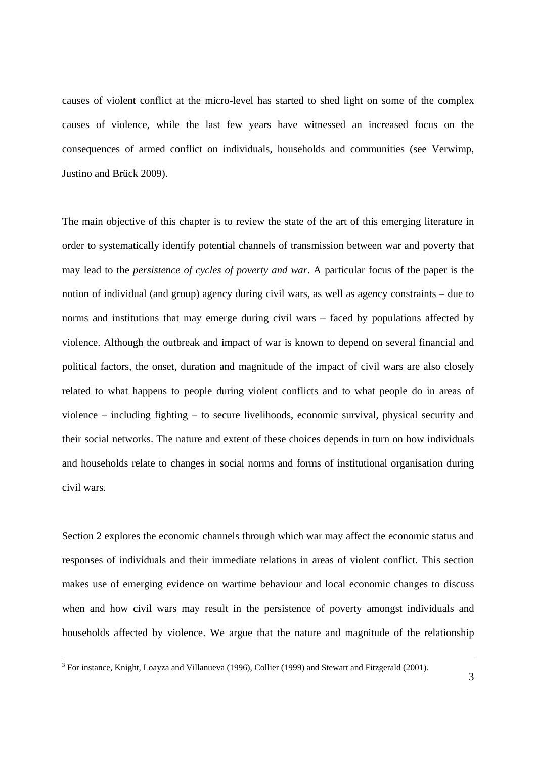causes of violent conflict at the micro-level has started to shed light on some of the complex causes of violence, while the last few years have witnessed an increased focus on the consequences of armed conflict on individuals, households and communities (see Verwimp, Justino and Brück 2009).

The main objective of this chapter is to review the state of the art of this emerging literature in order to systematically identify potential channels of transmission between war and poverty that may lead to the *persistence of cycles of poverty and war*. A particular focus of the paper is the notion of individual (and group) agency during civil wars, as well as agency constraints – due to norms and institutions that may emerge during civil wars – faced by populations affected by violence. Although the outbreak and impact of war is known to depend on several financial and political factors, the onset, duration and magnitude of the impact of civil wars are also closely related to what happens to people during violent conflicts and to what people do in areas of violence – including fighting – to secure livelihoods, economic survival, physical security and their social networks. The nature and extent of these choices depends in turn on how individuals and households relate to changes in social norms and forms of institutional organisation during civil wars.

Section 2 explores the economic channels through which war may affect the economic status and responses of individuals and their immediate relations in areas of violent conflict. This section makes use of emerging evidence on wartime behaviour and local economic changes to discuss when and how civil wars may result in the persistence of poverty amongst individuals and households affected by violence. We argue that the nature and magnitude of the relationship

[3] For instance, Knight, Loayza and Villanueva (1996), Collier (1999) and Stewart and Fitzgerald (2001).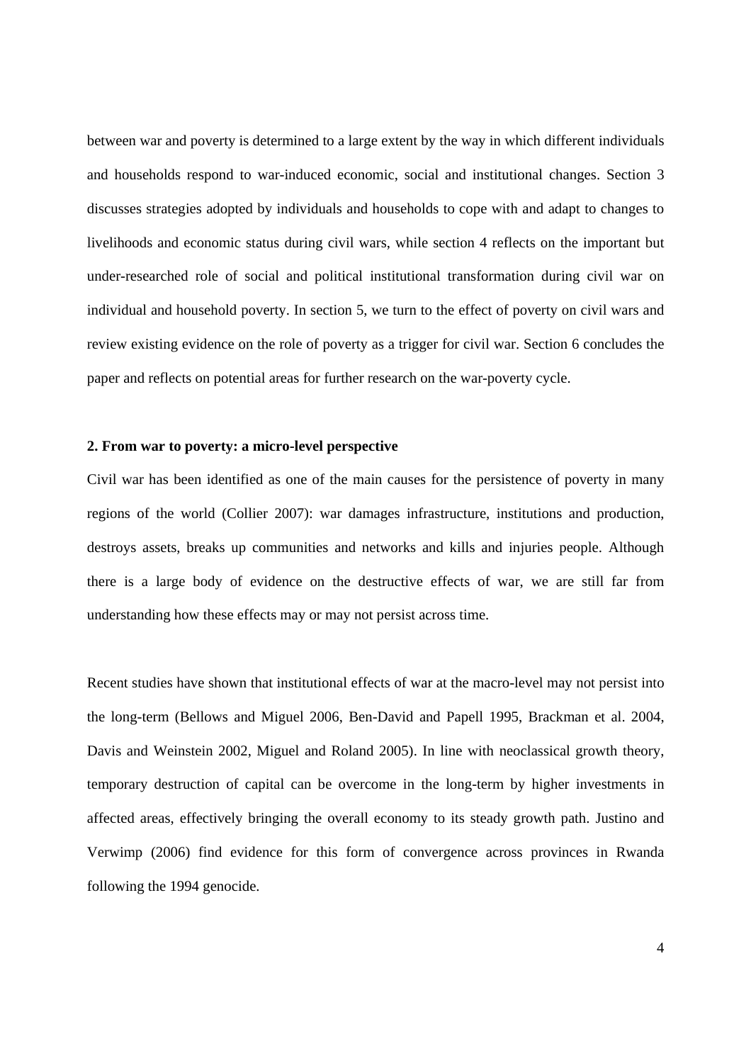between war and poverty is determined to a large extent by the way in which different individuals and households respond to war-induced economic, social and institutional changes. Section 3 discusses strategies adopted by individuals and households to cope with and adapt to changes to livelihoods and economic status during civil wars, while section 4 reflects on the important but under-researched role of social and political institutional transformation during civil war on individual and household poverty. In section 5, we turn to the effect of poverty on civil wars and review existing evidence on the role of poverty as a trigger for civil war. Section 6 concludes the paper and reflects on potential areas for further research on the war-poverty cycle.

## 2. From war to poverty: a micro-level perspective

Civil war has been identified as one of the main causes for the persistence of poverty in many regions of the world (Collier 2007): war damages infrastructure, institutions and production, destroys assets, breaks up communities and networks and kills and injuries people. Although there is a large body of evidence on the destructive effects of war, we are still far from understanding how these effects may or may not persist across time.

Recent studies have shown that institutional effects of war at the macro-level may not persist into the long-term (Bellows and Miguel 2006, Ben-David and Papell 1995, Brackman et al. 2004, Davis and Weinstein 2002, Miguel and Roland 2005). In line with neoclassical growth theory, temporary destruction of capital can be overcome in the long-term by higher investments in affected areas, effectively bringing the overall economy to its steady growth path. Justino and Verwimp (2006) find evidence for this form of convergence across provinces in Rwanda following the 1994 genocide.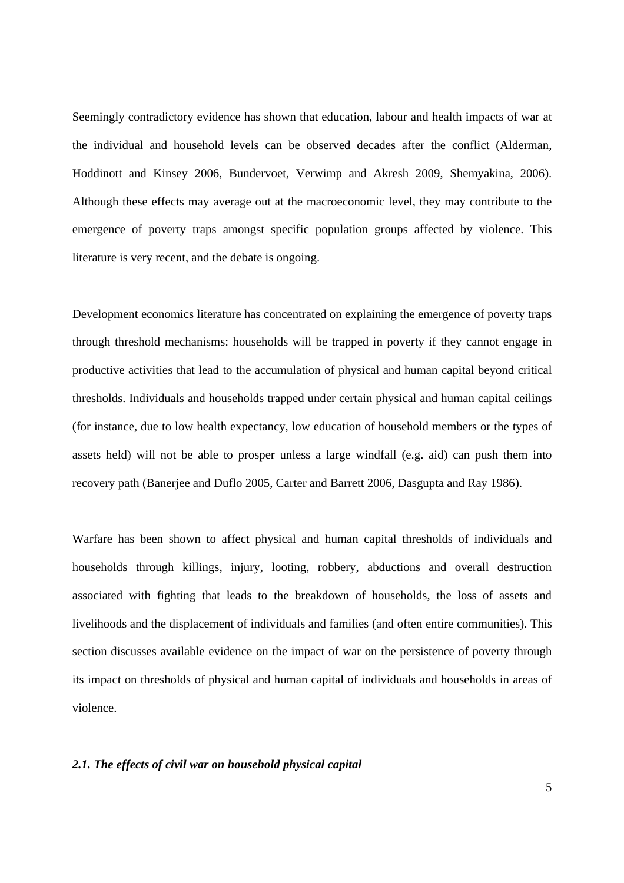Seemingly contradictory evidence has shown that education, labour and health impacts of war at the individual and household levels can be observed decades after the conflict (Alderman, Hoddinott and Kinsey 2006, Bundervoet, Verwimp and Akresh 2009, Shemyakina, 2006). Although these effects may average out at the macroeconomic level, they may contribute to the emergence of poverty traps amongst specific population groups affected by violence. This literature is very recent, and the debate is ongoing.

Development economics literature has concentrated on explaining the emergence of poverty traps through threshold mechanisms: households will be trapped in poverty if they cannot engage in productive activities that lead to the accumulation of physical and human capital beyond critical thresholds. Individuals and households trapped under certain physical and human capital ceilings (for instance, due to low health expectancy, low education of household members or the types of assets held) will not be able to prosper unless a large windfall (e.g. aid) can push them into recovery path (Banerjee and Duflo 2005, Carter and Barrett 2006, Dasgupta and Ray 1986).

Warfare has been shown to affect physical and human capital thresholds of individuals and households through killings, injury, looting, robbery, abductions and overall destruction associated with fighting that leads to the breakdown of households, the loss of assets and livelihoods and the displacement of individuals and families (and often entire communities). This section discusses available evidence on the impact of war on the persistence of poverty through its impact on thresholds of physical and human capital of individuals and households in areas of violence.

### *2.1. The effects of civil war on household physical capital*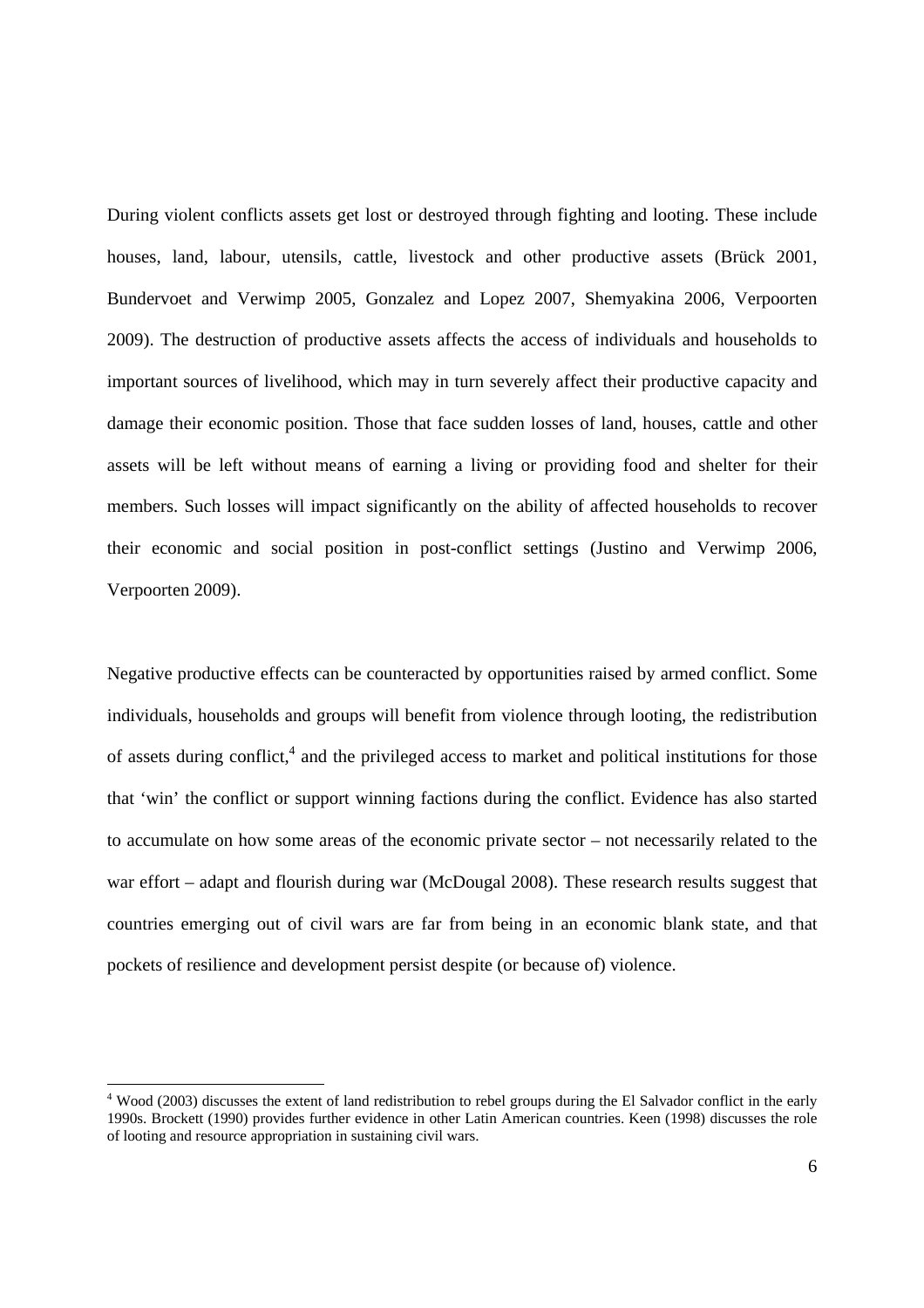During violent conflicts assets get lost or destroyed through fighting and looting. These include houses, land, labour, utensils, cattle, livestock and other productive assets (Brück 2001, Bundervoet and Verwimp 2005, Gonzalez and Lopez 2007, Shemyakina 2006, Verpoorten 2009). The destruction of productive assets affects the access of individuals and households to important sources of livelihood, which may in turn severely affect their productive capacity and damage their economic position. Those that face sudden losses of land, houses, cattle and other assets will be left without means of earning a living or providing food and shelter for their members. Such losses will impact significantly on the ability of affected households to recover their economic and social position in post-conflict settings (Justino and Verwimp 2006, Verpoorten 2009).

Negative productive effects can be counteracted by opportunities raised by armed conflict. Some individuals, households and groups will benefit from violence through looting, the redistribution of assets during conflict,[4] and the privileged access to market and political institutions for those that 'win' the conflict or support winning factions during the conflict. Evidence has also started to accumulate on how some areas of the economic private sector – not necessarily related to the war effort – adapt and flourish during war (McDougal 2008). These research results suggest that countries emerging out of civil wars are far from being in an economic blank state, and that pockets of resilience and development persist despite (or because of) violence.

[4] Wood (2003) discusses the extent of land redistribution to rebel groups during the El Salvador conflict in the early 1990s. Brockett (1990) provides further evidence in other Latin American countries. Keen (1998) discusses the role of looting and resource appropriation in sustaining civil wars.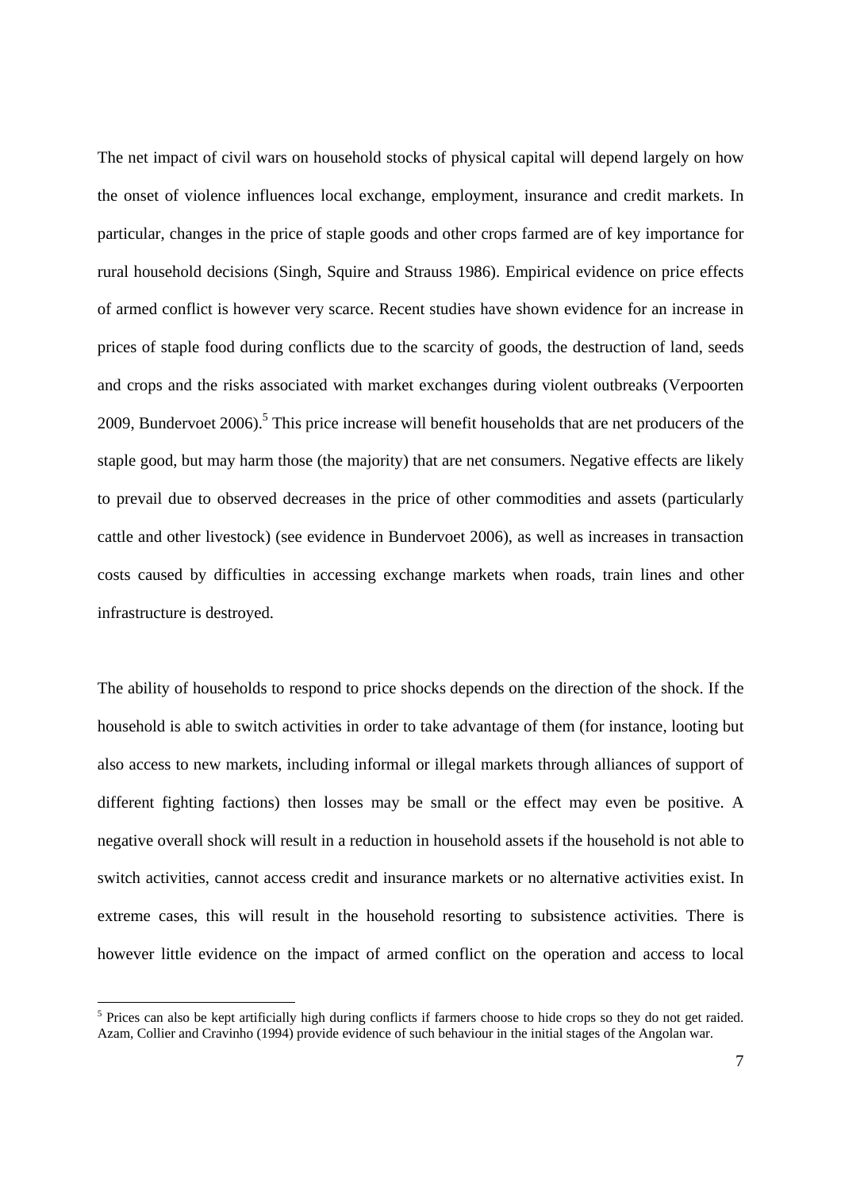The net impact of civil wars on household stocks of physical capital will depend largely on how the onset of violence influences local exchange, employment, insurance and credit markets. In particular, changes in the price of staple goods and other crops farmed are of key importance for rural household decisions (Singh, Squire and Strauss 1986). Empirical evidence on price effects of armed conflict is however very scarce. Recent studies have shown evidence for an increase in prices of staple food during conflicts due to the scarcity of goods, the destruction of land, seeds and crops and the risks associated with market exchanges during violent outbreaks (Verpoorten 2009, Bundervoet 2006).[5] This price increase will benefit households that are net producers of the staple good, but may harm those (the majority) that are net consumers. Negative effects are likely to prevail due to observed decreases in the price of other commodities and assets (particularly cattle and other livestock) (see evidence in Bundervoet 2006), as well as increases in transaction costs caused by difficulties in accessing exchange markets when roads, train lines and other infrastructure is destroyed.

The ability of households to respond to price shocks depends on the direction of the shock. If the household is able to switch activities in order to take advantage of them (for instance, looting but also access to new markets, including informal or illegal markets through alliances of support of different fighting factions) then losses may be small or the effect may even be positive. A negative overall shock will result in a reduction in household assets if the household is not able to switch activities, cannot access credit and insurance markets or no alternative activities exist. In extreme cases, this will result in the household resorting to subsistence activities. There is however little evidence on the impact of armed conflict on the operation and access to local

[5] Prices can also be kept artificially high during conflicts if farmers choose to hide crops so they do not get raided. Azam, Collier and Cravinho (1994) provide evidence of such behaviour in the initial stages of the Angolan war.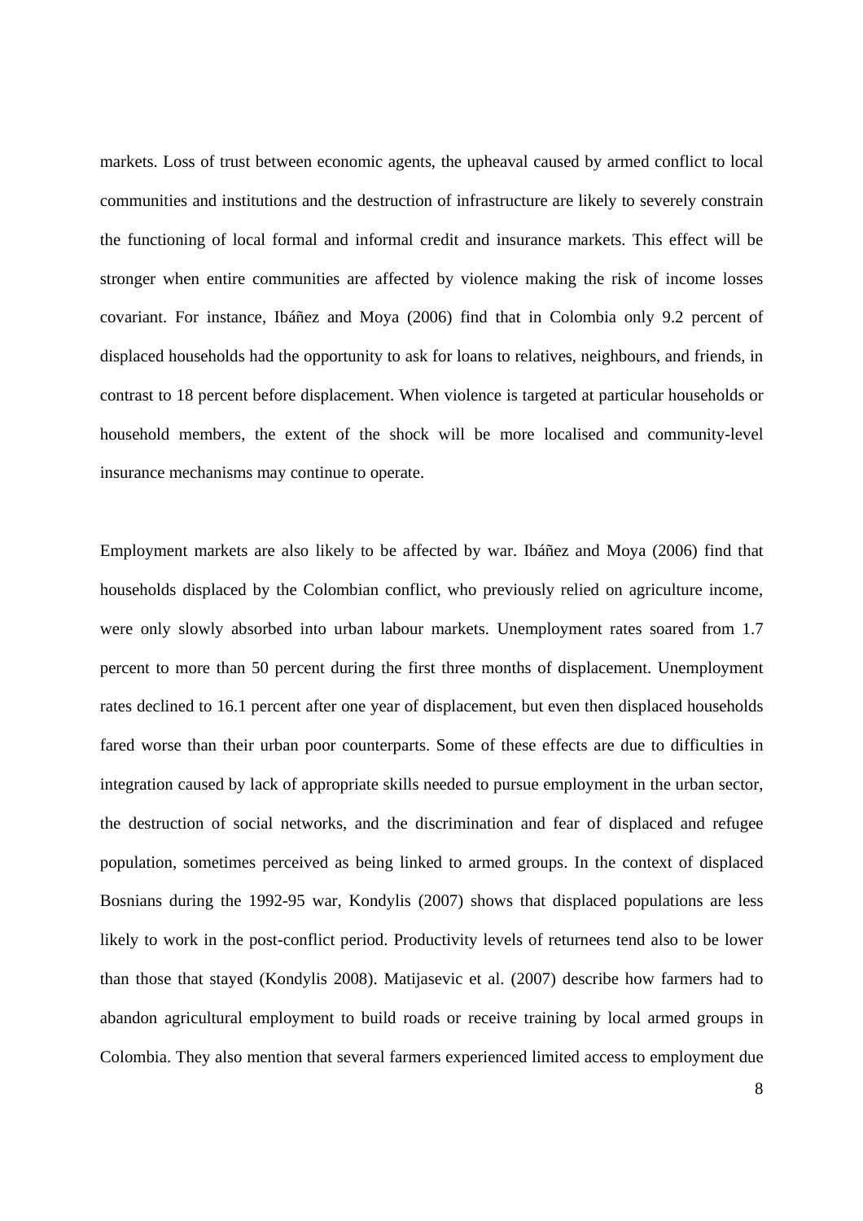markets. Loss of trust between economic agents, the upheaval caused by armed conflict to local communities and institutions and the destruction of infrastructure are likely to severely constrain the functioning of local formal and informal credit and insurance markets. This effect will be stronger when entire communities are affected by violence making the risk of income losses covariant. For instance, Ibáñez and Moya (2006) find that in Colombia only 9.2 percent of displaced households had the opportunity to ask for loans to relatives, neighbours, and friends, in contrast to 18 percent before displacement. When violence is targeted at particular households or household members, the extent of the shock will be more localised and community-level insurance mechanisms may continue to operate.

Employment markets are also likely to be affected by war. Ibáñez and Moya (2006) find that households displaced by the Colombian conflict, who previously relied on agriculture income, were only slowly absorbed into urban labour markets. Unemployment rates soared from 1.7 percent to more than 50 percent during the first three months of displacement. Unemployment rates declined to 16.1 percent after one year of displacement, but even then displaced households fared worse than their urban poor counterparts. Some of these effects are due to difficulties in integration caused by lack of appropriate skills needed to pursue employment in the urban sector, the destruction of social networks, and the discrimination and fear of displaced and refugee population, sometimes perceived as being linked to armed groups. In the context of displaced Bosnians during the 1992-95 war, Kondylis (2007) shows that displaced populations are less likely to work in the post-conflict period. Productivity levels of returnees tend also to be lower than those that stayed (Kondylis 2008). Matijasevic et al. (2007) describe how farmers had to abandon agricultural employment to build roads or receive training by local armed groups in Colombia. They also mention that several farmers experienced limited access to employment due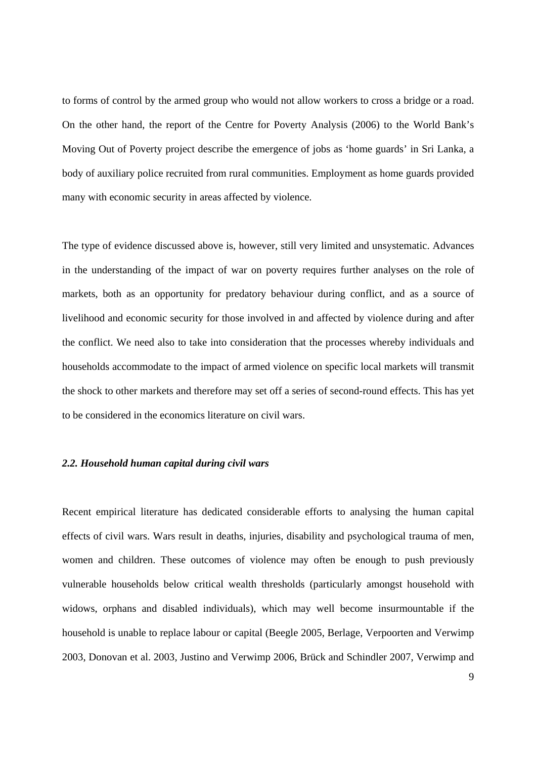to forms of control by the armed group who would not allow workers to cross a bridge or a road. On the other hand, the report of the Centre for Poverty Analysis (2006) to the World Bank's Moving Out of Poverty project describe the emergence of jobs as 'home guards' in Sri Lanka, a body of auxiliary police recruited from rural communities. Employment as home guards provided many with economic security in areas affected by violence.

The type of evidence discussed above is, however, still very limited and unsystematic. Advances in the understanding of the impact of war on poverty requires further analyses on the role of markets, both as an opportunity for predatory behaviour during conflict, and as a source of livelihood and economic security for those involved in and affected by violence during and after the conflict. We need also to take into consideration that the processes whereby individuals and households accommodate to the impact of armed violence on specific local markets will transmit the shock to other markets and therefore may set off a series of second-round effects. This has yet to be considered in the economics literature on civil wars.

### *2.2. Household human capital during civil wars*

Recent empirical literature has dedicated considerable efforts to analysing the human capital effects of civil wars. Wars result in deaths, injuries, disability and psychological trauma of men, women and children. These outcomes of violence may often be enough to push previously vulnerable households below critical wealth thresholds (particularly amongst household with widows, orphans and disabled individuals), which may well become insurmountable if the household is unable to replace labour or capital (Beegle 2005, Berlage, Verpoorten and Verwimp 2003, Donovan et al. 2003, Justino and Verwimp 2006, Brück and Schindler 2007, Verwimp and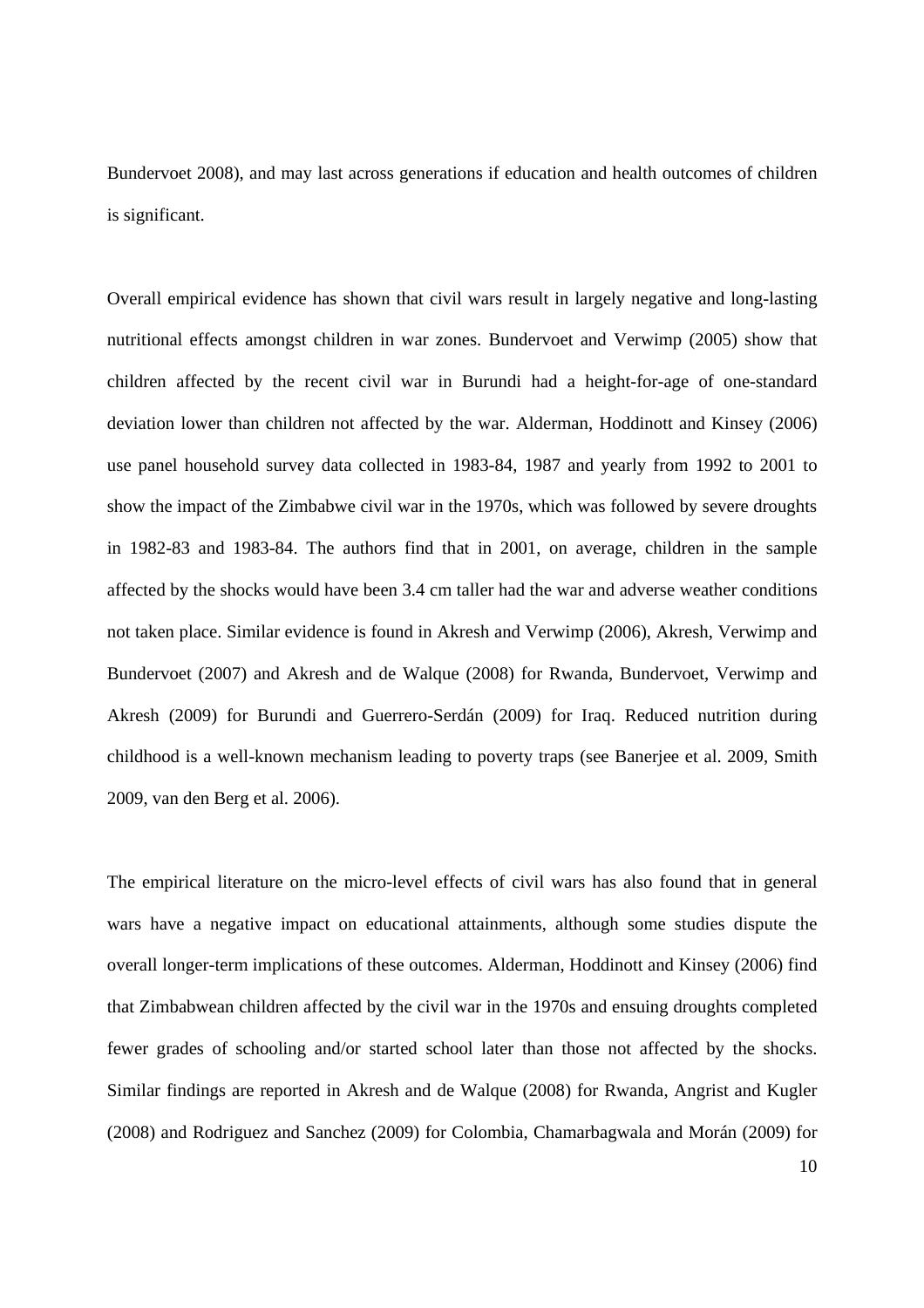Bundervoet 2008), and may last across generations if education and health outcomes of children is significant.

Overall empirical evidence has shown that civil wars result in largely negative and long-lasting nutritional effects amongst children in war zones. Bundervoet and Verwimp (2005) show that children affected by the recent civil war in Burundi had a height-for-age of one-standard deviation lower than children not affected by the war. Alderman, Hoddinott and Kinsey (2006) use panel household survey data collected in 1983-84, 1987 and yearly from 1992 to 2001 to show the impact of the Zimbabwe civil war in the 1970s, which was followed by severe droughts in 1982-83 and 1983-84. The authors find that in 2001, on average, children in the sample affected by the shocks would have been 3.4 cm taller had the war and adverse weather conditions not taken place. Similar evidence is found in Akresh and Verwimp (2006), Akresh, Verwimp and Bundervoet (2007) and Akresh and de Walque (2008) for Rwanda, Bundervoet, Verwimp and Akresh (2009) for Burundi and Guerrero-Serdán (2009) for Iraq. Reduced nutrition during childhood is a well-known mechanism leading to poverty traps (see Banerjee et al. 2009, Smith 2009, van den Berg et al. 2006).

The empirical literature on the micro-level effects of civil wars has also found that in general wars have a negative impact on educational attainments, although some studies dispute the overall longer-term implications of these outcomes. Alderman, Hoddinott and Kinsey (2006) find that Zimbabwean children affected by the civil war in the 1970s and ensuing droughts completed fewer grades of schooling and/or started school later than those not affected by the shocks. Similar findings are reported in Akresh and de Walque (2008) for Rwanda, Angrist and Kugler (2008) and Rodriguez and Sanchez (2009) for Colombia, Chamarbagwala and Morán (2009) for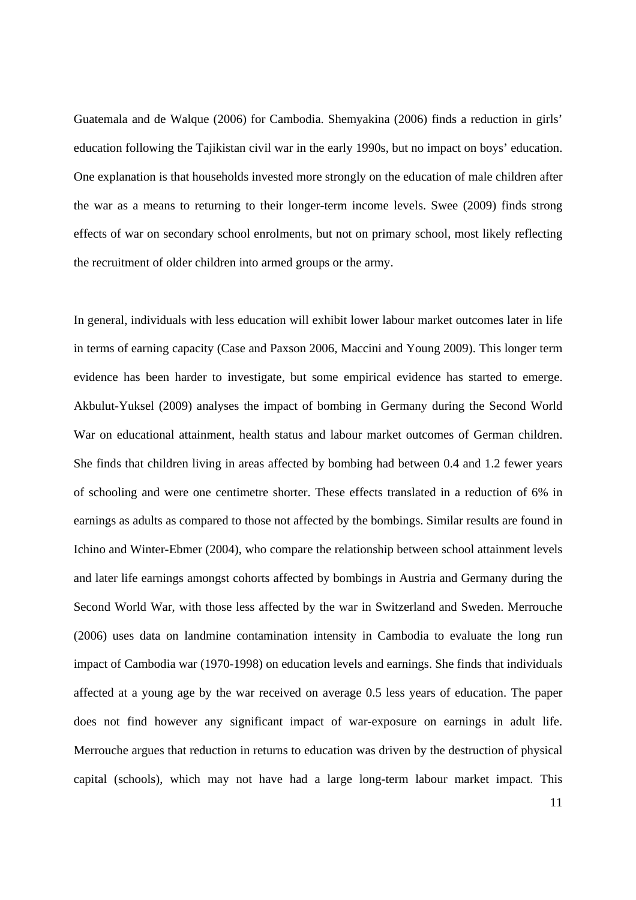Guatemala and de Walque (2006) for Cambodia. Shemyakina (2006) finds a reduction in girls' education following the Tajikistan civil war in the early 1990s, but no impact on boys' education. One explanation is that households invested more strongly on the education of male children after the war as a means to returning to their longer-term income levels. Swee (2009) finds strong effects of war on secondary school enrolments, but not on primary school, most likely reflecting the recruitment of older children into armed groups or the army.

In general, individuals with less education will exhibit lower labour market outcomes later in life in terms of earning capacity (Case and Paxson 2006, Maccini and Young 2009). This longer term evidence has been harder to investigate, but some empirical evidence has started to emerge. Akbulut-Yuksel (2009) analyses the impact of bombing in Germany during the Second World War on educational attainment, health status and labour market outcomes of German children. She finds that children living in areas affected by bombing had between 0.4 and 1.2 fewer years of schooling and were one centimetre shorter. These effects translated in a reduction of 6% in earnings as adults as compared to those not affected by the bombings. Similar results are found in Ichino and Winter-Ebmer (2004), who compare the relationship between school attainment levels and later life earnings amongst cohorts affected by bombings in Austria and Germany during the Second World War, with those less affected by the war in Switzerland and Sweden. Merrouche (2006) uses data on landmine contamination intensity in Cambodia to evaluate the long run impact of Cambodia war (1970-1998) on education levels and earnings. She finds that individuals affected at a young age by the war received on average 0.5 less years of education. The paper does not find however any significant impact of war-exposure on earnings in adult life. Merrouche argues that reduction in returns to education was driven by the destruction of physical capital (schools), which may not have had a large long-term labour market impact. This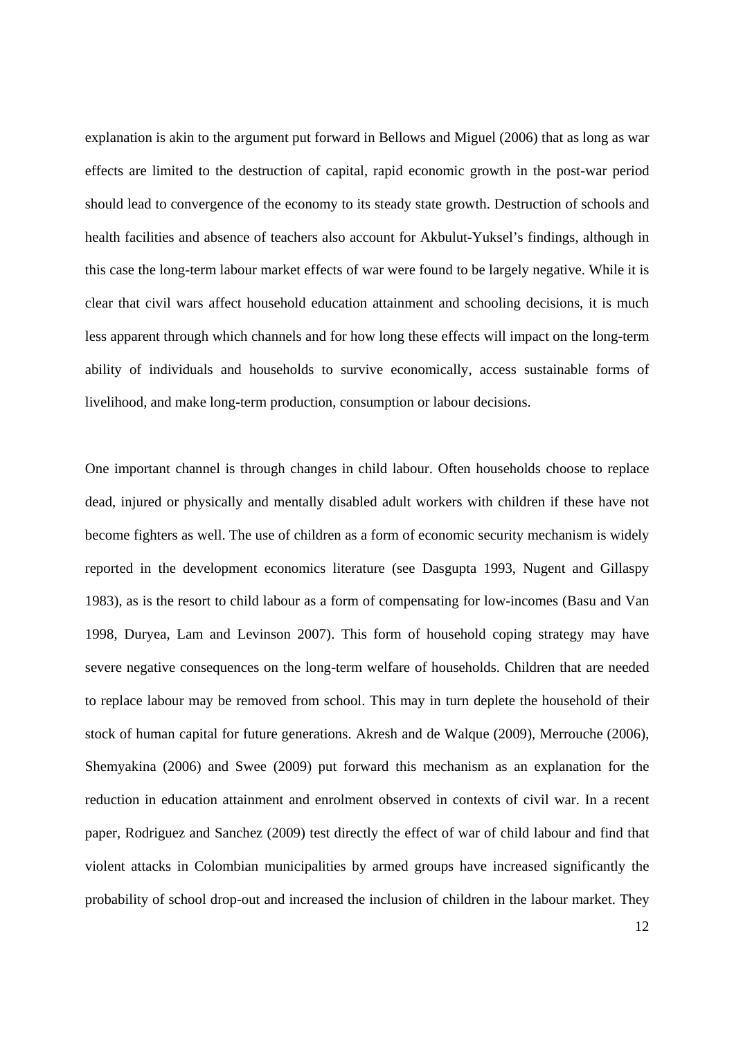explanation is akin to the argument put forward in Bellows and Miguel (2006) that as long as war effects are limited to the destruction of capital, rapid economic growth in the post-war period should lead to convergence of the economy to its steady state growth. Destruction of schools and health facilities and absence of teachers also account for Akbulut-Yuksel's findings, although in this case the long-term labour market effects of war were found to be largely negative. While it is clear that civil wars affect household education attainment and schooling decisions, it is much less apparent through which channels and for how long these effects will impact on the long-term ability of individuals and households to survive economically, access sustainable forms of livelihood, and make long-term production, consumption or labour decisions.

One important channel is through changes in child labour. Often households choose to replace dead, injured or physically and mentally disabled adult workers with children if these have not become fighters as well. The use of children as a form of economic security mechanism is widely reported in the development economics literature (see Dasgupta 1993, Nugent and Gillaspy 1983), as is the resort to child labour as a form of compensating for low-incomes (Basu and Van 1998, Duryea, Lam and Levinson 2007). This form of household coping strategy may have severe negative consequences on the long-term welfare of households. Children that are needed to replace labour may be removed from school. This may in turn deplete the household of their stock of human capital for future generations. Akresh and de Walque (2009), Merrouche (2006), Shemyakina (2006) and Swee (2009) put forward this mechanism as an explanation for the reduction in education attainment and enrolment observed in contexts of civil war. In a recent paper, Rodriguez and Sanchez (2009) test directly the effect of war of child labour and find that violent attacks in Colombian municipalities by armed groups have increased significantly the probability of school drop-out and increased the inclusion of children in the labour market. They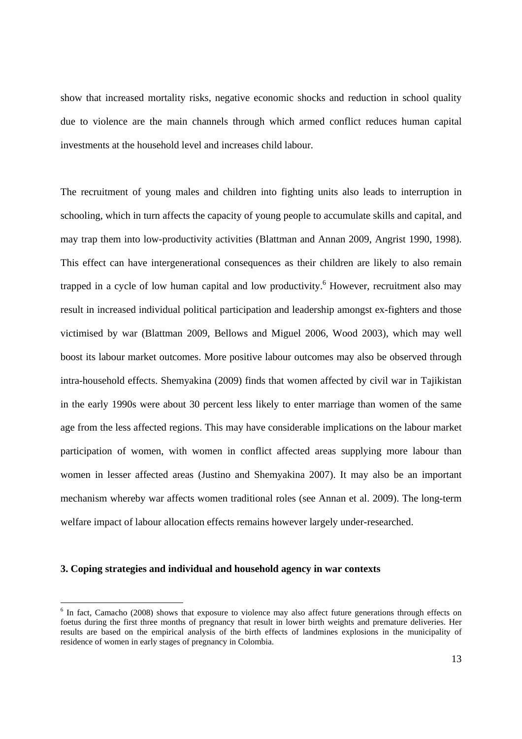show that increased mortality risks, negative economic shocks and reduction in school quality due to violence are the main channels through which armed conflict reduces human capital investments at the household level and increases child labour.

The recruitment of young males and children into fighting units also leads to interruption in schooling, which in turn affects the capacity of young people to accumulate skills and capital, and may trap them into low-productivity activities (Blattman and Annan 2009, Angrist 1990, 1998). This effect can have intergenerational consequences as their children are likely to also remain trapped in a cycle of low human capital and low productivity.[6] However, recruitment also may result in increased individual political participation and leadership amongst ex-fighters and those victimised by war (Blattman 2009, Bellows and Miguel 2006, Wood 2003), which may well boost its labour market outcomes. More positive labour outcomes may also be observed through intra-household effects. Shemyakina (2009) finds that women affected by civil war in Tajikistan in the early 1990s were about 30 percent less likely to enter marriage than women of the same age from the less affected regions. This may have considerable implications on the labour market participation of women, with women in conflict affected areas supplying more labour than women in lesser affected areas (Justino and Shemyakina 2007). It may also be an important mechanism whereby war affects women traditional roles (see Annan et al. 2009). The long-term welfare impact of labour allocation effects remains however largely under-researched.

## 3. Coping strategies and individual and household agency in war contexts

[6] In fact, Camacho (2008) shows that exposure to violence may also affect future generations through effects on foetus during the first three months of pregnancy that result in lower birth weights and premature deliveries. Her results are based on the empirical analysis of the birth effects of landmines explosions in the municipality of residence of women in early stages of pregnancy in Colombia.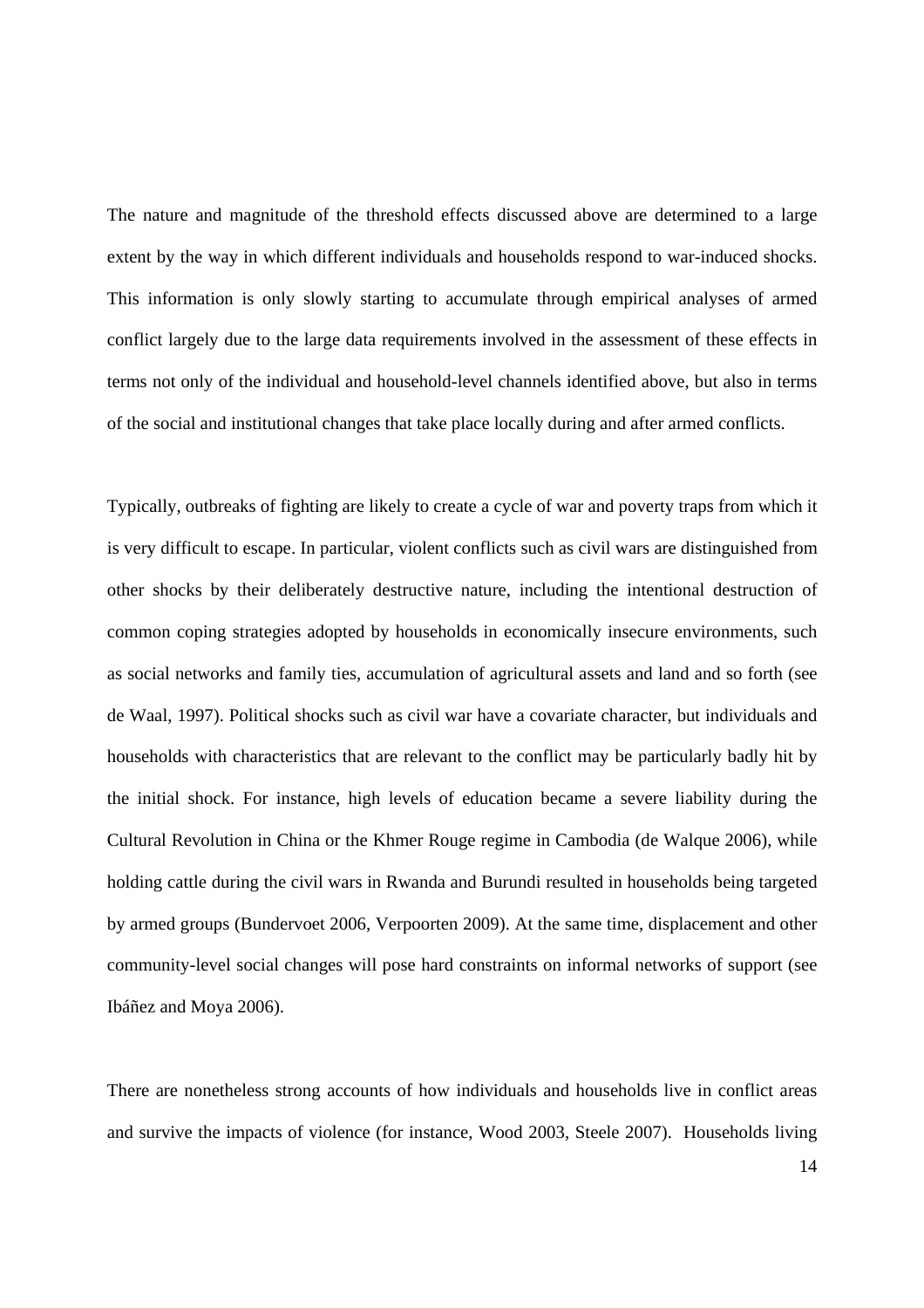The nature and magnitude of the threshold effects discussed above are determined to a large extent by the way in which different individuals and households respond to war-induced shocks. This information is only slowly starting to accumulate through empirical analyses of armed conflict largely due to the large data requirements involved in the assessment of these effects in terms not only of the individual and household-level channels identified above, but also in terms of the social and institutional changes that take place locally during and after armed conflicts.

Typically, outbreaks of fighting are likely to create a cycle of war and poverty traps from which it is very difficult to escape. In particular, violent conflicts such as civil wars are distinguished from other shocks by their deliberately destructive nature, including the intentional destruction of common coping strategies adopted by households in economically insecure environments, such as social networks and family ties, accumulation of agricultural assets and land and so forth (see de Waal, 1997). Political shocks such as civil war have a covariate character, but individuals and households with characteristics that are relevant to the conflict may be particularly badly hit by the initial shock. For instance, high levels of education became a severe liability during the Cultural Revolution in China or the Khmer Rouge regime in Cambodia (de Walque 2006), while holding cattle during the civil wars in Rwanda and Burundi resulted in households being targeted by armed groups (Bundervoet 2006, Verpoorten 2009). At the same time, displacement and other community-level social changes will pose hard constraints on informal networks of support (see Ibáñez and Moya 2006).

There are nonetheless strong accounts of how individuals and households live in conflict areas and survive the impacts of violence (for instance, Wood 2003, Steele 2007). Households living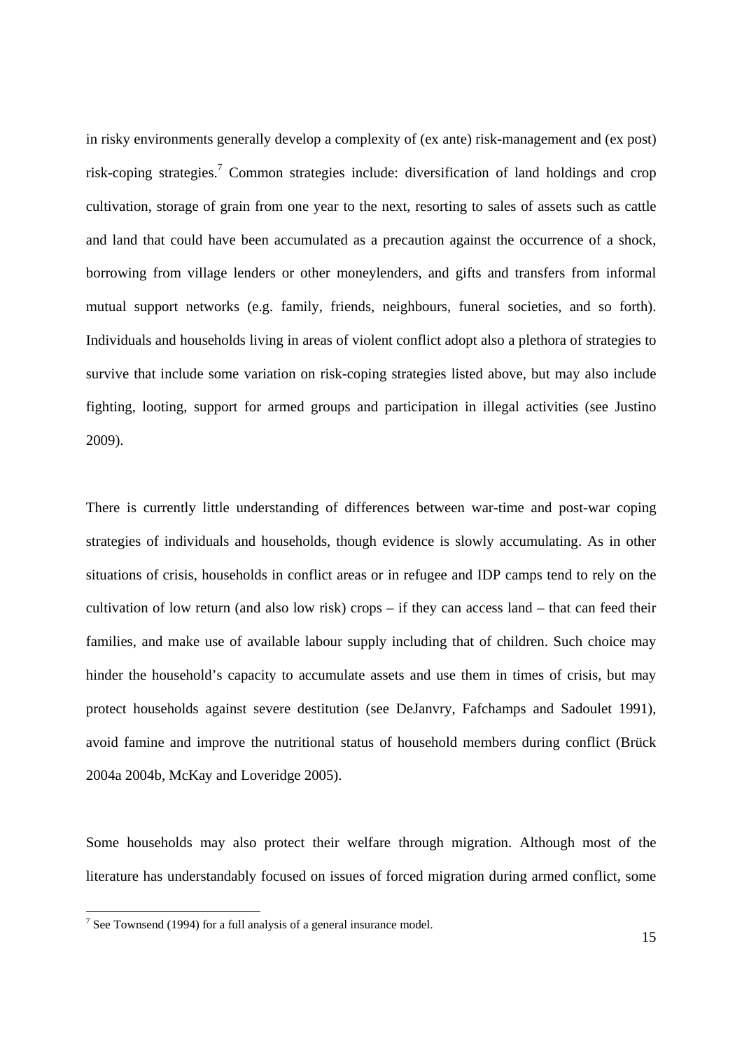in risky environments generally develop a complexity of (ex ante) risk-management and (ex post) risk-coping strategies.[7] Common strategies include: diversification of land holdings and crop cultivation, storage of grain from one year to the next, resorting to sales of assets such as cattle and land that could have been accumulated as a precaution against the occurrence of a shock, borrowing from village lenders or other moneylenders, and gifts and transfers from informal mutual support networks (e.g. family, friends, neighbours, funeral societies, and so forth). Individuals and households living in areas of violent conflict adopt also a plethora of strategies to survive that include some variation on risk-coping strategies listed above, but may also include fighting, looting, support for armed groups and participation in illegal activities (see Justino 2009).

There is currently little understanding of differences between war-time and post-war coping strategies of individuals and households, though evidence is slowly accumulating. As in other situations of crisis, households in conflict areas or in refugee and IDP camps tend to rely on the cultivation of low return (and also low risk) crops – if they can access land – that can feed their families, and make use of available labour supply including that of children. Such choice may hinder the household's capacity to accumulate assets and use them in times of crisis, but may protect households against severe destitution (see DeJanvry, Fafchamps and Sadoulet 1991), avoid famine and improve the nutritional status of household members during conflict (Brück 2004a 2004b, McKay and Loveridge 2005).

Some households may also protect their welfare through migration. Although most of the literature has understandably focused on issues of forced migration during armed conflict, some

[7] See Townsend (1994) for a full analysis of a general insurance model.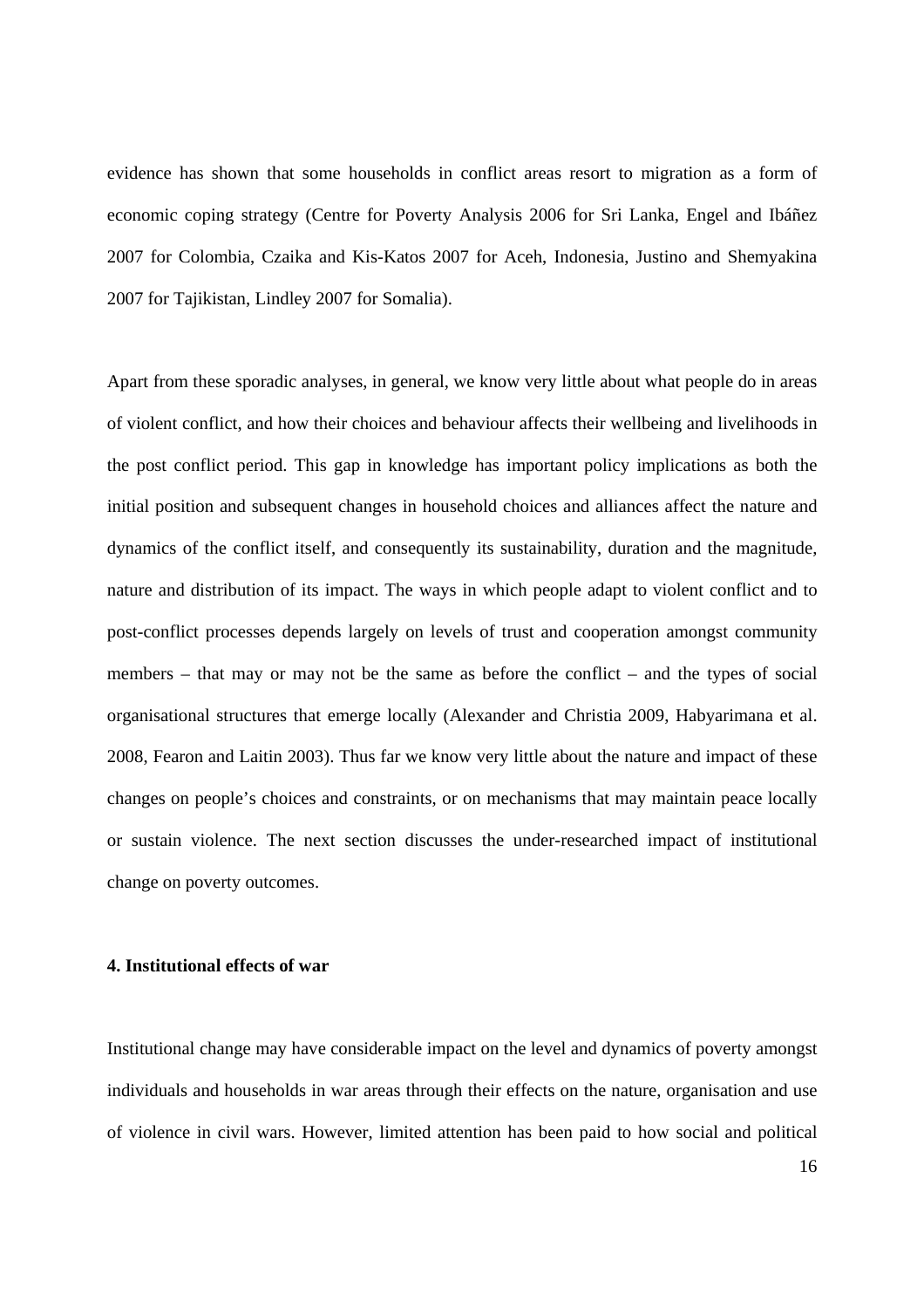evidence has shown that some households in conflict areas resort to migration as a form of economic coping strategy (Centre for Poverty Analysis 2006 for Sri Lanka, Engel and Ibáñez 2007 for Colombia, Czaika and Kis-Katos 2007 for Aceh, Indonesia, Justino and Shemyakina 2007 for Tajikistan, Lindley 2007 for Somalia).

Apart from these sporadic analyses, in general, we know very little about what people do in areas of violent conflict, and how their choices and behaviour affects their wellbeing and livelihoods in the post conflict period. This gap in knowledge has important policy implications as both the initial position and subsequent changes in household choices and alliances affect the nature and dynamics of the conflict itself, and consequently its sustainability, duration and the magnitude, nature and distribution of its impact. The ways in which people adapt to violent conflict and to post-conflict processes depends largely on levels of trust and cooperation amongst community members – that may or may not be the same as before the conflict – and the types of social organisational structures that emerge locally (Alexander and Christia 2009, Habyarimana et al. 2008, Fearon and Laitin 2003). Thus far we know very little about the nature and impact of these changes on people's choices and constraints, or on mechanisms that may maintain peace locally or sustain violence. The next section discusses the under-researched impact of institutional change on poverty outcomes.

## 4. Institutional effects of war

Institutional change may have considerable impact on the level and dynamics of poverty amongst individuals and households in war areas through their effects on the nature, organisation and use of violence in civil wars. However, limited attention has been paid to how social and political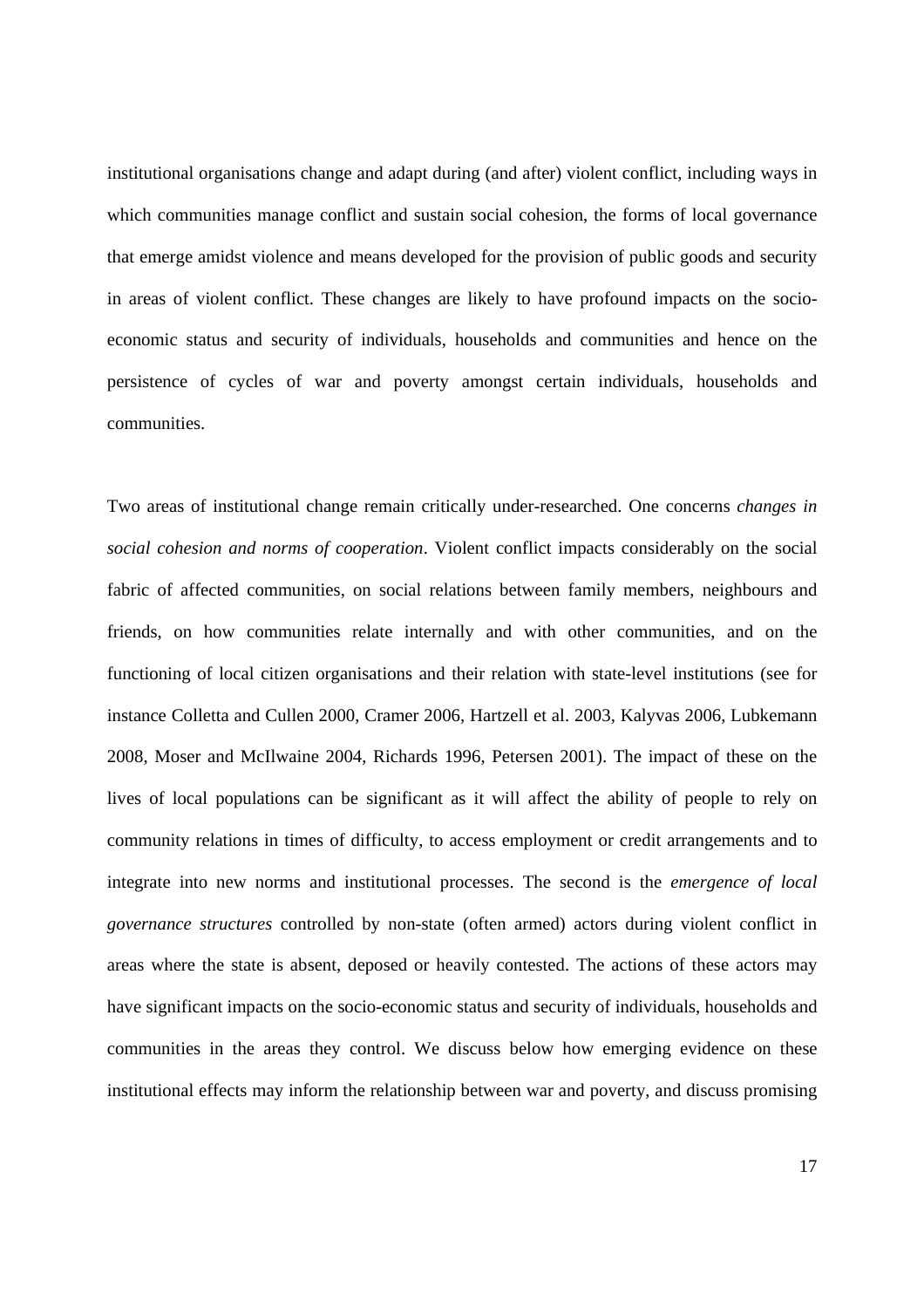institutional organisations change and adapt during (and after) violent conflict, including ways in which communities manage conflict and sustain social cohesion, the forms of local governance that emerge amidst violence and means developed for the provision of public goods and security in areas of violent conflict. These changes are likely to have profound impacts on the socio-economic status and security of individuals, households and communities and hence on the persistence of cycles of war and poverty amongst certain individuals, households and communities.

Two areas of institutional change remain critically under-researched. One concerns *changes in social cohesion and norms of cooperation*. Violent conflict impacts considerably on the social fabric of affected communities, on social relations between family members, neighbours and friends, on how communities relate internally and with other communities, and on the functioning of local citizen organisations and their relation with state-level institutions (see for instance Colletta and Cullen 2000, Cramer 2006, Hartzell et al. 2003, Kalyvas 2006, Lubkemann 2008, Moser and McIlwaine 2004, Richards 1996, Petersen 2001). The impact of these on the lives of local populations can be significant as it will affect the ability of people to rely on community relations in times of difficulty, to access employment or credit arrangements and to integrate into new norms and institutional processes. The second is the *emergence of local governance structures* controlled by non-state (often armed) actors during violent conflict in areas where the state is absent, deposed or heavily contested. The actions of these actors may have significant impacts on the socio-economic status and security of individuals, households and communities in the areas they control. We discuss below how emerging evidence on these institutional effects may inform the relationship between war and poverty, and discuss promising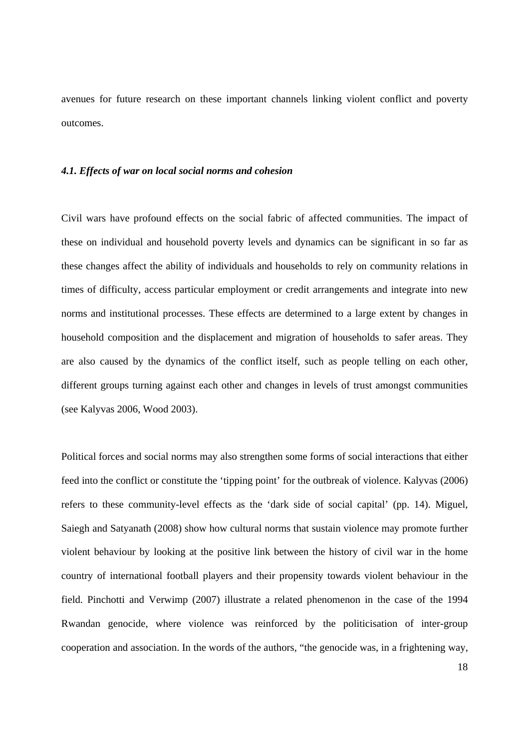avenues for future research on these important channels linking violent conflict and poverty outcomes.

### *4.1. Effects of war on local social norms and cohesion*

Civil wars have profound effects on the social fabric of affected communities. The impact of these on individual and household poverty levels and dynamics can be significant in so far as these changes affect the ability of individuals and households to rely on community relations in times of difficulty, access particular employment or credit arrangements and integrate into new norms and institutional processes. These effects are determined to a large extent by changes in household composition and the displacement and migration of households to safer areas. They are also caused by the dynamics of the conflict itself, such as people telling on each other, different groups turning against each other and changes in levels of trust amongst communities (see Kalyvas 2006, Wood 2003).

Political forces and social norms may also strengthen some forms of social interactions that either feed into the conflict or constitute the 'tipping point' for the outbreak of violence. Kalyvas (2006) refers to these community-level effects as the 'dark side of social capital' (pp. 14). Miguel, Saiegh and Satyanath (2008) show how cultural norms that sustain violence may promote further violent behaviour by looking at the positive link between the history of civil war in the home country of international football players and their propensity towards violent behaviour in the field. Pinchotti and Verwimp (2007) illustrate a related phenomenon in the case of the 1994 Rwandan genocide, where violence was reinforced by the politicisation of inter-group cooperation and association. In the words of the authors, "the genocide was, in a frightening way,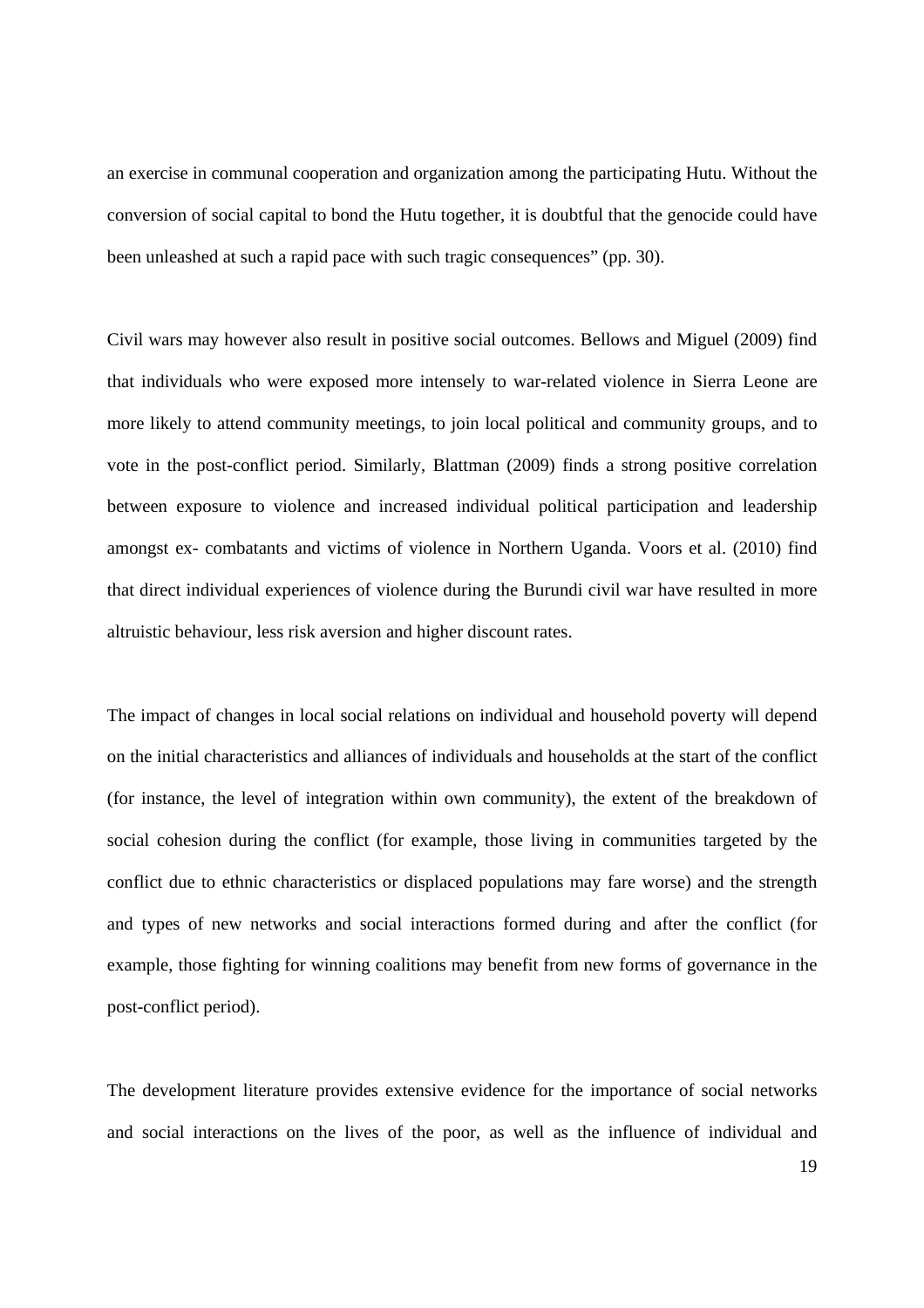an exercise in communal cooperation and organization among the participating Hutu. Without the conversion of social capital to bond the Hutu together, it is doubtful that the genocide could have been unleashed at such a rapid pace with such tragic consequences" (pp. 30).

Civil wars may however also result in positive social outcomes. Bellows and Miguel (2009) find that individuals who were exposed more intensely to war-related violence in Sierra Leone are more likely to attend community meetings, to join local political and community groups, and to vote in the post-conflict period. Similarly, Blattman (2009) finds a strong positive correlation between exposure to violence and increased individual political participation and leadership amongst ex- combatants and victims of violence in Northern Uganda. Voors et al. (2010) find that direct individual experiences of violence during the Burundi civil war have resulted in more altruistic behaviour, less risk aversion and higher discount rates.

The impact of changes in local social relations on individual and household poverty will depend on the initial characteristics and alliances of individuals and households at the start of the conflict (for instance, the level of integration within own community), the extent of the breakdown of social cohesion during the conflict (for example, those living in communities targeted by the conflict due to ethnic characteristics or displaced populations may fare worse) and the strength and types of new networks and social interactions formed during and after the conflict (for example, those fighting for winning coalitions may benefit from new forms of governance in the post-conflict period).

The development literature provides extensive evidence for the importance of social networks and social interactions on the lives of the poor, as well as the influence of individual and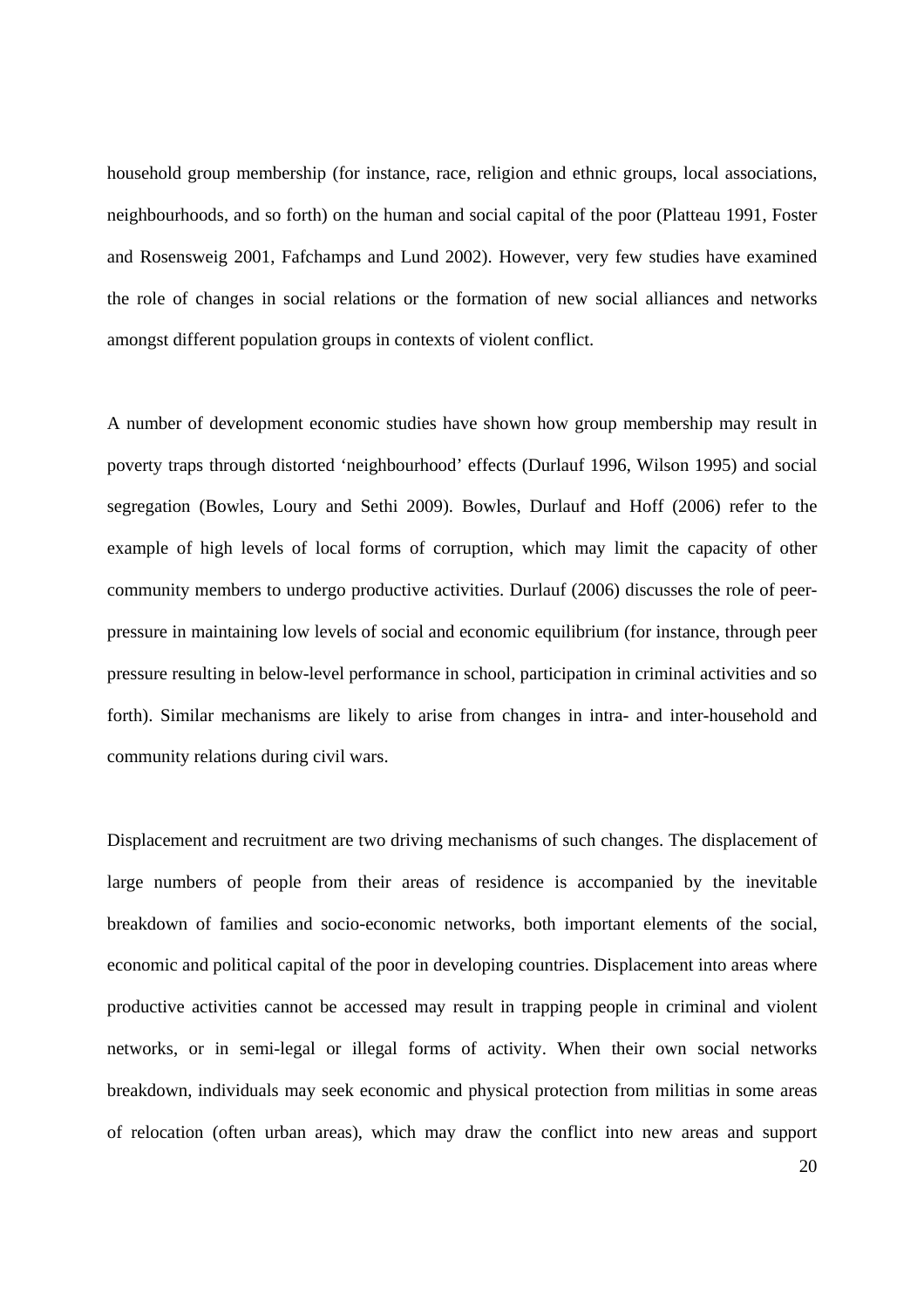household group membership (for instance, race, religion and ethnic groups, local associations, neighbourhoods, and so forth) on the human and social capital of the poor (Platteau 1991, Foster and Rosensweig 2001, Fafchamps and Lund 2002). However, very few studies have examined the role of changes in social relations or the formation of new social alliances and networks amongst different population groups in contexts of violent conflict.

A number of development economic studies have shown how group membership may result in poverty traps through distorted 'neighbourhood' effects (Durlauf 1996, Wilson 1995) and social segregation (Bowles, Loury and Sethi 2009). Bowles, Durlauf and Hoff (2006) refer to the example of high levels of local forms of corruption, which may limit the capacity of other community members to undergo productive activities. Durlauf (2006) discusses the role of peer-pressure in maintaining low levels of social and economic equilibrium (for instance, through peer pressure resulting in below-level performance in school, participation in criminal activities and so forth). Similar mechanisms are likely to arise from changes in intra- and inter-household and community relations during civil wars.

Displacement and recruitment are two driving mechanisms of such changes. The displacement of large numbers of people from their areas of residence is accompanied by the inevitable breakdown of families and socio-economic networks, both important elements of the social, economic and political capital of the poor in developing countries. Displacement into areas where productive activities cannot be accessed may result in trapping people in criminal and violent networks, or in semi-legal or illegal forms of activity. When their own social networks breakdown, individuals may seek economic and physical protection from militias in some areas of relocation (often urban areas), which may draw the conflict into new areas and support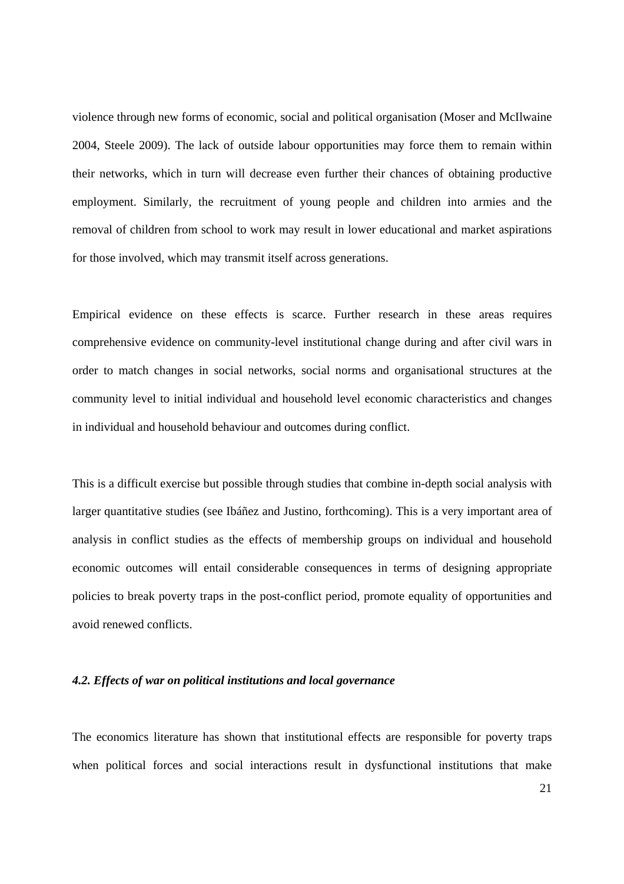violence through new forms of economic, social and political organisation (Moser and McIlwaine 2004, Steele 2009). The lack of outside labour opportunities may force them to remain within their networks, which in turn will decrease even further their chances of obtaining productive employment. Similarly, the recruitment of young people and children into armies and the removal of children from school to work may result in lower educational and market aspirations for those involved, which may transmit itself across generations.

Empirical evidence on these effects is scarce. Further research in these areas requires comprehensive evidence on community-level institutional change during and after civil wars in order to match changes in social networks, social norms and organisational structures at the community level to initial individual and household level economic characteristics and changes in individual and household behaviour and outcomes during conflict.

This is a difficult exercise but possible through studies that combine in-depth social analysis with larger quantitative studies (see Ibáñez and Justino, forthcoming). This is a very important area of analysis in conflict studies as the effects of membership groups on individual and household economic outcomes will entail considerable consequences in terms of designing appropriate policies to break poverty traps in the post-conflict period, promote equality of opportunities and avoid renewed conflicts.

### *4.2. Effects of war on political institutions and local governance*

The economics literature has shown that institutional effects are responsible for poverty traps when political forces and social interactions result in dysfunctional institutions that make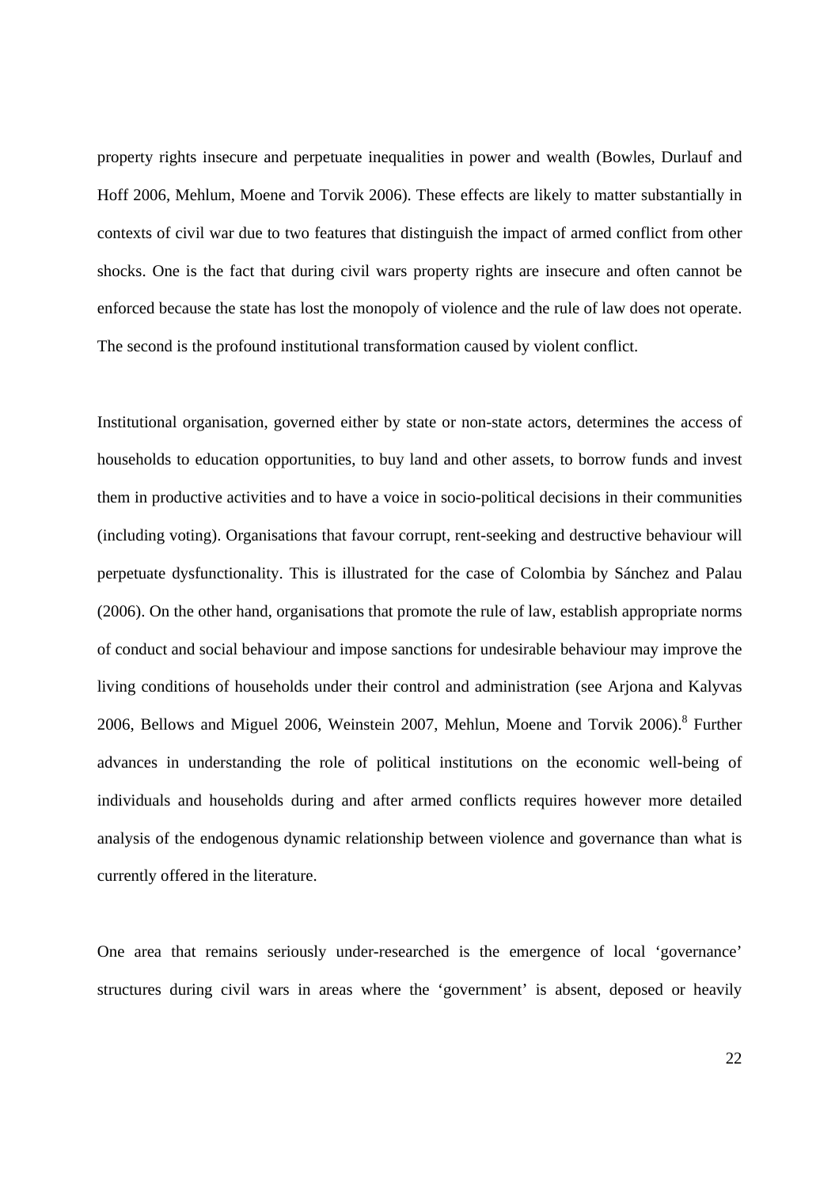property rights insecure and perpetuate inequalities in power and wealth (Bowles, Durlauf and Hoff 2006, Mehlum, Moene and Torvik 2006). These effects are likely to matter substantially in contexts of civil war due to two features that distinguish the impact of armed conflict from other shocks. One is the fact that during civil wars property rights are insecure and often cannot be enforced because the state has lost the monopoly of violence and the rule of law does not operate. The second is the profound institutional transformation caused by violent conflict.

Institutional organisation, governed either by state or non-state actors, determines the access of households to education opportunities, to buy land and other assets, to borrow funds and invest them in productive activities and to have a voice in socio-political decisions in their communities (including voting). Organisations that favour corrupt, rent-seeking and destructive behaviour will perpetuate dysfunctionality. This is illustrated for the case of Colombia by Sánchez and Palau (2006). On the other hand, organisations that promote the rule of law, establish appropriate norms of conduct and social behaviour and impose sanctions for undesirable behaviour may improve the living conditions of households under their control and administration (see Arjona and Kalyvas 2006, Bellows and Miguel 2006, Weinstein 2007, Mehlun, Moene and Torvik 2006).[8] Further advances in understanding the role of political institutions on the economic well-being of individuals and households during and after armed conflicts requires however more detailed analysis of the endogenous dynamic relationship between violence and governance than what is currently offered in the literature.

One area that remains seriously under-researched is the emergence of local 'governance' structures during civil wars in areas where the 'government' is absent, deposed or heavily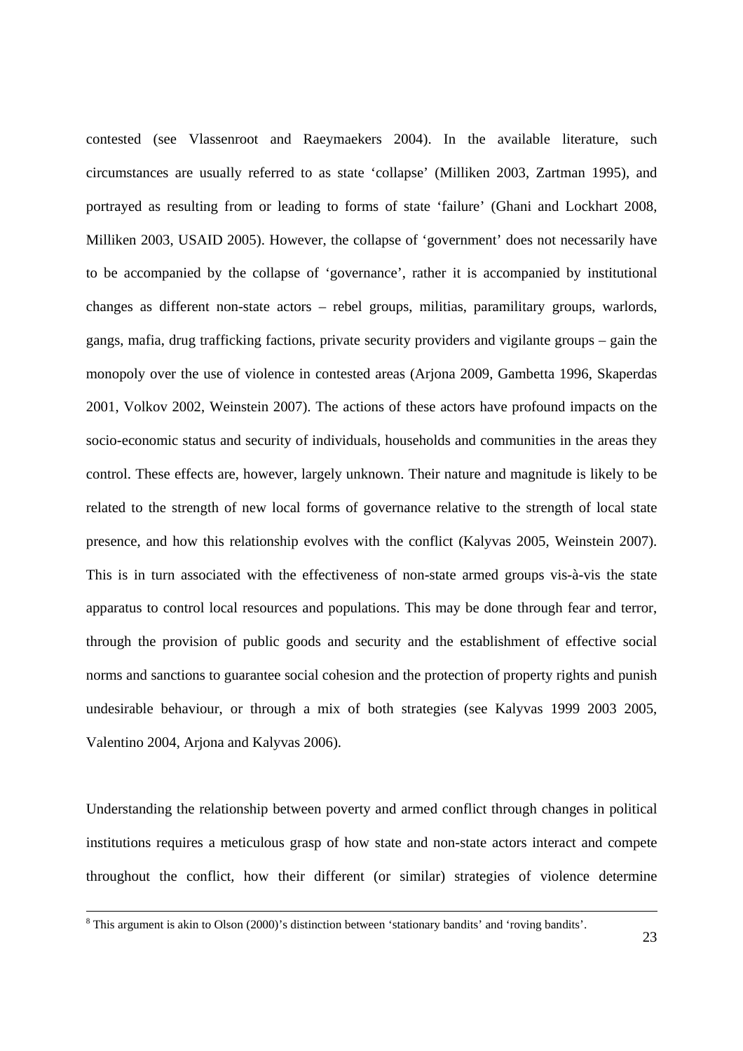contested (see Vlassenroot and Raeymaekers 2004). In the available literature, such circumstances are usually referred to as state 'collapse' (Milliken 2003, Zartman 1995), and portrayed as resulting from or leading to forms of state 'failure' (Ghani and Lockhart 2008, Milliken 2003, USAID 2005). However, the collapse of 'government' does not necessarily have to be accompanied by the collapse of 'governance', rather it is accompanied by institutional changes as different non-state actors – rebel groups, militias, paramilitary groups, warlords, gangs, mafia, drug trafficking factions, private security providers and vigilante groups – gain the monopoly over the use of violence in contested areas (Arjona 2009, Gambetta 1996, Skaperdas 2001, Volkov 2002, Weinstein 2007). The actions of these actors have profound impacts on the socio-economic status and security of individuals, households and communities in the areas they control. These effects are, however, largely unknown. Their nature and magnitude is likely to be related to the strength of new local forms of governance relative to the strength of local state presence, and how this relationship evolves with the conflict (Kalyvas 2005, Weinstein 2007). This is in turn associated with the effectiveness of non-state armed groups vis-à-vis the state apparatus to control local resources and populations. This may be done through fear and terror, through the provision of public goods and security and the establishment of effective social norms and sanctions to guarantee social cohesion and the protection of property rights and punish undesirable behaviour, or through a mix of both strategies (see Kalyvas 1999 2003 2005, Valentino 2004, Arjona and Kalyvas 2006).

Understanding the relationship between poverty and armed conflict through changes in political institutions requires a meticulous grasp of how state and non-state actors interact and compete throughout the conflict, how their different (or similar) strategies of violence determine

[8] This argument is akin to Olson (2000)'s distinction between 'stationary bandits' and 'roving bandits'.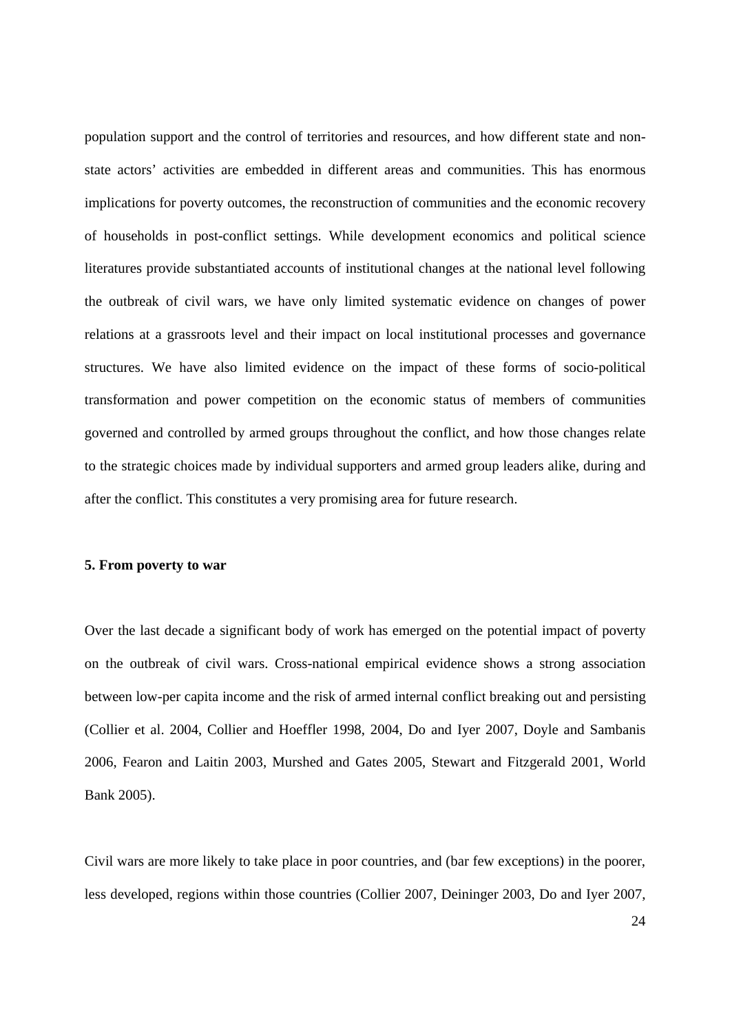population support and the control of territories and resources, and how different state and non-state actors' activities are embedded in different areas and communities. This has enormous implications for poverty outcomes, the reconstruction of communities and the economic recovery of households in post-conflict settings. While development economics and political science literatures provide substantiated accounts of institutional changes at the national level following the outbreak of civil wars, we have only limited systematic evidence on changes of power relations at a grassroots level and their impact on local institutional processes and governance structures. We have also limited evidence on the impact of these forms of socio-political transformation and power competition on the economic status of members of communities governed and controlled by armed groups throughout the conflict, and how those changes relate to the strategic choices made by individual supporters and armed group leaders alike, during and after the conflict. This constitutes a very promising area for future research.

## 5. From poverty to war

Over the last decade a significant body of work has emerged on the potential impact of poverty on the outbreak of civil wars. Cross-national empirical evidence shows a strong association between low-per capita income and the risk of armed internal conflict breaking out and persisting (Collier et al. 2004, Collier and Hoeffler 1998, 2004, Do and Iyer 2007, Doyle and Sambanis 2006, Fearon and Laitin 2003, Murshed and Gates 2005, Stewart and Fitzgerald 2001, World Bank 2005).

Civil wars are more likely to take place in poor countries, and (bar few exceptions) in the poorer, less developed, regions within those countries (Collier 2007, Deininger 2003, Do and Iyer 2007,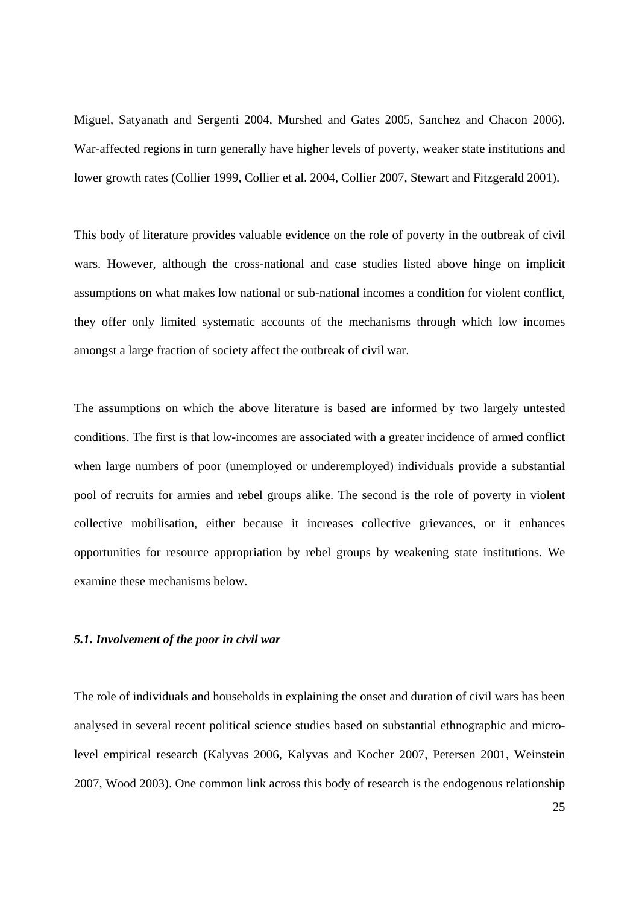Miguel, Satyanath and Sergenti 2004, Murshed and Gates 2005, Sanchez and Chacon 2006). War-affected regions in turn generally have higher levels of poverty, weaker state institutions and lower growth rates (Collier 1999, Collier et al. 2004, Collier 2007, Stewart and Fitzgerald 2001).

This body of literature provides valuable evidence on the role of poverty in the outbreak of civil wars. However, although the cross-national and case studies listed above hinge on implicit assumptions on what makes low national or sub-national incomes a condition for violent conflict, they offer only limited systematic accounts of the mechanisms through which low incomes amongst a large fraction of society affect the outbreak of civil war.

The assumptions on which the above literature is based are informed by two largely untested conditions. The first is that low-incomes are associated with a greater incidence of armed conflict when large numbers of poor (unemployed or underemployed) individuals provide a substantial pool of recruits for armies and rebel groups alike. The second is the role of poverty in violent collective mobilisation, either because it increases collective grievances, or it enhances opportunities for resource appropriation by rebel groups by weakening state institutions. We examine these mechanisms below.

### *5.1. Involvement of the poor in civil war*

The role of individuals and households in explaining the onset and duration of civil wars has been analysed in several recent political science studies based on substantial ethnographic and micro-level empirical research (Kalyvas 2006, Kalyvas and Kocher 2007, Petersen 2001, Weinstein 2007, Wood 2003). One common link across this body of research is the endogenous relationship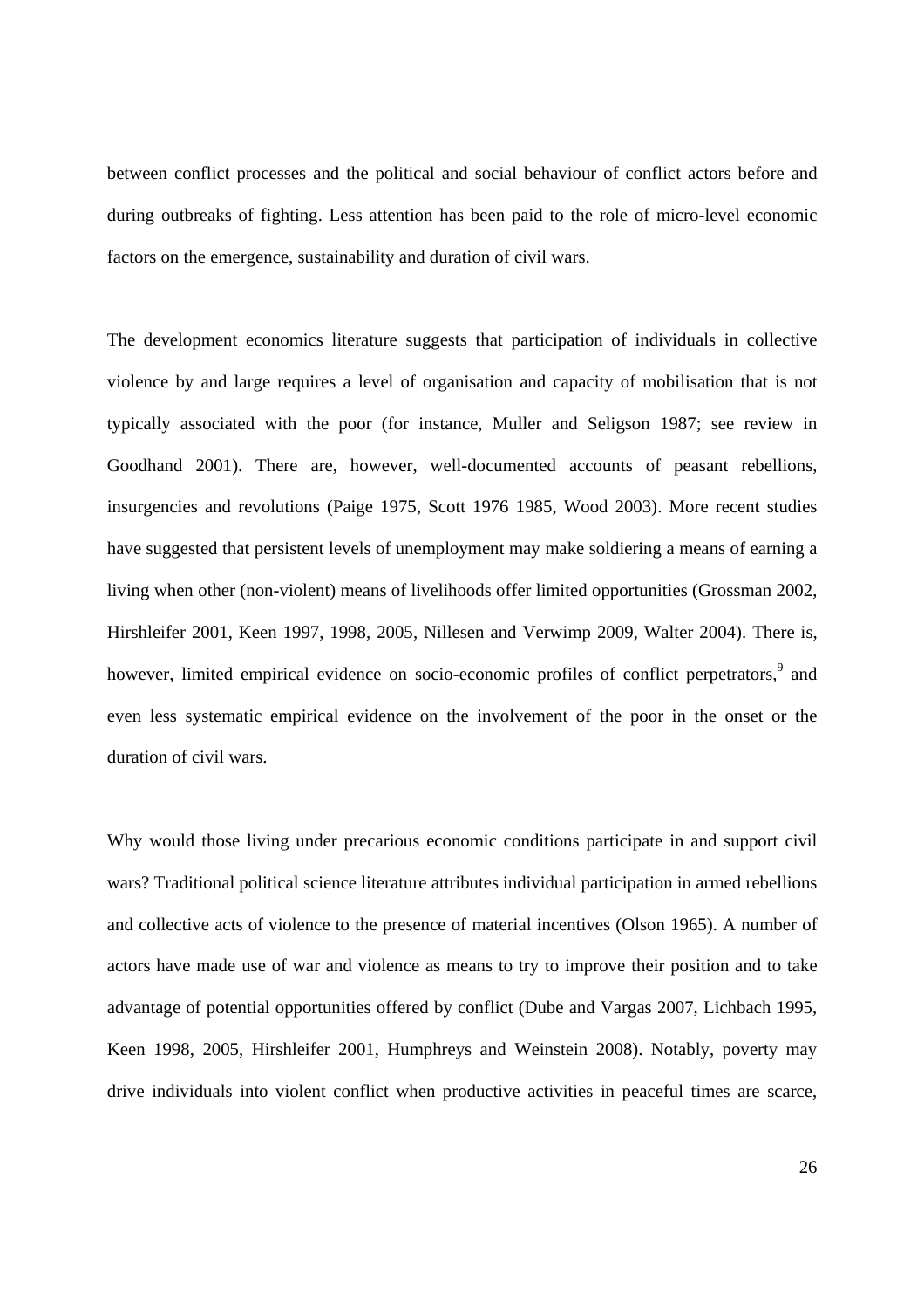between conflict processes and the political and social behaviour of conflict actors before and during outbreaks of fighting. Less attention has been paid to the role of micro-level economic factors on the emergence, sustainability and duration of civil wars.

The development economics literature suggests that participation of individuals in collective violence by and large requires a level of organisation and capacity of mobilisation that is not typically associated with the poor (for instance, Muller and Seligson 1987; see review in Goodhand 2001). There are, however, well-documented accounts of peasant rebellions, insurgencies and revolutions (Paige 1975, Scott 1976 1985, Wood 2003). More recent studies have suggested that persistent levels of unemployment may make soldiering a means of earning a living when other (non-violent) means of livelihoods offer limited opportunities (Grossman 2002, Hirshleifer 2001, Keen 1997, 1998, 2005, Nillesen and Verwimp 2009, Walter 2004). There is, however, limited empirical evidence on socio-economic profiles of conflict perpetrators,[9] and even less systematic empirical evidence on the involvement of the poor in the onset or the duration of civil wars.

Why would those living under precarious economic conditions participate in and support civil wars? Traditional political science literature attributes individual participation in armed rebellions and collective acts of violence to the presence of material incentives (Olson 1965). A number of actors have made use of war and violence as means to try to improve their position and to take advantage of potential opportunities offered by conflict (Dube and Vargas 2007, Lichbach 1995, Keen 1998, 2005, Hirshleifer 2001, Humphreys and Weinstein 2008). Notably, poverty may drive individuals into violent conflict when productive activities in peaceful times are scarce,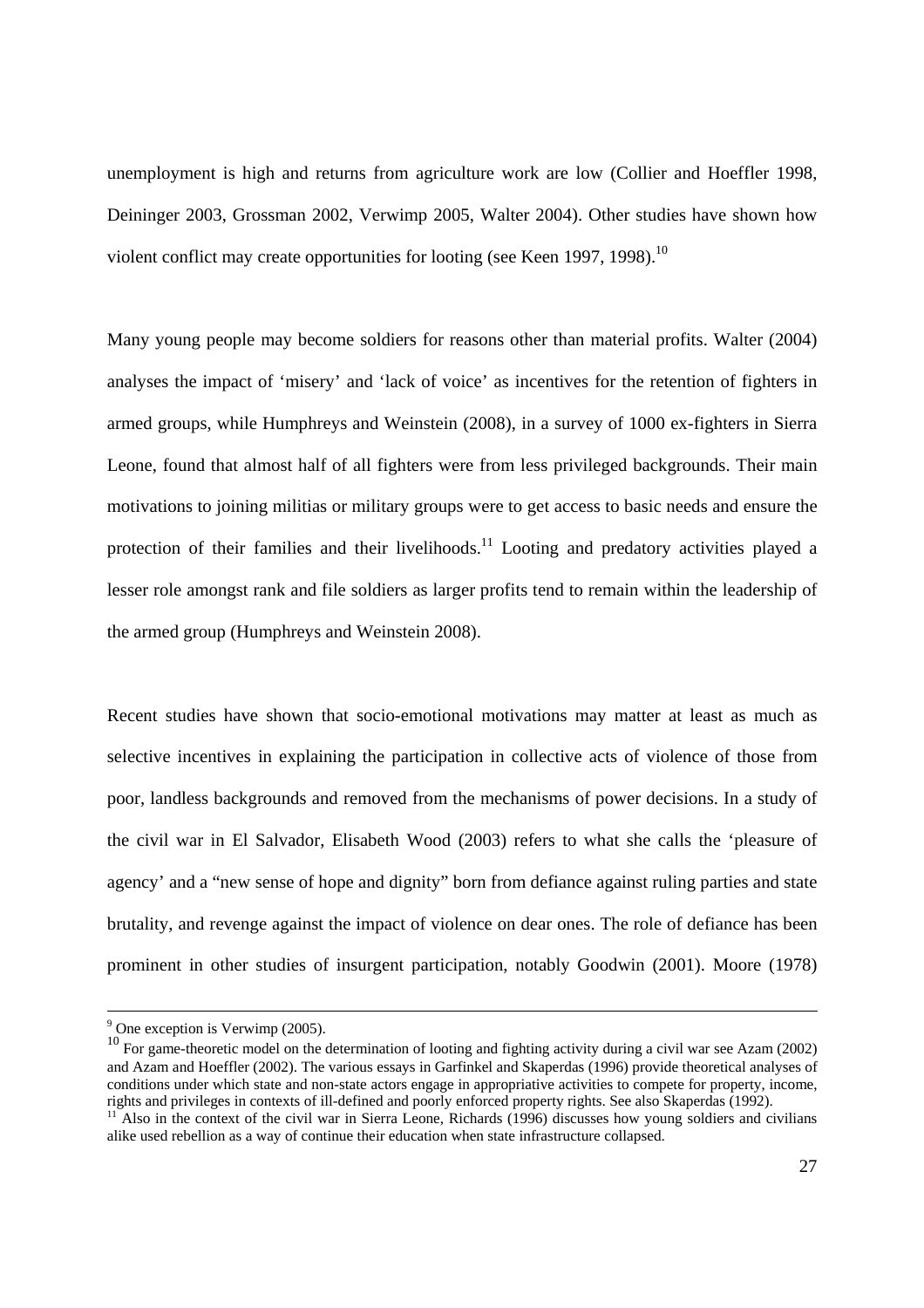unemployment is high and returns from agriculture work are low (Collier and Hoeffler 1998, Deininger 2003, Grossman 2002, Verwimp 2005, Walter 2004). Other studies have shown how violent conflict may create opportunities for looting (see Keen 1997, 1998).[10]

Many young people may become soldiers for reasons other than material profits. Walter (2004) analyses the impact of 'misery' and 'lack of voice' as incentives for the retention of fighters in armed groups, while Humphreys and Weinstein (2008), in a survey of 1000 ex-fighters in Sierra Leone, found that almost half of all fighters were from less privileged backgrounds. Their main motivations to joining militias or military groups were to get access to basic needs and ensure the protection of their families and their livelihoods.[11] Looting and predatory activities played a lesser role amongst rank and file soldiers as larger profits tend to remain within the leadership of the armed group (Humphreys and Weinstein 2008).

Recent studies have shown that socio-emotional motivations may matter at least as much as selective incentives in explaining the participation in collective acts of violence of those from poor, landless backgrounds and removed from the mechanisms of power decisions. In a study of the civil war in El Salvador, Elisabeth Wood (2003) refers to what she calls the 'pleasure of agency' and a "new sense of hope and dignity" born from defiance against ruling parties and state brutality, and revenge against the impact of violence on dear ones. The role of defiance has been prominent in other studies of insurgent participation, notably Goodwin (2001). Moore (1978)

---

[9] One exception is Verwimp (2005).

[10] For game-theoretic model on the determination of looting and fighting activity during a civil war see Azam (2002) and Azam and Hoeffler (2002). The various essays in Garfinkel and Skaperdas (1996) provide theoretical analyses of conditions under which state and non-state actors engage in appropriative activities to compete for property, income, rights and privileges in contexts of ill-defined and poorly enforced property rights. See also Skaperdas (1992).

[11] Also in the context of the civil war in Sierra Leone, Richards (1996) discusses how young soldiers and civilians alike used rebellion as a way of continue their education when state infrastructure collapsed.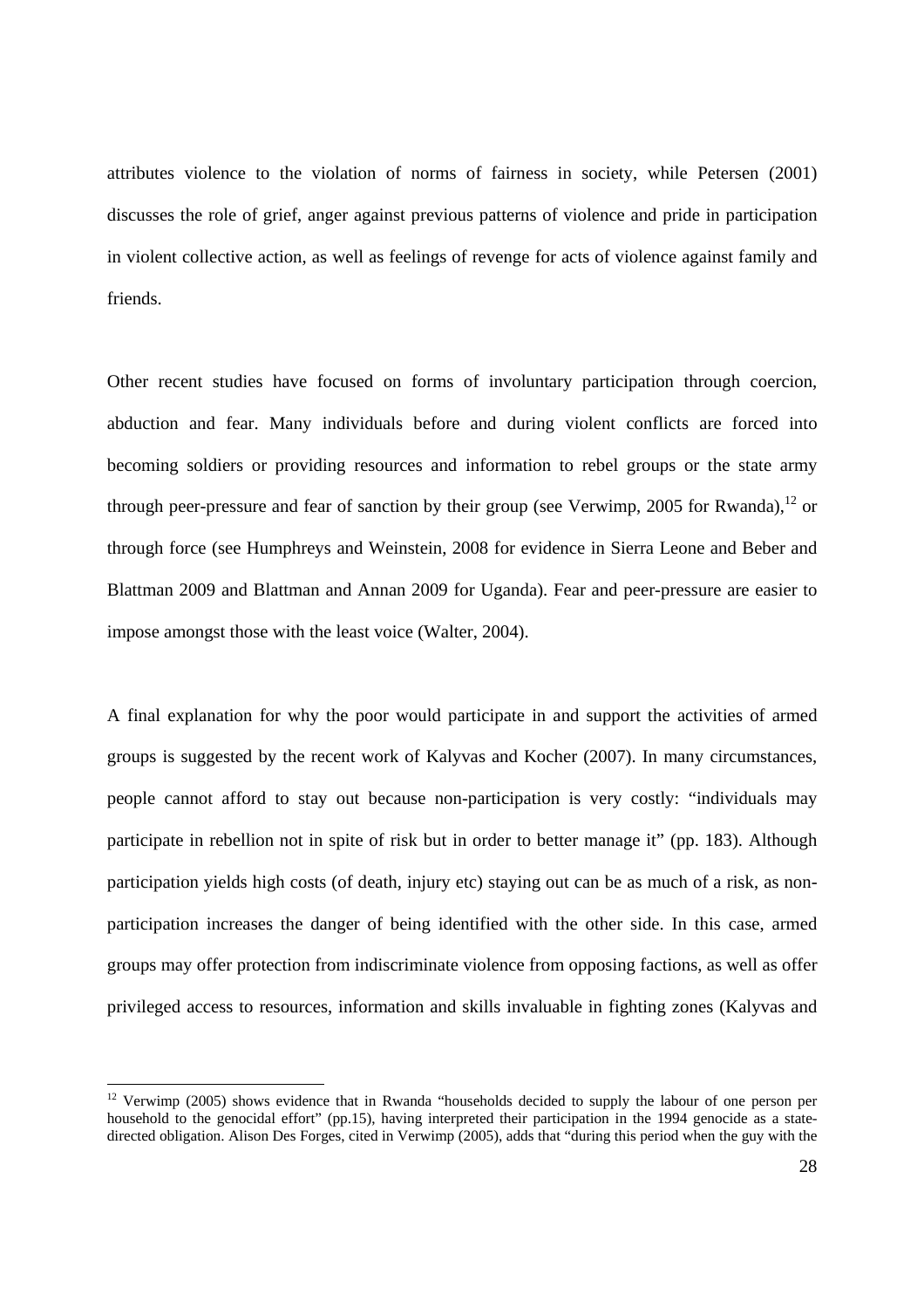attributes violence to the violation of norms of fairness in society, while Petersen (2001) discusses the role of grief, anger against previous patterns of violence and pride in participation in violent collective action, as well as feelings of revenge for acts of violence against family and friends.

Other recent studies have focused on forms of involuntary participation through coercion, abduction and fear. Many individuals before and during violent conflicts are forced into becoming soldiers or providing resources and information to rebel groups or the state army through peer-pressure and fear of sanction by their group (see Verwimp, 2005 for Rwanda),[12] or through force (see Humphreys and Weinstein, 2008 for evidence in Sierra Leone and Beber and Blattman 2009 and Blattman and Annan 2009 for Uganda). Fear and peer-pressure are easier to impose amongst those with the least voice (Walter, 2004).

A final explanation for why the poor would participate in and support the activities of armed groups is suggested by the recent work of Kalyvas and Kocher (2007). In many circumstances, people cannot afford to stay out because non-participation is very costly: "individuals may participate in rebellion not in spite of risk but in order to better manage it" (pp. 183). Although participation yields high costs (of death, injury etc) staying out can be as much of a risk, as non-participation increases the danger of being identified with the other side. In this case, armed groups may offer protection from indiscriminate violence from opposing factions, as well as offer privileged access to resources, information and skills invaluable in fighting zones (Kalyvas and

[12] Verwimp (2005) shows evidence that in Rwanda "households decided to supply the labour of one person per household to the genocidal effort" (pp.15), having interpreted their participation in the 1994 genocide as a state-directed obligation. Alison Des Forges, cited in Verwimp (2005), adds that "during this period when the guy with the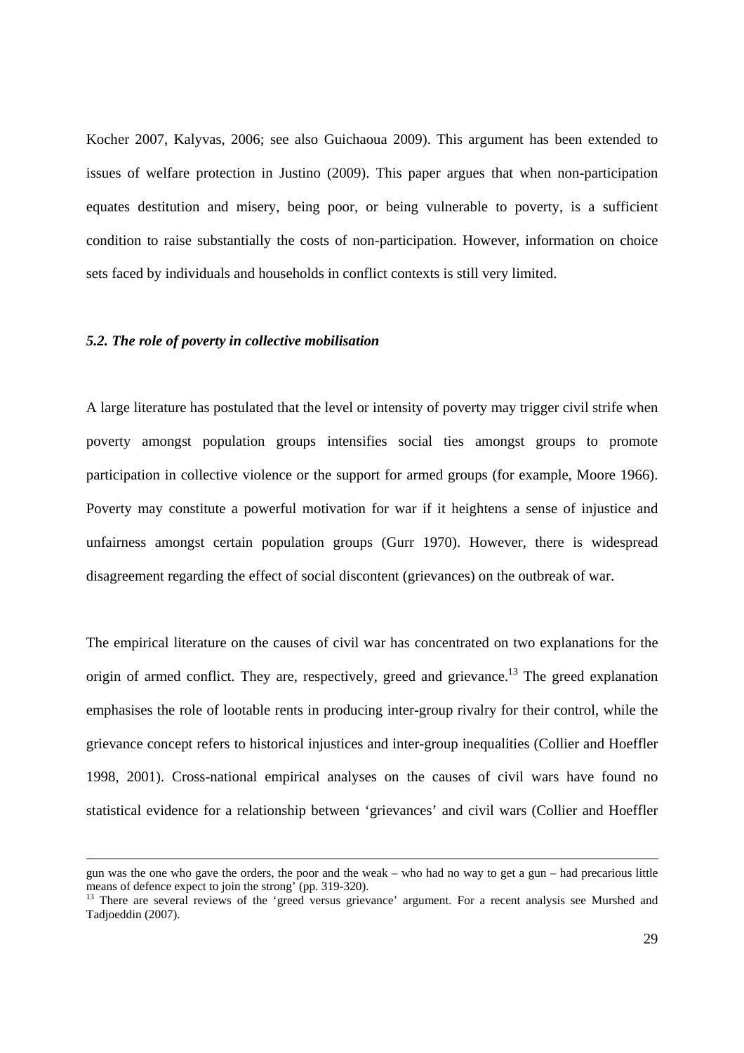Kocher 2007, Kalyvas, 2006; see also Guichaoua 2009). This argument has been extended to issues of welfare protection in Justino (2009). This paper argues that when non-participation equates destitution and misery, being poor, or being vulnerable to poverty, is a sufficient condition to raise substantially the costs of non-participation. However, information on choice sets faced by individuals and households in conflict contexts is still very limited.

### *5.2. The role of poverty in collective mobilisation*

A large literature has postulated that the level or intensity of poverty may trigger civil strife when poverty amongst population groups intensifies social ties amongst groups to promote participation in collective violence or the support for armed groups (for example, Moore 1966). Poverty may constitute a powerful motivation for war if it heightens a sense of injustice and unfairness amongst certain population groups (Gurr 1970). However, there is widespread disagreement regarding the effect of social discontent (grievances) on the outbreak of war.

The empirical literature on the causes of civil war has concentrated on two explanations for the origin of armed conflict. They are, respectively, greed and grievance.[13] The greed explanation emphasises the role of lootable rents in producing inter-group rivalry for their control, while the grievance concept refers to historical injustices and inter-group inequalities (Collier and Hoeffler 1998, 2001). Cross-national empirical analyses on the causes of civil wars have found no statistical evidence for a relationship between 'grievances' and civil wars (Collier and Hoeffler

---

gun was the one who gave the orders, the poor and the weak – who had no way to get a gun – had precarious little means of defence expect to join the strong' (pp. 319-320).

[13] There are several reviews of the 'greed versus grievance' argument. For a recent analysis see Murshed and Tadjoeddin (2007).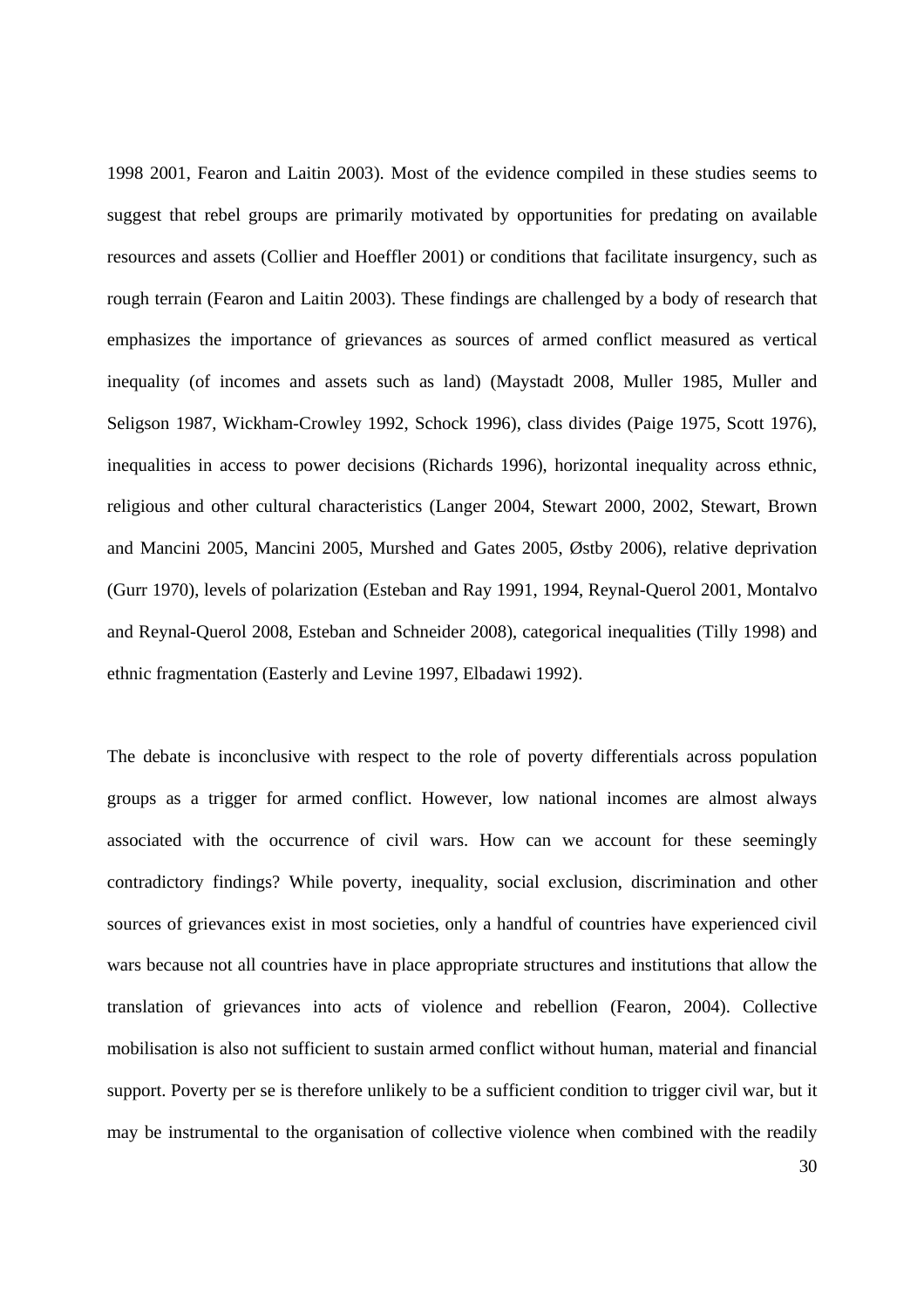1998 2001, Fearon and Laitin 2003). Most of the evidence compiled in these studies seems to suggest that rebel groups are primarily motivated by opportunities for predating on available resources and assets (Collier and Hoeffler 2001) or conditions that facilitate insurgency, such as rough terrain (Fearon and Laitin 2003). These findings are challenged by a body of research that emphasizes the importance of grievances as sources of armed conflict measured as vertical inequality (of incomes and assets such as land) (Maystadt 2008, Muller 1985, Muller and Seligson 1987, Wickham-Crowley 1992, Schock 1996), class divides (Paige 1975, Scott 1976), inequalities in access to power decisions (Richards 1996), horizontal inequality across ethnic, religious and other cultural characteristics (Langer 2004, Stewart 2000, 2002, Stewart, Brown and Mancini 2005, Mancini 2005, Murshed and Gates 2005, Østby 2006), relative deprivation (Gurr 1970), levels of polarization (Esteban and Ray 1991, 1994, Reynal-Querol 2001, Montalvo and Reynal-Querol 2008, Esteban and Schneider 2008), categorical inequalities (Tilly 1998) and ethnic fragmentation (Easterly and Levine 1997, Elbadawi 1992).

The debate is inconclusive with respect to the role of poverty differentials across population groups as a trigger for armed conflict. However, low national incomes are almost always associated with the occurrence of civil wars. How can we account for these seemingly contradictory findings? While poverty, inequality, social exclusion, discrimination and other sources of grievances exist in most societies, only a handful of countries have experienced civil wars because not all countries have in place appropriate structures and institutions that allow the translation of grievances into acts of violence and rebellion (Fearon, 2004). Collective mobilisation is also not sufficient to sustain armed conflict without human, material and financial support. Poverty per se is therefore unlikely to be a sufficient condition to trigger civil war, but it may be instrumental to the organisation of collective violence when combined with the readily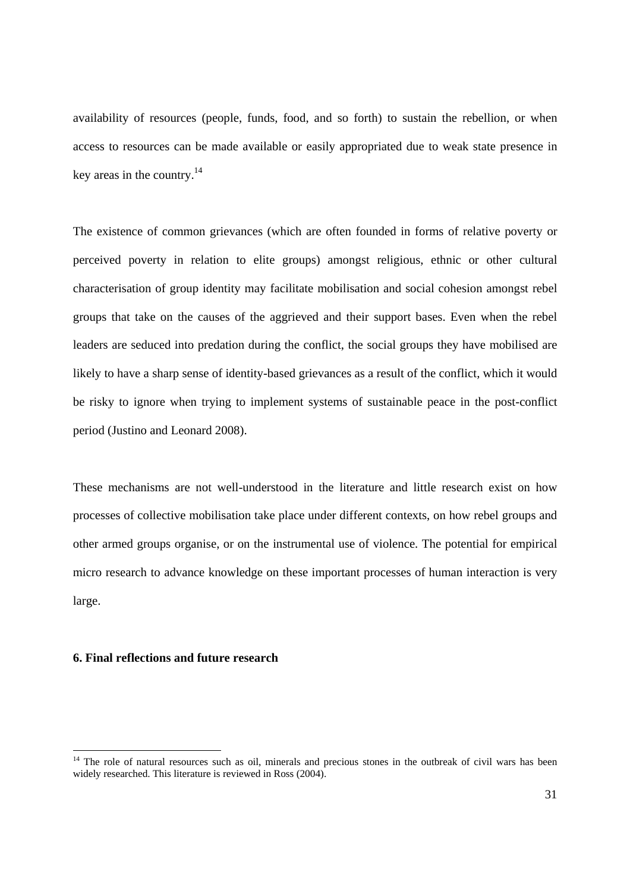availability of resources (people, funds, food, and so forth) to sustain the rebellion, or when access to resources can be made available or easily appropriated due to weak state presence in key areas in the country.[14]

The existence of common grievances (which are often founded in forms of relative poverty or perceived poverty in relation to elite groups) amongst religious, ethnic or other cultural characterisation of group identity may facilitate mobilisation and social cohesion amongst rebel groups that take on the causes of the aggrieved and their support bases. Even when the rebel leaders are seduced into predation during the conflict, the social groups they have mobilised are likely to have a sharp sense of identity-based grievances as a result of the conflict, which it would be risky to ignore when trying to implement systems of sustainable peace in the post-conflict period (Justino and Leonard 2008).

These mechanisms are not well-understood in the literature and little research exist on how processes of collective mobilisation take place under different contexts, on how rebel groups and other armed groups organise, or on the instrumental use of violence. The potential for empirical micro research to advance knowledge on these important processes of human interaction is very large.

## 6. Final reflections and future research

[14] The role of natural resources such as oil, minerals and precious stones in the outbreak of civil wars has been widely researched. This literature is reviewed in Ross (2004).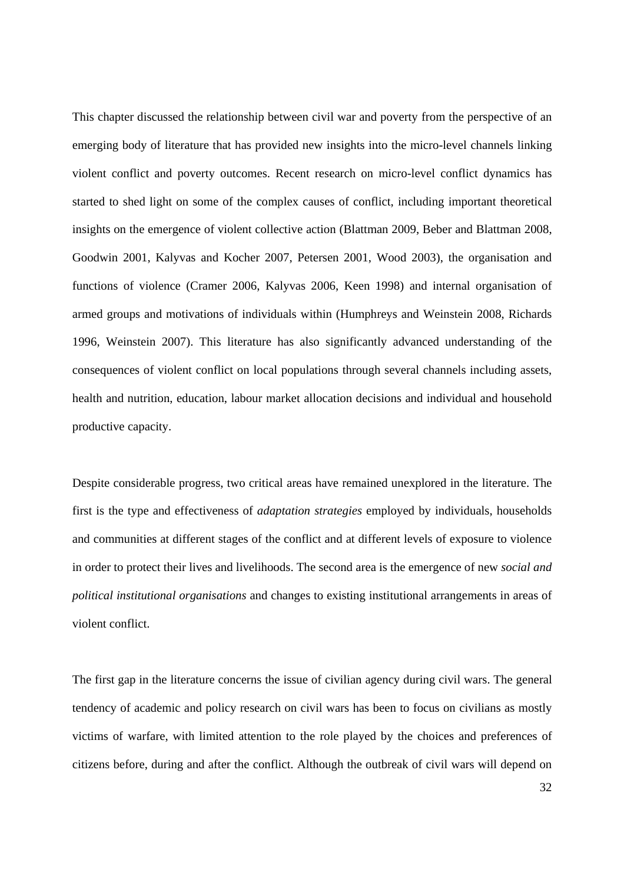This chapter discussed the relationship between civil war and poverty from the perspective of an emerging body of literature that has provided new insights into the micro-level channels linking violent conflict and poverty outcomes. Recent research on micro-level conflict dynamics has started to shed light on some of the complex causes of conflict, including important theoretical insights on the emergence of violent collective action (Blattman 2009, Beber and Blattman 2008, Goodwin 2001, Kalyvas and Kocher 2007, Petersen 2001, Wood 2003), the organisation and functions of violence (Cramer 2006, Kalyvas 2006, Keen 1998) and internal organisation of armed groups and motivations of individuals within (Humphreys and Weinstein 2008, Richards 1996, Weinstein 2007). This literature has also significantly advanced understanding of the consequences of violent conflict on local populations through several channels including assets, health and nutrition, education, labour market allocation decisions and individual and household productive capacity.

Despite considerable progress, two critical areas have remained unexplored in the literature. The first is the type and effectiveness of *adaptation strategies* employed by individuals, households and communities at different stages of the conflict and at different levels of exposure to violence in order to protect their lives and livelihoods. The second area is the emergence of new *social and political institutional organisations* and changes to existing institutional arrangements in areas of violent conflict.

The first gap in the literature concerns the issue of civilian agency during civil wars. The general tendency of academic and policy research on civil wars has been to focus on civilians as mostly victims of warfare, with limited attention to the role played by the choices and preferences of citizens before, during and after the conflict. Although the outbreak of civil wars will depend on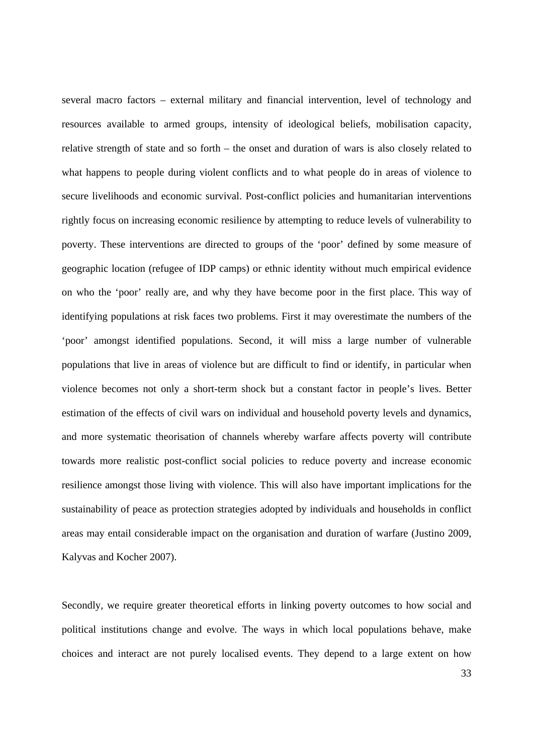several macro factors – external military and financial intervention, level of technology and resources available to armed groups, intensity of ideological beliefs, mobilisation capacity, relative strength of state and so forth – the onset and duration of wars is also closely related to what happens to people during violent conflicts and to what people do in areas of violence to secure livelihoods and economic survival. Post-conflict policies and humanitarian interventions rightly focus on increasing economic resilience by attempting to reduce levels of vulnerability to poverty. These interventions are directed to groups of the 'poor' defined by some measure of geographic location (refugee of IDP camps) or ethnic identity without much empirical evidence on who the 'poor' really are, and why they have become poor in the first place. This way of identifying populations at risk faces two problems. First it may overestimate the numbers of the 'poor' amongst identified populations. Second, it will miss a large number of vulnerable populations that live in areas of violence but are difficult to find or identify, in particular when violence becomes not only a short-term shock but a constant factor in people's lives. Better estimation of the effects of civil wars on individual and household poverty levels and dynamics, and more systematic theorisation of channels whereby warfare affects poverty will contribute towards more realistic post-conflict social policies to reduce poverty and increase economic resilience amongst those living with violence. This will also have important implications for the sustainability of peace as protection strategies adopted by individuals and households in conflict areas may entail considerable impact on the organisation and duration of warfare (Justino 2009, Kalyvas and Kocher 2007).

Secondly, we require greater theoretical efforts in linking poverty outcomes to how social and political institutions change and evolve. The ways in which local populations behave, make choices and interact are not purely localised events. They depend to a large extent on how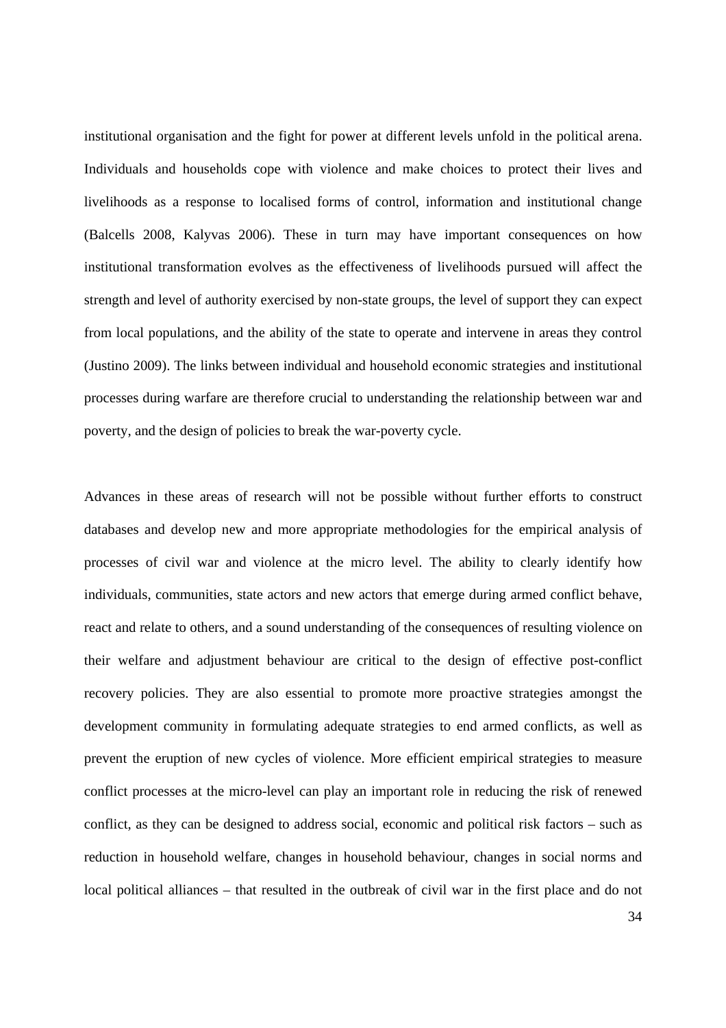institutional organisation and the fight for power at different levels unfold in the political arena. Individuals and households cope with violence and make choices to protect their lives and livelihoods as a response to localised forms of control, information and institutional change (Balcells 2008, Kalyvas 2006). These in turn may have important consequences on how institutional transformation evolves as the effectiveness of livelihoods pursued will affect the strength and level of authority exercised by non-state groups, the level of support they can expect from local populations, and the ability of the state to operate and intervene in areas they control (Justino 2009). The links between individual and household economic strategies and institutional processes during warfare are therefore crucial to understanding the relationship between war and poverty, and the design of policies to break the war-poverty cycle.

Advances in these areas of research will not be possible without further efforts to construct databases and develop new and more appropriate methodologies for the empirical analysis of processes of civil war and violence at the micro level. The ability to clearly identify how individuals, communities, state actors and new actors that emerge during armed conflict behave, react and relate to others, and a sound understanding of the consequences of resulting violence on their welfare and adjustment behaviour are critical to the design of effective post-conflict recovery policies. They are also essential to promote more proactive strategies amongst the development community in formulating adequate strategies to end armed conflicts, as well as prevent the eruption of new cycles of violence. More efficient empirical strategies to measure conflict processes at the micro-level can play an important role in reducing the risk of renewed conflict, as they can be designed to address social, economic and political risk factors – such as reduction in household welfare, changes in household behaviour, changes in social norms and local political alliances – that resulted in the outbreak of civil war in the first place and do not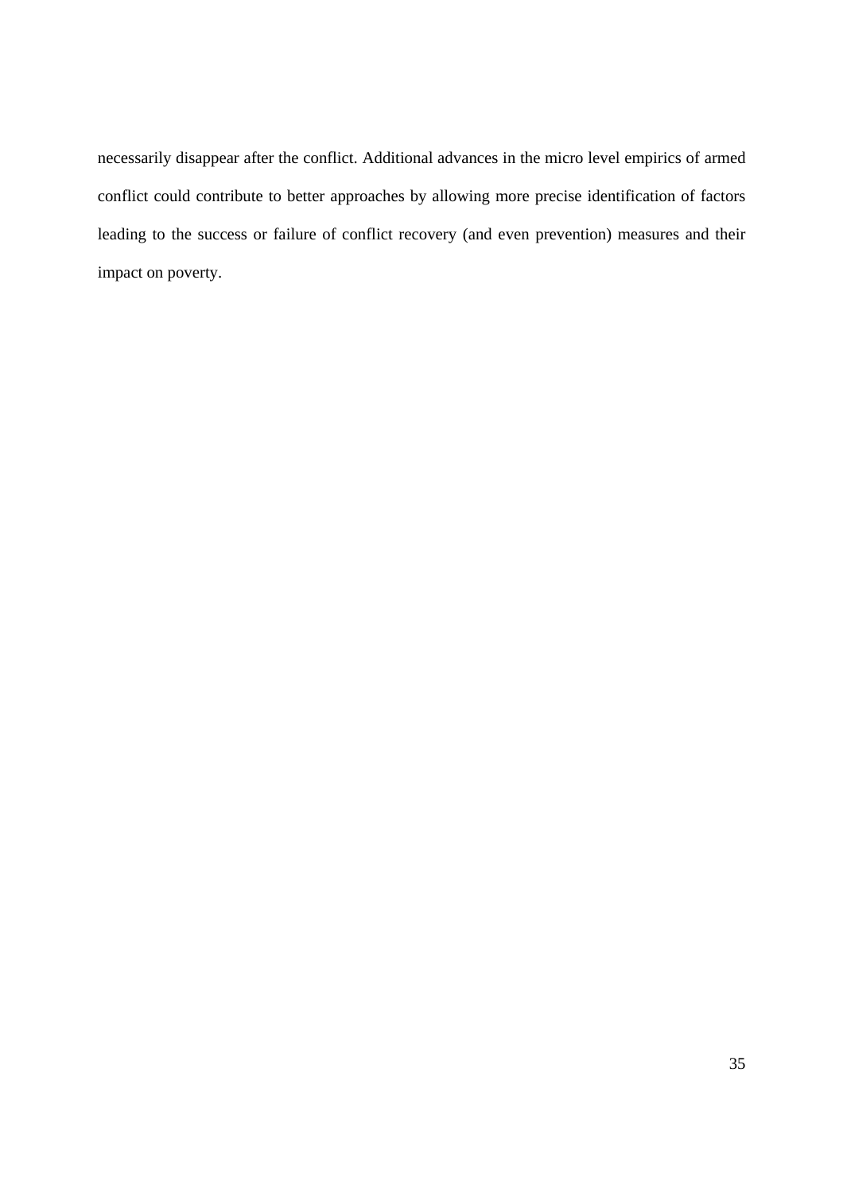necessarily disappear after the conflict. Additional advances in the micro level empirics of armed conflict could contribute to better approaches by allowing more precise identification of factors leading to the success or failure of conflict recovery (and even prevention) measures and their impact on poverty.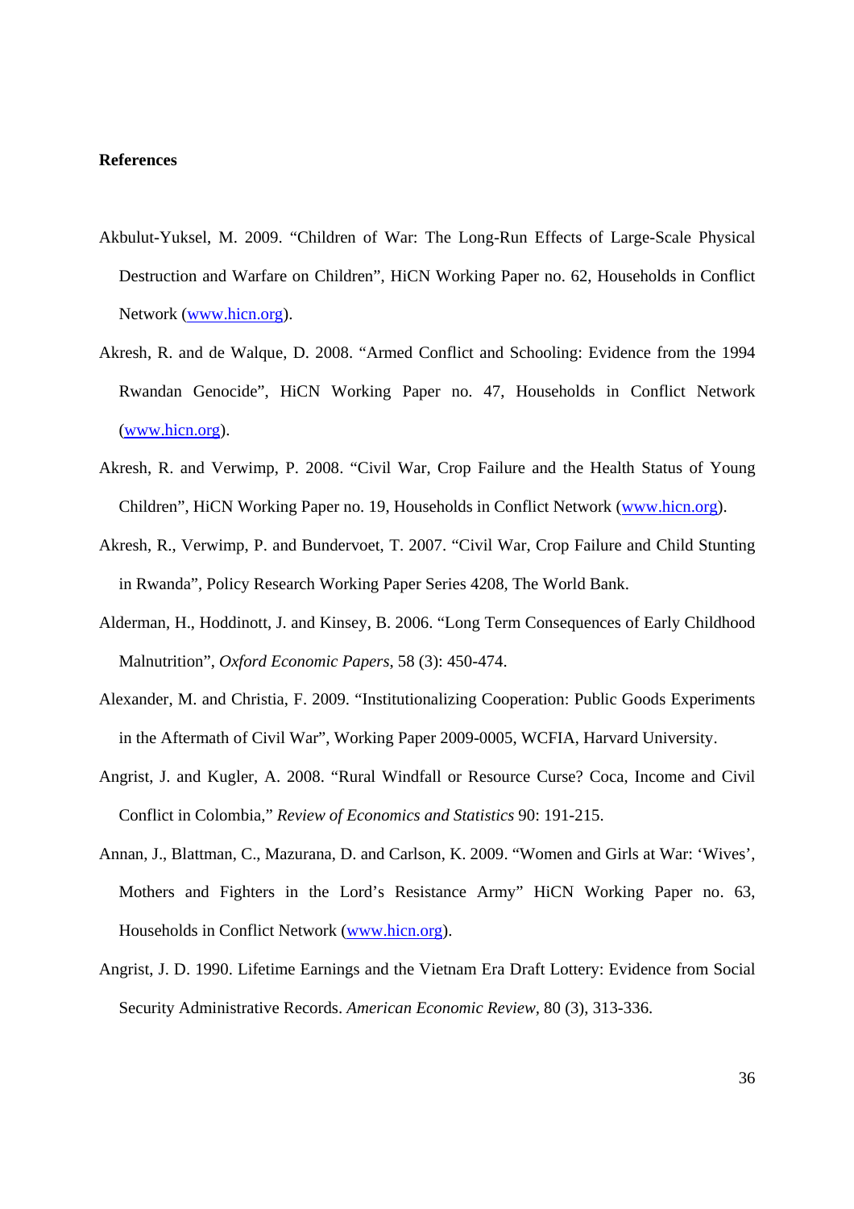**References**

Akbulut-Yuksel, M. 2009. “Children of War: The Long-Run Effects of Large-Scale Physical Destruction and Warfare on Children”, HiCN Working Paper no. 62, Households in Conflict Network (www.hicn.org).

Akresh, R. and de Walque, D. 2008. “Armed Conflict and Schooling: Evidence from the 1994 Rwandan Genocide”, HiCN Working Paper no. 47, Households in Conflict Network (www.hicn.org).

Akresh, R. and Verwimp, P. 2008. “Civil War, Crop Failure and the Health Status of Young Children”, HiCN Working Paper no. 19, Households in Conflict Network (www.hicn.org).

Akresh, R., Verwimp, P. and Bundervoet, T. 2007. “Civil War, Crop Failure and Child Stunting in Rwanda”, Policy Research Working Paper Series 4208, The World Bank.

Alderman, H., Hoddinott, J. and Kinsey, B. 2006. “Long Term Consequences of Early Childhood Malnutrition”, *Oxford Economic Papers*, 58 (3): 450-474.

Alexander, M. and Christia, F. 2009. “Institutionalizing Cooperation: Public Goods Experiments in the Aftermath of Civil War”, Working Paper 2009-0005, WCFIA, Harvard University.

Angrist, J. and Kugler, A. 2008. “Rural Windfall or Resource Curse? Coca, Income and Civil Conflict in Colombia,” *Review of Economics and Statistics* 90: 191-215.

Annan, J., Blattman, C., Mazurana, D. and Carlson, K. 2009. “Women and Girls at War: ‘Wives’, Mothers and Fighters in the Lord’s Resistance Army” HiCN Working Paper no. 63, Households in Conflict Network (www.hicn.org).

Angrist, J. D. 1990. Lifetime Earnings and the Vietnam Era Draft Lottery: Evidence from Social Security Administrative Records. *American Economic Review*, 80 (3), 313-336.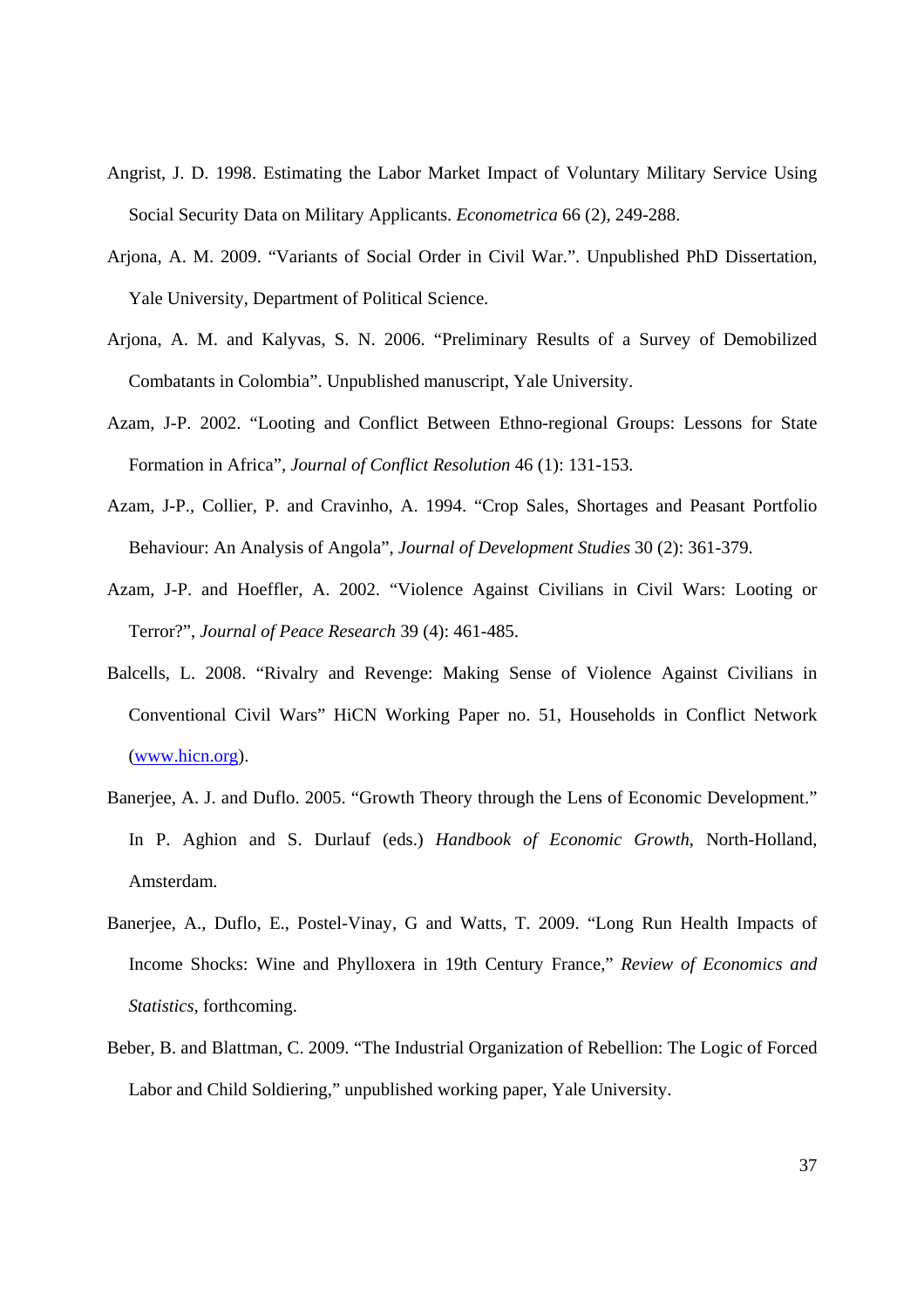Angrist, J. D. 1998. Estimating the Labor Market Impact of Voluntary Military Service Using Social Security Data on Military Applicants. *Econometrica* 66 (2), 249-288.

Arjona, A. M. 2009. "Variants of Social Order in Civil War.". Unpublished PhD Dissertation, Yale University, Department of Political Science.

Arjona, A. M. and Kalyvas, S. N. 2006. "Preliminary Results of a Survey of Demobilized Combatants in Colombia". Unpublished manuscript, Yale University.

Azam, J-P. 2002. "Looting and Conflict Between Ethno-regional Groups: Lessons for State Formation in Africa", *Journal of Conflict Resolution* 46 (1): 131-153.

Azam, J-P., Collier, P. and Cravinho, A. 1994. "Crop Sales, Shortages and Peasant Portfolio Behaviour: An Analysis of Angola", *Journal of Development Studies* 30 (2): 361-379.

Azam, J-P. and Hoeffler, A. 2002. "Violence Against Civilians in Civil Wars: Looting or Terror?", *Journal of Peace Research* 39 (4): 461-485.

Balcells, L. 2008. "Rivalry and Revenge: Making Sense of Violence Against Civilians in Conventional Civil Wars" HiCN Working Paper no. 51, Households in Conflict Network (www.hicn.org).

Banerjee, A. J. and Duflo. 2005. "Growth Theory through the Lens of Economic Development." In P. Aghion and S. Durlauf (eds.) *Handbook of Economic Growth*, North-Holland, Amsterdam.

Banerjee, A., Duflo, E., Postel-Vinay, G and Watts, T. 2009. "Long Run Health Impacts of Income Shocks: Wine and Phylloxera in 19th Century France," *Review of Economics and Statistics*, forthcoming.

Beber, B. and Blattman, C. 2009. "The Industrial Organization of Rebellion: The Logic of Forced Labor and Child Soldiering," unpublished working paper, Yale University.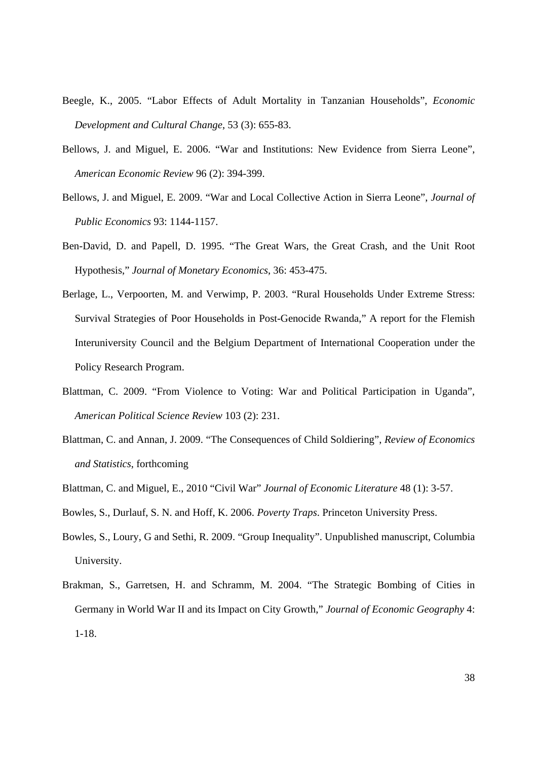Beegle, K., 2005. "Labor Effects of Adult Mortality in Tanzanian Households", *Economic Development and Cultural Change*, 53 (3): 655-83.

Bellows, J. and Miguel, E. 2006. "War and Institutions: New Evidence from Sierra Leone", *American Economic Review* 96 (2): 394-399.

Bellows, J. and Miguel, E. 2009. "War and Local Collective Action in Sierra Leone", *Journal of Public Economics* 93: 1144-1157.

Ben-David, D. and Papell, D. 1995. "The Great Wars, the Great Crash, and the Unit Root Hypothesis," *Journal of Monetary Economics*, 36: 453-475.

Berlage, L., Verpoorten, M. and Verwimp, P. 2003. "Rural Households Under Extreme Stress: Survival Strategies of Poor Households in Post-Genocide Rwanda," A report for the Flemish Interuniversity Council and the Belgium Department of International Cooperation under the Policy Research Program.

Blattman, C. 2009. "From Violence to Voting: War and Political Participation in Uganda", *American Political Science Review* 103 (2): 231.

Blattman, C. and Annan, J. 2009. "The Consequences of Child Soldiering", *Review of Economics and Statistics*, forthcoming

Blattman, C. and Miguel, E., 2010 "Civil War" *Journal of Economic Literature* 48 (1): 3-57.

Bowles, S., Durlauf, S. N. and Hoff, K. 2006. *Poverty Traps*. Princeton University Press.

Bowles, S., Loury, G and Sethi, R. 2009. "Group Inequality". Unpublished manuscript, Columbia University.

Brakman, S., Garretsen, H. and Schramm, M. 2004. "The Strategic Bombing of Cities in Germany in World War II and its Impact on City Growth," *Journal of Economic Geography* 4: 1-18.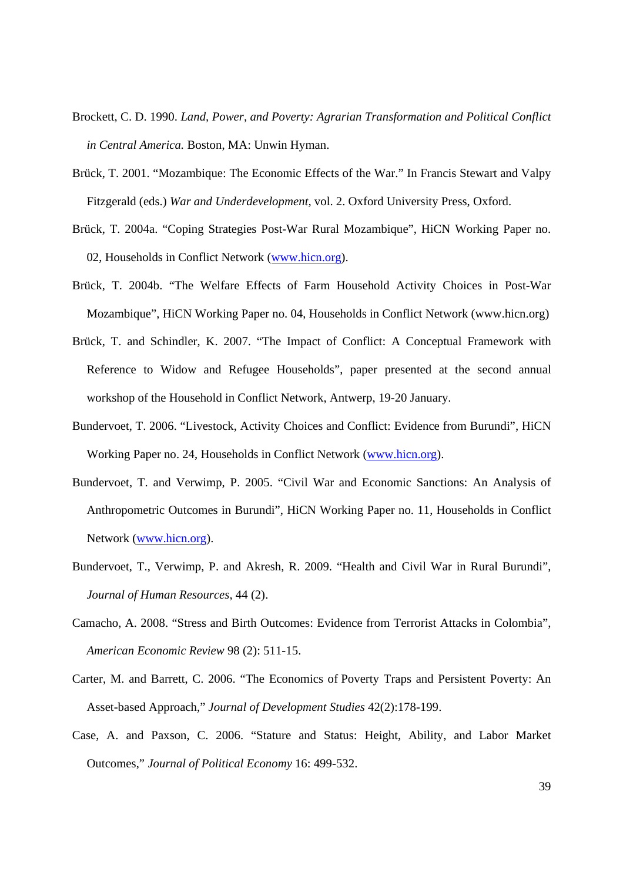Brockett, C. D. 1990. *Land, Power, and Poverty: Agrarian Transformation and Political Conflict in Central America.* Boston, MA: Unwin Hyman.

Brück, T. 2001. "Mozambique: The Economic Effects of the War." In Francis Stewart and Valpy Fitzgerald (eds.) *War and Underdevelopment,* vol. 2. Oxford University Press, Oxford.

Brück, T. 2004a. "Coping Strategies Post-War Rural Mozambique", HiCN Working Paper no. 02, Households in Conflict Network (www.hicn.org).

Brück, T. 2004b. "The Welfare Effects of Farm Household Activity Choices in Post-War Mozambique", HiCN Working Paper no. 04, Households in Conflict Network (www.hicn.org)

Brück, T. and Schindler, K. 2007. "The Impact of Conflict: A Conceptual Framework with Reference to Widow and Refugee Households", paper presented at the second annual workshop of the Household in Conflict Network, Antwerp, 19-20 January.

Bundervoet, T. 2006. "Livestock, Activity Choices and Conflict: Evidence from Burundi", HiCN Working Paper no. 24, Households in Conflict Network (www.hicn.org).

Bundervoet, T. and Verwimp, P. 2005. "Civil War and Economic Sanctions: An Analysis of Anthropometric Outcomes in Burundi", HiCN Working Paper no. 11, Households in Conflict Network (www.hicn.org).

Bundervoet, T., Verwimp, P. and Akresh, R. 2009. "Health and Civil War in Rural Burundi", *Journal of Human Resources*, 44 (2).

Camacho, A. 2008. "Stress and Birth Outcomes: Evidence from Terrorist Attacks in Colombia", *American Economic Review* 98 (2): 511-15.

Carter, M. and Barrett, C. 2006. "The Economics of Poverty Traps and Persistent Poverty: An Asset-based Approach," *Journal of Development Studies* 42(2):178-199.

Case, A. and Paxson, C. 2006. "Stature and Status: Height, Ability, and Labor Market Outcomes," *Journal of Political Economy* 16: 499-532.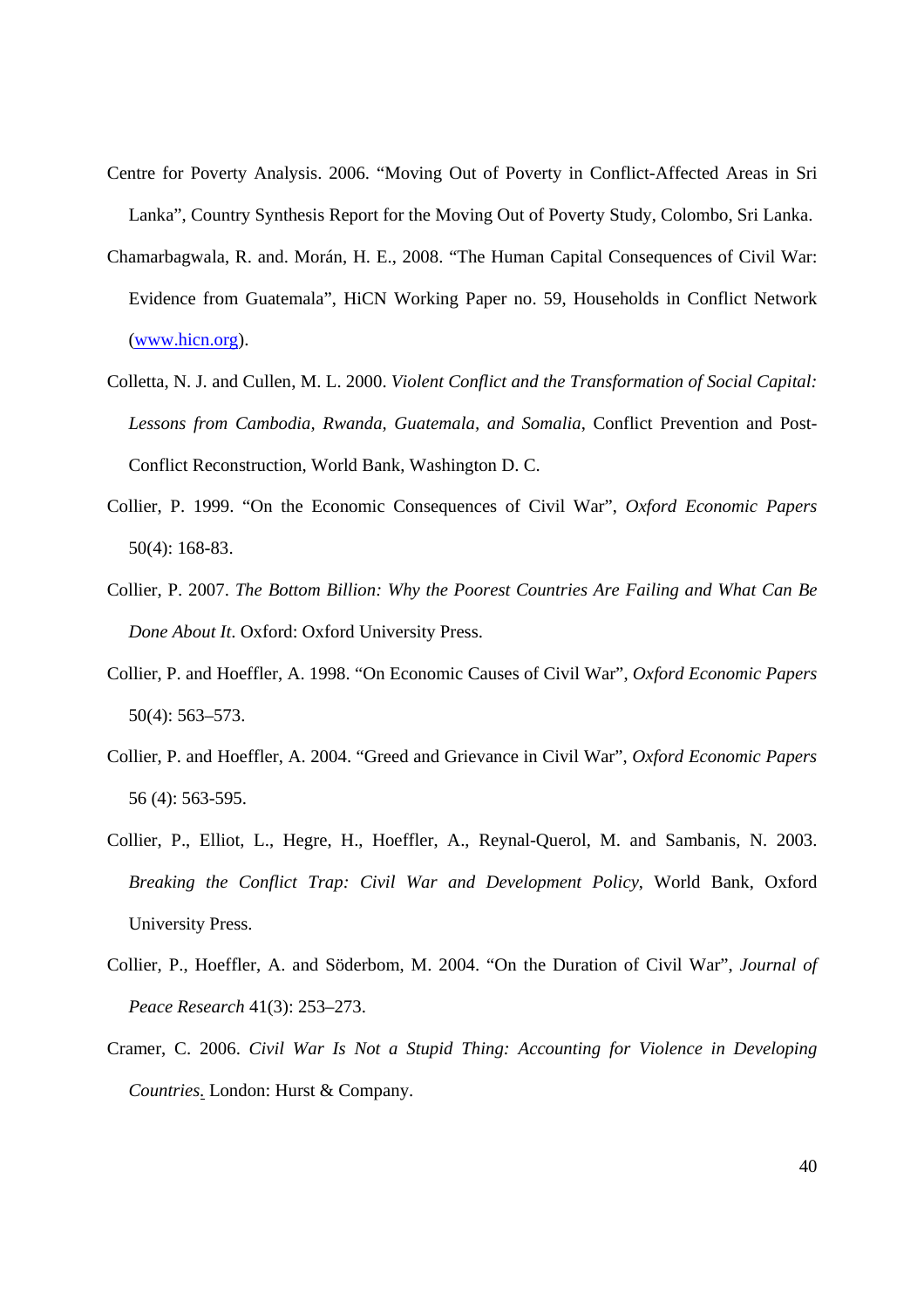Centre for Poverty Analysis. 2006. "Moving Out of Poverty in Conflict-Affected Areas in Sri Lanka", Country Synthesis Report for the Moving Out of Poverty Study, Colombo, Sri Lanka.

Chamarbagwala, R. and. Morán, H. E., 2008. "The Human Capital Consequences of Civil War: Evidence from Guatemala", HiCN Working Paper no. 59, Households in Conflict Network (www.hicn.org).

Colletta, N. J. and Cullen, M. L. 2000. *Violent Conflict and the Transformation of Social Capital: Lessons from Cambodia, Rwanda, Guatemala, and Somalia*, Conflict Prevention and Post-Conflict Reconstruction, World Bank, Washington D. C.

Collier, P. 1999. "On the Economic Consequences of Civil War", *Oxford Economic Papers* 50(4): 168-83.

Collier, P. 2007. *The Bottom Billion: Why the Poorest Countries Are Failing and What Can Be Done About It*. Oxford: Oxford University Press.

Collier, P. and Hoeffler, A. 1998. "On Economic Causes of Civil War", *Oxford Economic Papers* 50(4): 563–573.

Collier, P. and Hoeffler, A. 2004. "Greed and Grievance in Civil War", *Oxford Economic Papers* 56 (4): 563-595.

Collier, P., Elliot, L., Hegre, H., Hoeffler, A., Reynal-Querol, M. and Sambanis, N. 2003. *Breaking the Conflict Trap: Civil War and Development Policy*, World Bank, Oxford University Press.

Collier, P., Hoeffler, A. and Söderbom, M. 2004. "On the Duration of Civil War", *Journal of Peace Research* 41(3): 253–273.

Cramer, C. 2006. *Civil War Is Not a Stupid Thing: Accounting for Violence in Developing Countries*. London: Hurst & Company.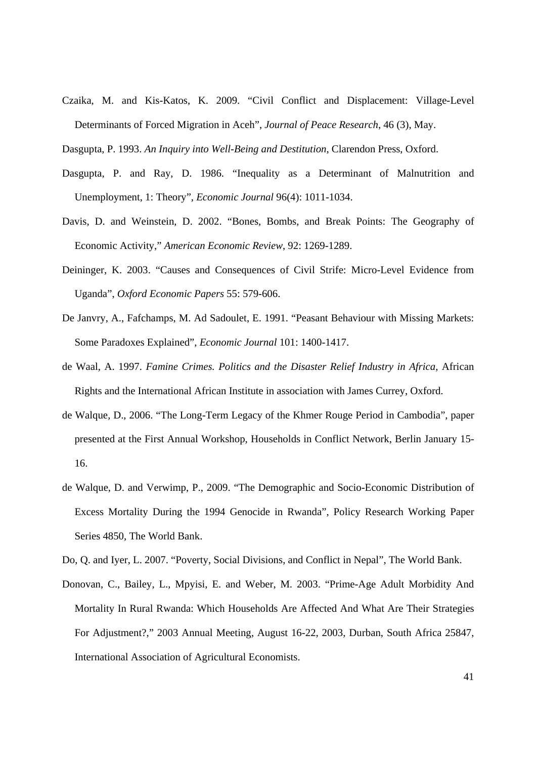Czaika, M. and Kis-Katos, K. 2009. "Civil Conflict and Displacement: Village-Level Determinants of Forced Migration in Aceh", *Journal of Peace Research*, 46 (3), May.

Dasgupta, P. 1993. *An Inquiry into Well-Being and Destitution*, Clarendon Press, Oxford.

Dasgupta, P. and Ray, D. 1986. "Inequality as a Determinant of Malnutrition and Unemployment, 1: Theory", *Economic Journal* 96(4): 1011-1034.

Davis, D. and Weinstein, D. 2002. "Bones, Bombs, and Break Points: The Geography of Economic Activity," *American Economic Review*, 92: 1269-1289.

Deininger, K. 2003. "Causes and Consequences of Civil Strife: Micro-Level Evidence from Uganda", *Oxford Economic Papers* 55: 579-606.

De Janvry, A., Fafchamps, M. Ad Sadoulet, E. 1991. "Peasant Behaviour with Missing Markets: Some Paradoxes Explained", *Economic Journal* 101: 1400-1417.

de Waal, A. 1997. *Famine Crimes. Politics and the Disaster Relief Industry in Africa*, African Rights and the International African Institute in association with James Currey, Oxford.

de Walque, D., 2006. "The Long-Term Legacy of the Khmer Rouge Period in Cambodia", paper presented at the First Annual Workshop, Households in Conflict Network, Berlin January 15-16.

de Walque, D. and Verwimp, P., 2009. "The Demographic and Socio-Economic Distribution of Excess Mortality During the 1994 Genocide in Rwanda", Policy Research Working Paper Series 4850, The World Bank.

Do, Q. and Iyer, L. 2007. "Poverty, Social Divisions, and Conflict in Nepal", The World Bank.

Donovan, C., Bailey, L., Mpyisi, E. and Weber, M. 2003. "Prime-Age Adult Morbidity And Mortality In Rural Rwanda: Which Households Are Affected And What Are Their Strategies For Adjustment?," 2003 Annual Meeting, August 16-22, 2003, Durban, South Africa 25847, International Association of Agricultural Economists.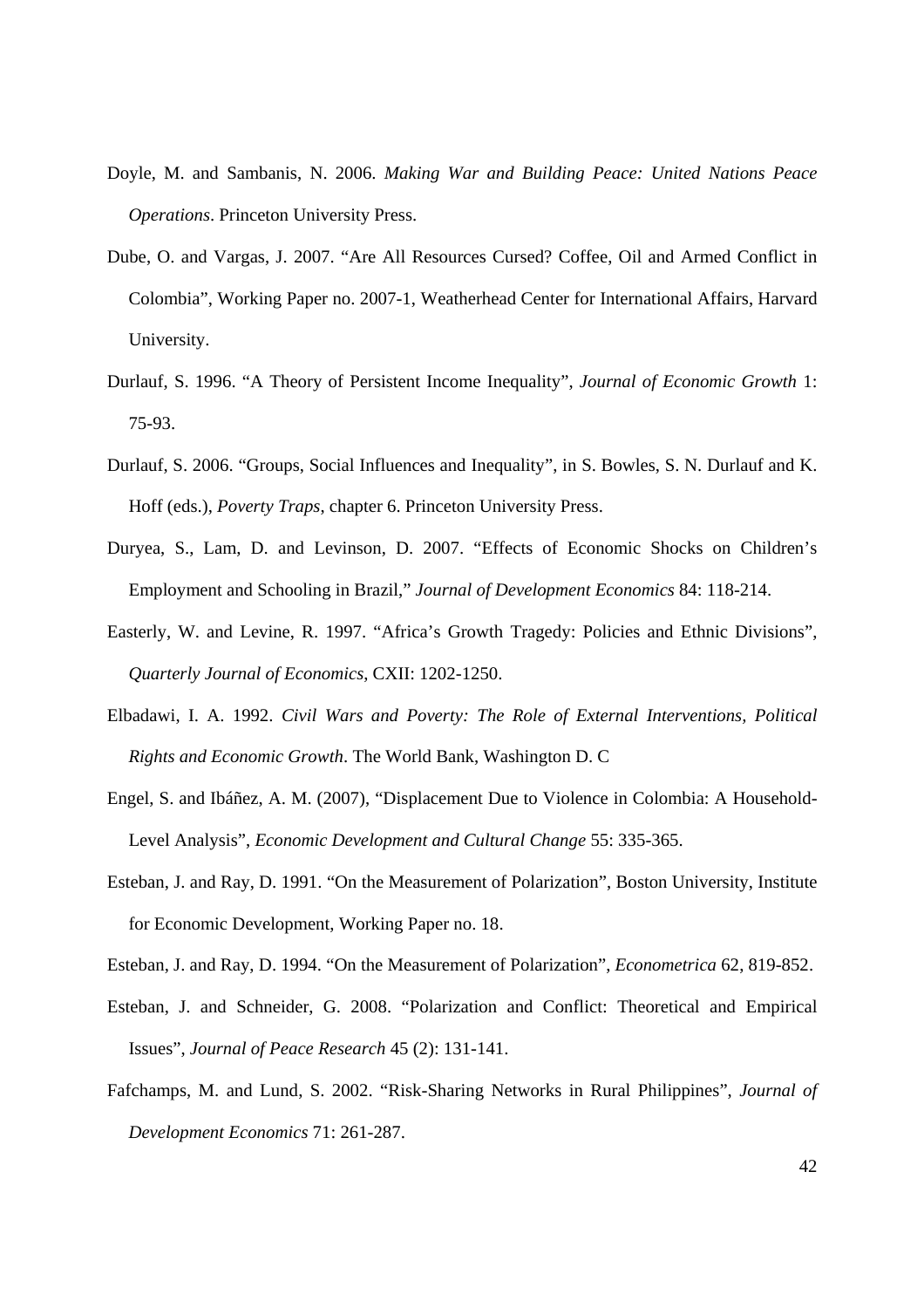Doyle, M. and Sambanis, N. 2006. *Making War and Building Peace: United Nations Peace Operations*. Princeton University Press.

Dube, O. and Vargas, J. 2007. "Are All Resources Cursed? Coffee, Oil and Armed Conflict in Colombia", Working Paper no. 2007-1, Weatherhead Center for International Affairs, Harvard University.

Durlauf, S. 1996. "A Theory of Persistent Income Inequality", *Journal of Economic Growth* 1: 75-93.

Durlauf, S. 2006. "Groups, Social Influences and Inequality", in S. Bowles, S. N. Durlauf and K. Hoff (eds.), *Poverty Traps*, chapter 6. Princeton University Press.

Duryea, S., Lam, D. and Levinson, D. 2007. "Effects of Economic Shocks on Children's Employment and Schooling in Brazil," *Journal of Development Economics* 84: 118-214.

Easterly, W. and Levine, R. 1997. "Africa's Growth Tragedy: Policies and Ethnic Divisions", *Quarterly Journal of Economics*, CXII: 1202-1250.

Elbadawi, I. A. 1992. *Civil Wars and Poverty: The Role of External Interventions, Political Rights and Economic Growth*. The World Bank, Washington D. C

Engel, S. and Ibáñez, A. M. (2007), "Displacement Due to Violence in Colombia: A Household-Level Analysis", *Economic Development and Cultural Change* 55: 335-365.

Esteban, J. and Ray, D. 1991. "On the Measurement of Polarization", Boston University, Institute for Economic Development, Working Paper no. 18.

Esteban, J. and Ray, D. 1994. "On the Measurement of Polarization", *Econometrica* 62, 819-852.

Esteban, J. and Schneider, G. 2008. "Polarization and Conflict: Theoretical and Empirical Issues", *Journal of Peace Research* 45 (2): 131-141.

Fafchamps, M. and Lund, S. 2002. "Risk-Sharing Networks in Rural Philippines", *Journal of Development Economics* 71: 261-287.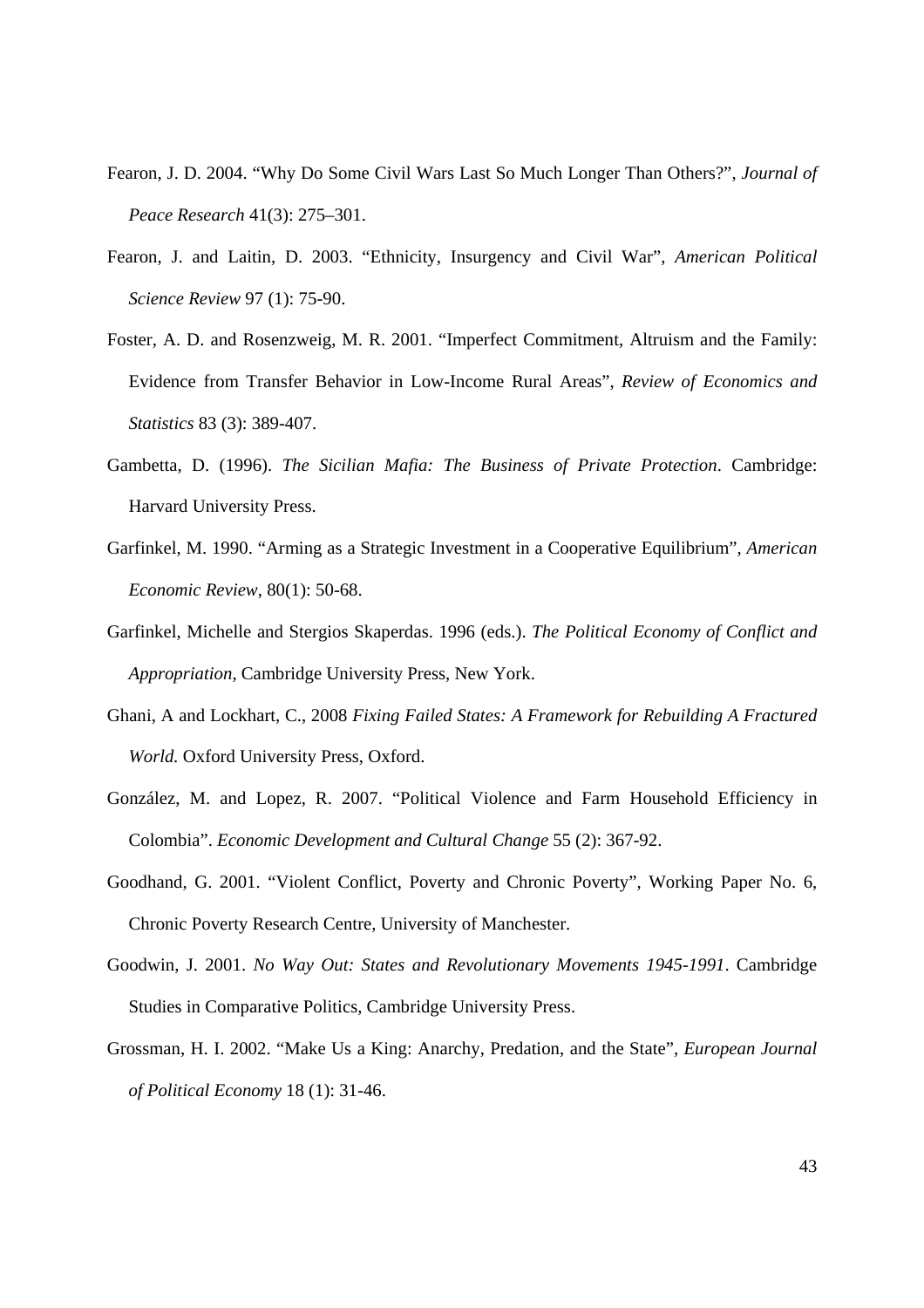Fearon, J. D. 2004. “Why Do Some Civil Wars Last So Much Longer Than Others?”, *Journal of Peace Research* 41(3): 275–301.

Fearon, J. and Laitin, D. 2003. “Ethnicity, Insurgency and Civil War”, *American Political Science Review* 97 (1): 75-90.

Foster, A. D. and Rosenzweig, M. R. 2001. “Imperfect Commitment, Altruism and the Family: Evidence from Transfer Behavior in Low-Income Rural Areas”, *Review of Economics and Statistics* 83 (3): 389-407.

Gambetta, D. (1996). *The Sicilian Mafia: The Business of Private Protection*. Cambridge: Harvard University Press.

Garfinkel, M. 1990. “Arming as a Strategic Investment in a Cooperative Equilibrium”, *American Economic Review*, 80(1): 50-68.

Garfinkel, Michelle and Stergios Skaperdas. 1996 (eds.). *The Political Economy of Conflict and Appropriation*, Cambridge University Press, New York.

Ghani, A and Lockhart, C., 2008 *Fixing Failed States: A Framework for Rebuilding A Fractured World.* Oxford University Press, Oxford.

González, M. and Lopez, R. 2007. “Political Violence and Farm Household Efficiency in Colombia”. *Economic Development and Cultural Change* 55 (2): 367-92.

Goodhand, G. 2001. “Violent Conflict, Poverty and Chronic Poverty”, Working Paper No. 6, Chronic Poverty Research Centre, University of Manchester.

Goodwin, J. 2001. *No Way Out: States and Revolutionary Movements 1945-1991*. Cambridge Studies in Comparative Politics, Cambridge University Press.

Grossman, H. I. 2002. “Make Us a King: Anarchy, Predation, and the State”, *European Journal of Political Economy* 18 (1): 31-46.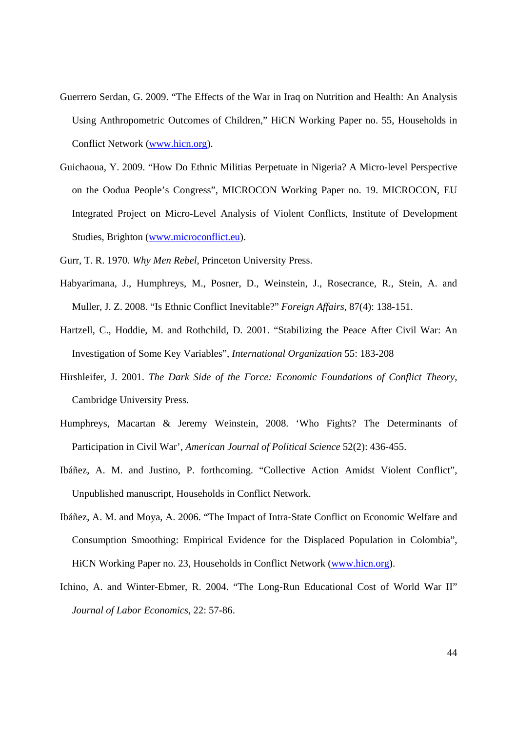Guerrero Serdan, G. 2009. "The Effects of the War in Iraq on Nutrition and Health: An Analysis Using Anthropometric Outcomes of Children," HiCN Working Paper no. 55, Households in Conflict Network (www.hicn.org).

Guichaoua, Y. 2009. "How Do Ethnic Militias Perpetuate in Nigeria? A Micro-level Perspective on the Oodua People's Congress", MICROCON Working Paper no. 19. MICROCON, EU Integrated Project on Micro-Level Analysis of Violent Conflicts, Institute of Development Studies, Brighton (www.microconflict.eu).

Gurr, T. R. 1970. *Why Men Rebel*, Princeton University Press.

Habyarimana, J., Humphreys, M., Posner, D., Weinstein, J., Rosecrance, R., Stein, A. and Muller, J. Z. 2008. "Is Ethnic Conflict Inevitable?" *Foreign Affairs*, 87(4): 138-151.

Hartzell, C., Hoddie, M. and Rothchild, D. 2001. "Stabilizing the Peace After Civil War: An Investigation of Some Key Variables", *International Organization* 55: 183-208

Hirshleifer, J. 2001. *The Dark Side of the Force: Economic Foundations of Conflict Theory*, Cambridge University Press.

Humphreys, Macartan & Jeremy Weinstein, 2008. 'Who Fights? The Determinants of Participation in Civil War', *American Journal of Political Science* 52(2): 436-455.

Ibáñez, A. M. and Justino, P. forthcoming. "Collective Action Amidst Violent Conflict", Unpublished manuscript, Households in Conflict Network.

Ibáñez, A. M. and Moya, A. 2006. "The Impact of Intra-State Conflict on Economic Welfare and Consumption Smoothing: Empirical Evidence for the Displaced Population in Colombia", HiCN Working Paper no. 23, Households in Conflict Network (www.hicn.org).

Ichino, A. and Winter-Ebmer, R. 2004. "The Long-Run Educational Cost of World War II" *Journal of Labor Economics*, 22: 57-86.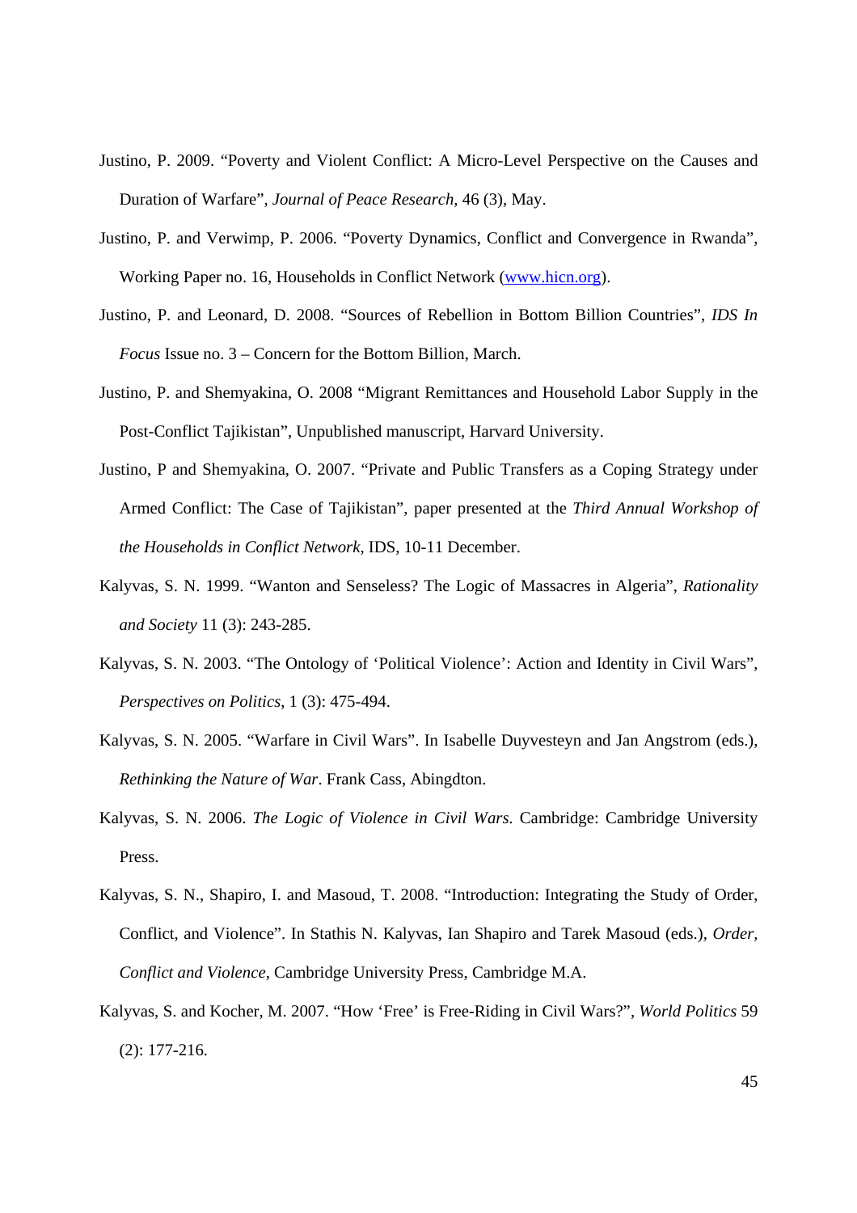Justino, P. 2009. “Poverty and Violent Conflict: A Micro-Level Perspective on the Causes and Duration of Warfare”, *Journal of Peace Research*, 46 (3), May.

Justino, P. and Verwimp, P. 2006. “Poverty Dynamics, Conflict and Convergence in Rwanda”, Working Paper no. 16, Households in Conflict Network (www.hicn.org).

Justino, P. and Leonard, D. 2008. “Sources of Rebellion in Bottom Billion Countries”, *IDS In Focus* Issue no. 3 – Concern for the Bottom Billion, March.

Justino, P. and Shemyakina, O. 2008 “Migrant Remittances and Household Labor Supply in the Post-Conflict Tajikistan”, Unpublished manuscript, Harvard University.

Justino, P and Shemyakina, O. 2007. “Private and Public Transfers as a Coping Strategy under Armed Conflict: The Case of Tajikistan”, paper presented at the *Third Annual Workshop of the Households in Conflict Network*, IDS, 10-11 December.

Kalyvas, S. N. 1999. “Wanton and Senseless? The Logic of Massacres in Algeria”, *Rationality and Society* 11 (3): 243-285.

Kalyvas, S. N. 2003. “The Ontology of ‘Political Violence’: Action and Identity in Civil Wars”, *Perspectives on Politics*, 1 (3): 475-494.

Kalyvas, S. N. 2005. “Warfare in Civil Wars”. In Isabelle Duyvesteyn and Jan Angstrom (eds.), *Rethinking the Nature of War*. Frank Cass, Abingdton.

Kalyvas, S. N. 2006. *The Logic of Violence in Civil Wars.* Cambridge: Cambridge University Press.

Kalyvas, S. N., Shapiro, I. and Masoud, T. 2008. “Introduction: Integrating the Study of Order, Conflict, and Violence”. In Stathis N. Kalyvas, Ian Shapiro and Tarek Masoud (eds.), *Order, Conflict and Violence*, Cambridge University Press, Cambridge M.A.

Kalyvas, S. and Kocher, M. 2007. “How ‘Free’ is Free-Riding in Civil Wars?”, *World Politics* 59 (2): 177-216.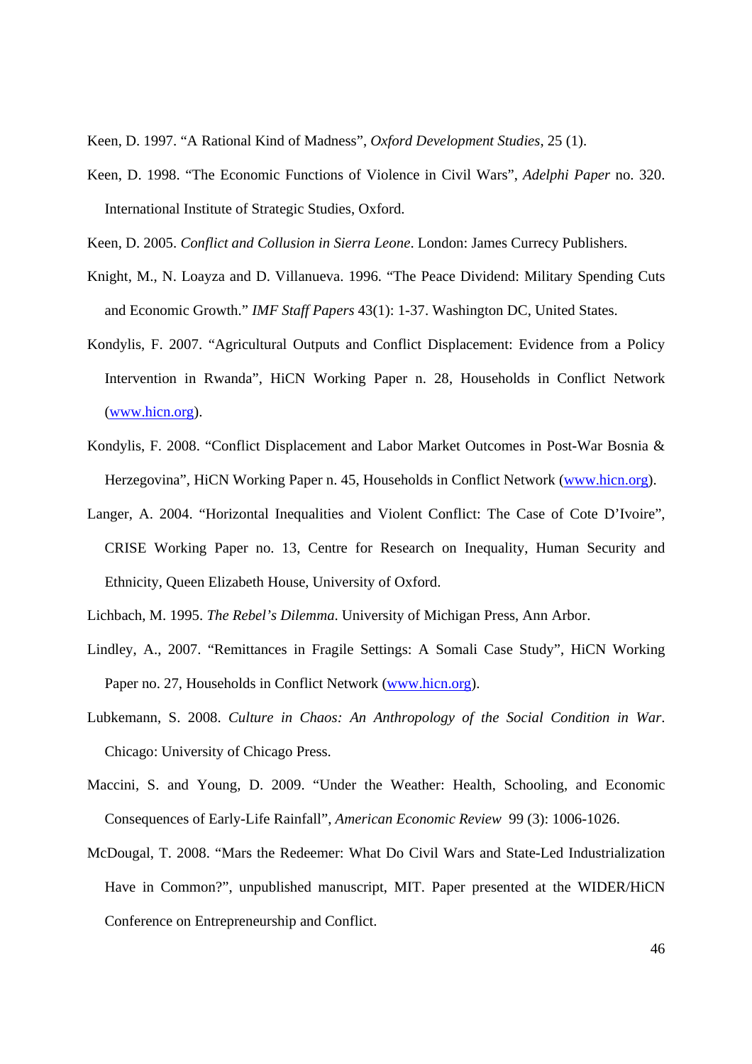Keen, D. 1997. “A Rational Kind of Madness”, *Oxford Development Studies*, 25 (1).

Keen, D. 1998. “The Economic Functions of Violence in Civil Wars”, *Adelphi Paper* no. 320. International Institute of Strategic Studies, Oxford.

Keen, D. 2005. *Conflict and Collusion in Sierra Leone*. London: James Currecy Publishers.

Knight, M., N. Loayza and D. Villanueva. 1996. “The Peace Dividend: Military Spending Cuts and Economic Growth.” *IMF Staff Papers* 43(1): 1-37. Washington DC, United States.

Kondylis, F. 2007. “Agricultural Outputs and Conflict Displacement: Evidence from a Policy Intervention in Rwanda”, HiCN Working Paper n. 28, Households in Conflict Network (www.hicn.org).

Kondylis, F. 2008. “Conflict Displacement and Labor Market Outcomes in Post-War Bosnia & Herzegovina”, HiCN Working Paper n. 45, Households in Conflict Network (www.hicn.org).

Langer, A. 2004. “Horizontal Inequalities and Violent Conflict: The Case of Cote D’Ivoire”, CRISE Working Paper no. 13, Centre for Research on Inequality, Human Security and Ethnicity, Queen Elizabeth House, University of Oxford.

Lichbach, M. 1995. *The Rebel’s Dilemma*. University of Michigan Press, Ann Arbor.

Lindley, A., 2007. “Remittances in Fragile Settings: A Somali Case Study”, HiCN Working Paper no. 27, Households in Conflict Network (www.hicn.org).

Lubkemann, S. 2008. *Culture in Chaos: An Anthropology of the Social Condition in War*. Chicago: University of Chicago Press.

Maccini, S. and Young, D. 2009. “Under the Weather: Health, Schooling, and Economic Consequences of Early-Life Rainfall”, *American Economic Review* 99 (3): 1006-1026.

McDougal, T. 2008. “Mars the Redeemer: What Do Civil Wars and State-Led Industrialization Have in Common?”, unpublished manuscript, MIT. Paper presented at the WIDER/HiCN Conference on Entrepreneurship and Conflict.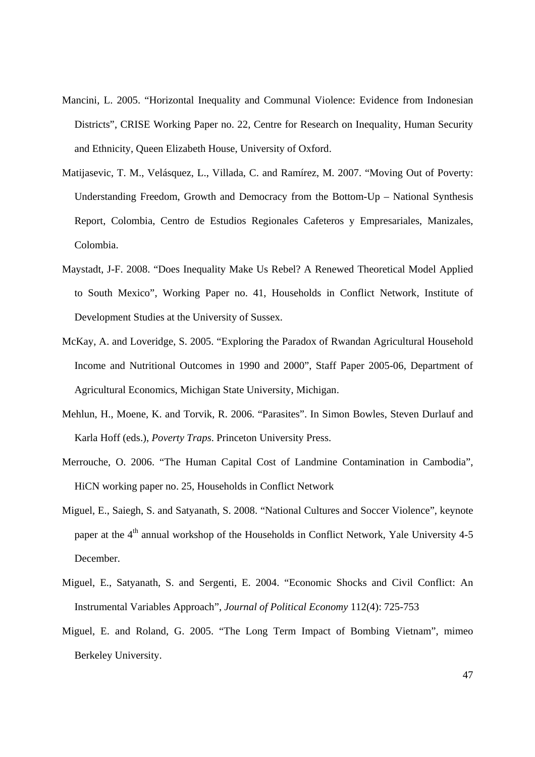Mancini, L. 2005. "Horizontal Inequality and Communal Violence: Evidence from Indonesian Districts", CRISE Working Paper no. 22, Centre for Research on Inequality, Human Security and Ethnicity, Queen Elizabeth House, University of Oxford.

Matijasevic, T. M., Velásquez, L., Villada, C. and Ramírez, M. 2007. "Moving Out of Poverty: Understanding Freedom, Growth and Democracy from the Bottom-Up – National Synthesis Report, Colombia, Centro de Estudios Regionales Cafeteros y Empresariales, Manizales, Colombia.

Maystadt, J-F. 2008. "Does Inequality Make Us Rebel? A Renewed Theoretical Model Applied to South Mexico", Working Paper no. 41, Households in Conflict Network, Institute of Development Studies at the University of Sussex.

McKay, A. and Loveridge, S. 2005. "Exploring the Paradox of Rwandan Agricultural Household Income and Nutritional Outcomes in 1990 and 2000", Staff Paper 2005-06, Department of Agricultural Economics, Michigan State University, Michigan.

Mehlun, H., Moene, K. and Torvik, R. 2006. "Parasites". In Simon Bowles, Steven Durlauf and Karla Hoff (eds.), *Poverty Traps*. Princeton University Press.

Merrouche, O. 2006. "The Human Capital Cost of Landmine Contamination in Cambodia", HiCN working paper no. 25, Households in Conflict Network

Miguel, E., Saiegh, S. and Satyanath, S. 2008. "National Cultures and Soccer Violence", keynote paper at the 4th annual workshop of the Households in Conflict Network, Yale University 4-5 December.

Miguel, E., Satyanath, S. and Sergenti, E. 2004. "Economic Shocks and Civil Conflict: An Instrumental Variables Approach", *Journal of Political Economy* 112(4): 725-753

Miguel, E. and Roland, G. 2005. "The Long Term Impact of Bombing Vietnam", mimeo Berkeley University.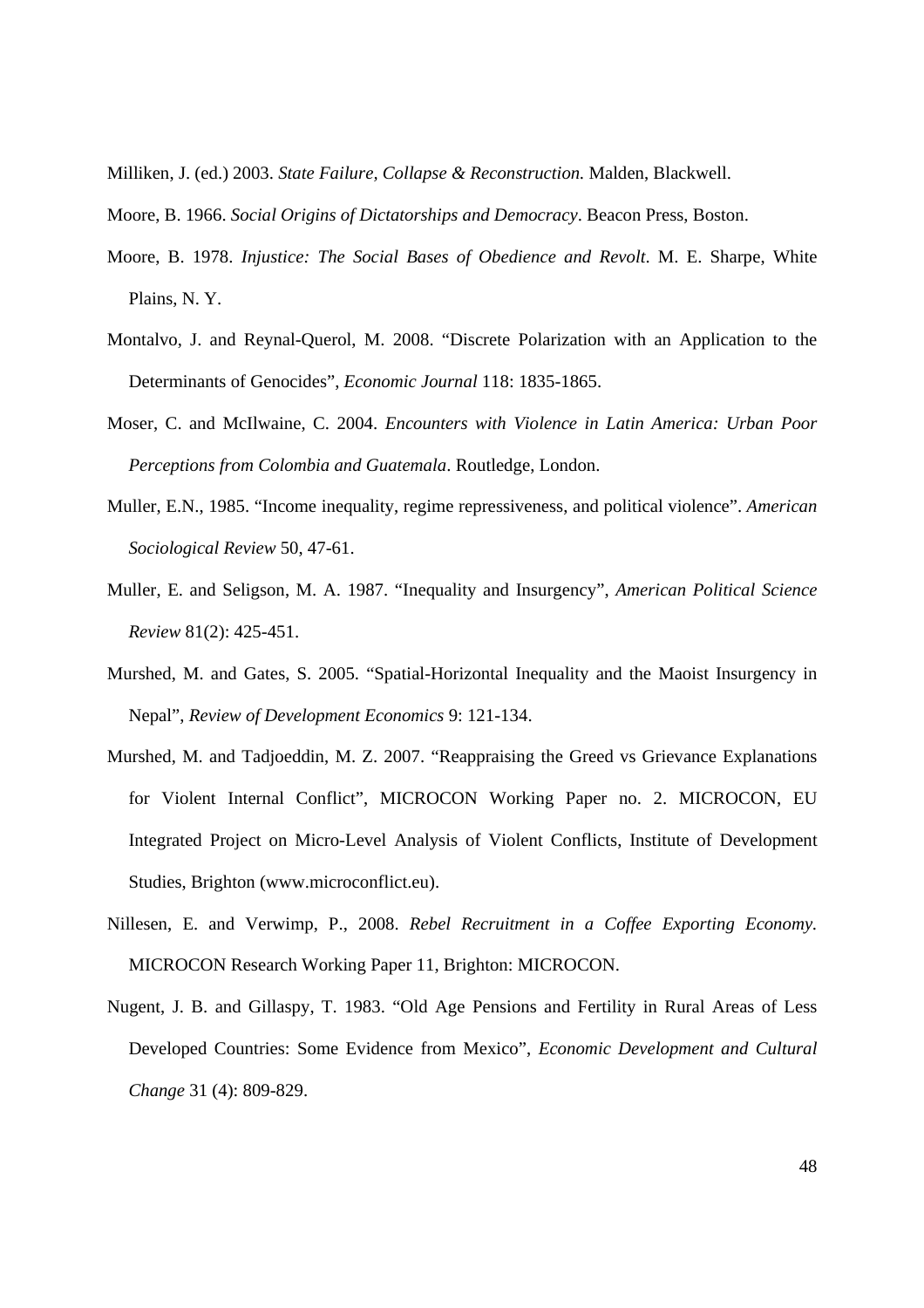Milliken, J. (ed.) 2003. *State Failure, Collapse & Reconstruction.* Malden, Blackwell.

Moore, B. 1966. *Social Origins of Dictatorships and Democracy*. Beacon Press, Boston.

Moore, B. 1978. *Injustice: The Social Bases of Obedience and Revolt*. M. E. Sharpe, White Plains, N. Y.

Montalvo, J. and Reynal-Querol, M. 2008. "Discrete Polarization with an Application to the Determinants of Genocides", *Economic Journal* 118: 1835-1865.

Moser, C. and McIlwaine, C. 2004. *Encounters with Violence in Latin America: Urban Poor Perceptions from Colombia and Guatemala*. Routledge, London.

Muller, E.N., 1985. "Income inequality, regime repressiveness, and political violence". *American Sociological Review* 50, 47-61.

Muller, E. and Seligson, M. A. 1987. "Inequality and Insurgency", *American Political Science Review* 81(2): 425-451.

Murshed, M. and Gates, S. 2005. "Spatial-Horizontal Inequality and the Maoist Insurgency in Nepal", *Review of Development Economics* 9: 121-134.

Murshed, M. and Tadjoeddin, M. Z. 2007. "Reappraising the Greed vs Grievance Explanations for Violent Internal Conflict", MICROCON Working Paper no. 2. MICROCON, EU Integrated Project on Micro-Level Analysis of Violent Conflicts, Institute of Development Studies, Brighton (www.microconflict.eu).

Nillesen, E. and Verwimp, P., 2008. *Rebel Recruitment in a Coffee Exporting Economy*. MICROCON Research Working Paper 11, Brighton: MICROCON.

Nugent, J. B. and Gillaspy, T. 1983. "Old Age Pensions and Fertility in Rural Areas of Less Developed Countries: Some Evidence from Mexico", *Economic Development and Cultural Change* 31 (4): 809-829.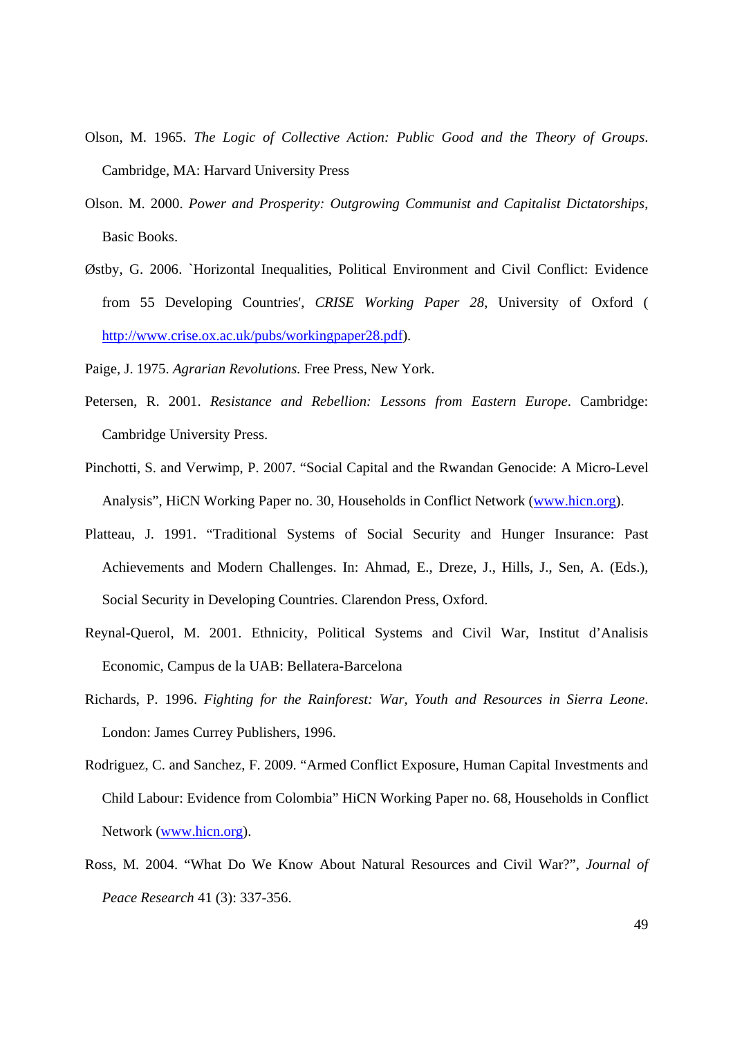Olson, M. 1965. *The Logic of Collective Action: Public Good and the Theory of Groups*. Cambridge, MA: Harvard University Press

Olson. M. 2000. *Power and Prosperity: Outgrowing Communist and Capitalist Dictatorships*, Basic Books.

Østby, G. 2006. `Horizontal Inequalities, Political Environment and Civil Conflict: Evidence from 55 Developing Countries', *CRISE Working Paper 28*, University of Oxford ( http://www.crise.ox.ac.uk/pubs/workingpaper28.pdf).

Paige, J. 1975. *Agrarian Revolutions.* Free Press, New York.

Petersen, R. 2001. *Resistance and Rebellion: Lessons from Eastern Europe*. Cambridge: Cambridge University Press.

Pinchotti, S. and Verwimp, P. 2007. "Social Capital and the Rwandan Genocide: A Micro-Level Analysis", HiCN Working Paper no. 30, Households in Conflict Network (www.hicn.org).

Platteau, J. 1991. "Traditional Systems of Social Security and Hunger Insurance: Past Achievements and Modern Challenges. In: Ahmad, E., Dreze, J., Hills, J., Sen, A. (Eds.), Social Security in Developing Countries. Clarendon Press, Oxford.

Reynal-Querol, M. 2001. Ethnicity, Political Systems and Civil War, Institut d'Analisis Economic, Campus de la UAB: Bellatera-Barcelona

Richards, P. 1996. *Fighting for the Rainforest: War, Youth and Resources in Sierra Leone*. London: James Currey Publishers, 1996.

Rodriguez, C. and Sanchez, F. 2009. "Armed Conflict Exposure, Human Capital Investments and Child Labour: Evidence from Colombia" HiCN Working Paper no. 68, Households in Conflict Network (www.hicn.org).

Ross, M. 2004. "What Do We Know About Natural Resources and Civil War?", *Journal of Peace Research* 41 (3): 337-356.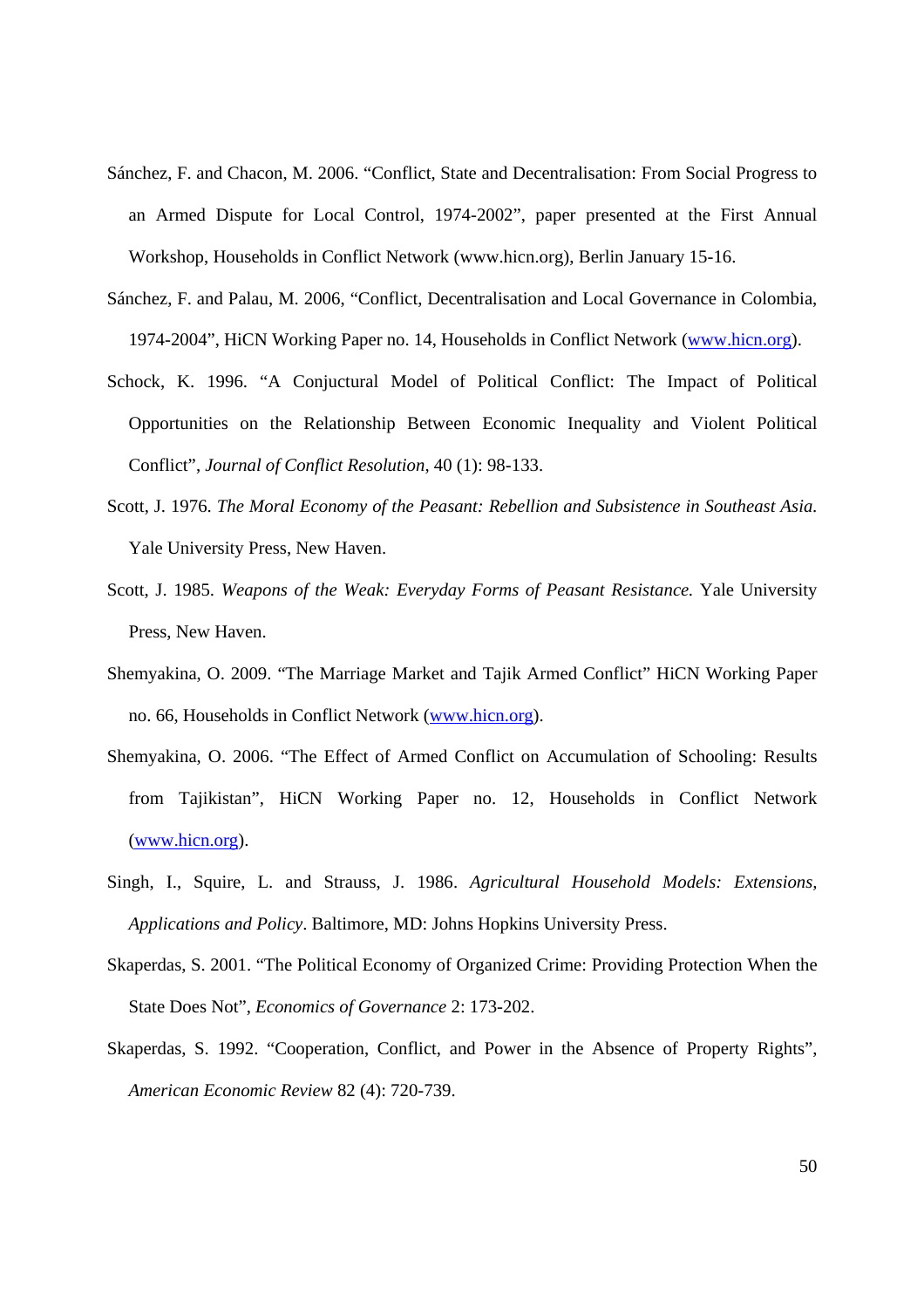Sánchez, F. and Chacon, M. 2006. "Conflict, State and Decentralisation: From Social Progress to an Armed Dispute for Local Control, 1974-2002", paper presented at the First Annual Workshop, Households in Conflict Network (www.hicn.org), Berlin January 15-16.

Sánchez, F. and Palau, M. 2006, "Conflict, Decentralisation and Local Governance in Colombia, 1974-2004", HiCN Working Paper no. 14, Households in Conflict Network (www.hicn.org).

Schock, K. 1996. "A Conjuctural Model of Political Conflict: The Impact of Political Opportunities on the Relationship Between Economic Inequality and Violent Political Conflict", *Journal of Conflict Resolution*, 40 (1): 98-133.

Scott, J. 1976. *The Moral Economy of the Peasant: Rebellion and Subsistence in Southeast Asia.* Yale University Press, New Haven.

Scott, J. 1985. *Weapons of the Weak: Everyday Forms of Peasant Resistance.* Yale University Press, New Haven.

Shemyakina, O. 2009. "The Marriage Market and Tajik Armed Conflict" HiCN Working Paper no. 66, Households in Conflict Network (www.hicn.org).

Shemyakina, O. 2006. "The Effect of Armed Conflict on Accumulation of Schooling: Results from Tajikistan", HiCN Working Paper no. 12, Households in Conflict Network (www.hicn.org).

Singh, I., Squire, L. and Strauss, J. 1986. *Agricultural Household Models: Extensions, Applications and Policy*. Baltimore, MD: Johns Hopkins University Press.

Skaperdas, S. 2001. "The Political Economy of Organized Crime: Providing Protection When the State Does Not", *Economics of Governance* 2: 173-202.

Skaperdas, S. 1992. "Cooperation, Conflict, and Power in the Absence of Property Rights", *American Economic Review* 82 (4): 720-739.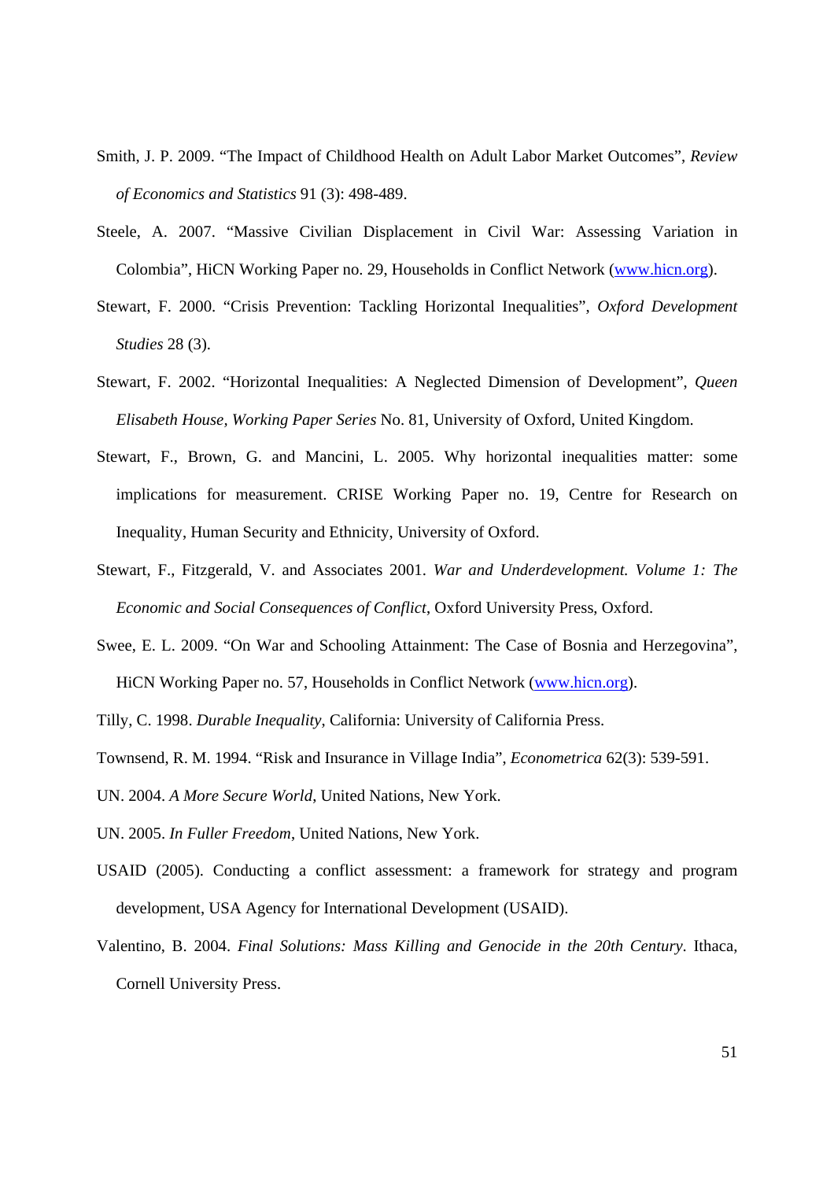Smith, J. P. 2009. "The Impact of Childhood Health on Adult Labor Market Outcomes", *Review of Economics and Statistics* 91 (3): 498-489.

Steele, A. 2007. "Massive Civilian Displacement in Civil War: Assessing Variation in Colombia", HiCN Working Paper no. 29, Households in Conflict Network (www.hicn.org).

Stewart, F. 2000. "Crisis Prevention: Tackling Horizontal Inequalities", *Oxford Development Studies* 28 (3).

Stewart, F. 2002. "Horizontal Inequalities: A Neglected Dimension of Development", *Queen Elisabeth House, Working Paper Series* No. 81, University of Oxford, United Kingdom.

Stewart, F., Brown, G. and Mancini, L. 2005. Why horizontal inequalities matter: some implications for measurement. CRISE Working Paper no. 19, Centre for Research on Inequality, Human Security and Ethnicity, University of Oxford.

Stewart, F., Fitzgerald, V. and Associates 2001. *War and Underdevelopment. Volume 1: The Economic and Social Consequences of Conflict*, Oxford University Press, Oxford.

Swee, E. L. 2009. "On War and Schooling Attainment: The Case of Bosnia and Herzegovina", HiCN Working Paper no. 57, Households in Conflict Network (www.hicn.org).

Tilly, C. 1998. *Durable Inequality*, California: University of California Press.

Townsend, R. M. 1994. "Risk and Insurance in Village India", *Econometrica* 62(3): 539-591.

UN. 2004. *A More Secure World*, United Nations, New York.

UN. 2005. *In Fuller Freedom*, United Nations, New York.

USAID (2005). Conducting a conflict assessment: a framework for strategy and program development, USA Agency for International Development (USAID).

Valentino, B. 2004. *Final Solutions: Mass Killing and Genocide in the 20th Century*. Ithaca, Cornell University Press.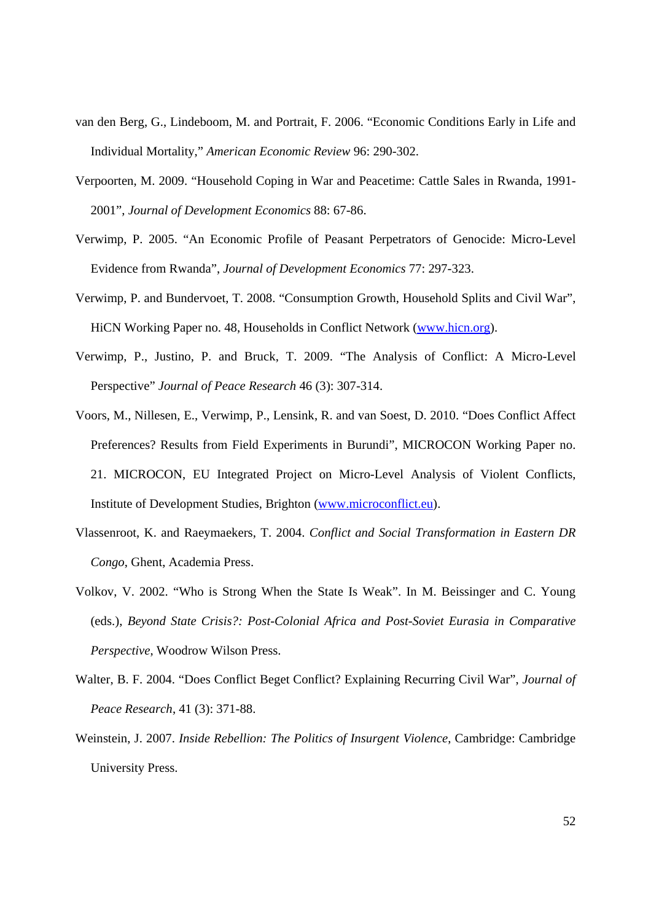van den Berg, G., Lindeboom, M. and Portrait, F. 2006. "Economic Conditions Early in Life and Individual Mortality," *American Economic Review* 96: 290-302.

Verpoorten, M. 2009. "Household Coping in War and Peacetime: Cattle Sales in Rwanda, 1991-2001", *Journal of Development Economics* 88: 67-86.

Verwimp, P. 2005. "An Economic Profile of Peasant Perpetrators of Genocide: Micro-Level Evidence from Rwanda", *Journal of Development Economics* 77: 297-323.

Verwimp, P. and Bundervoet, T. 2008. "Consumption Growth, Household Splits and Civil War", HiCN Working Paper no. 48, Households in Conflict Network (www.hicn.org).

Verwimp, P., Justino, P. and Bruck, T. 2009. "The Analysis of Conflict: A Micro-Level Perspective" *Journal of Peace Research* 46 (3): 307-314.

Voors, M., Nillesen, E., Verwimp, P., Lensink, R. and van Soest, D. 2010. "Does Conflict Affect Preferences? Results from Field Experiments in Burundi", MICROCON Working Paper no. 21. MICROCON, EU Integrated Project on Micro-Level Analysis of Violent Conflicts, Institute of Development Studies, Brighton (www.microconflict.eu).

Vlassenroot, K. and Raeymaekers, T. 2004. *Conflict and Social Transformation in Eastern DR Congo*, Ghent, Academia Press.

Volkov, V. 2002. "Who is Strong When the State Is Weak". In M. Beissinger and C. Young (eds.), *Beyond State Crisis?: Post-Colonial Africa and Post-Soviet Eurasia in Comparative Perspective*, Woodrow Wilson Press.

Walter, B. F. 2004. "Does Conflict Beget Conflict? Explaining Recurring Civil War", *Journal of Peace Research*, 41 (3): 371-88.

Weinstein, J. 2007. *Inside Rebellion: The Politics of Insurgent Violence*, Cambridge: Cambridge University Press.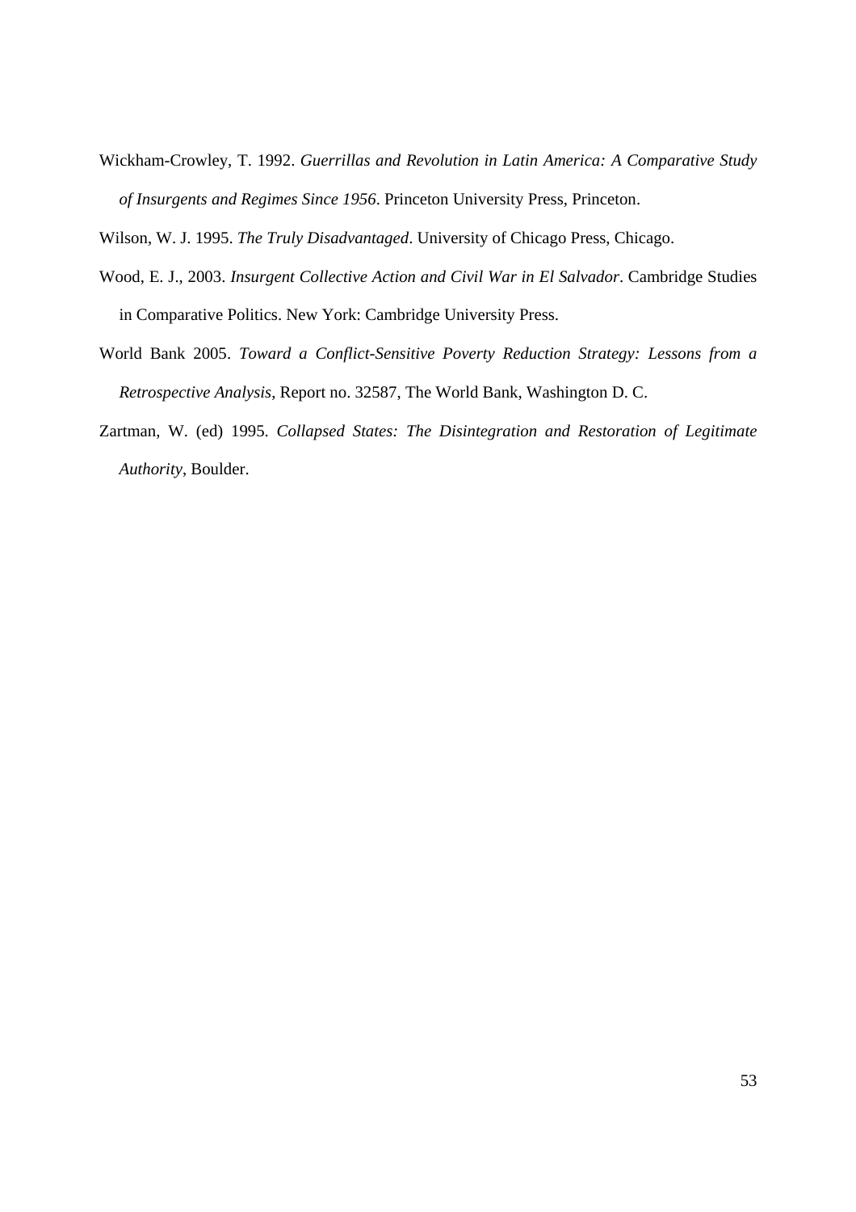Wickham-Crowley, T. 1992. *Guerrillas and Revolution in Latin America: A Comparative Study of Insurgents and Regimes Since 1956*. Princeton University Press, Princeton.

Wilson, W. J. 1995. *The Truly Disadvantaged*. University of Chicago Press, Chicago.

Wood, E. J., 2003. *Insurgent Collective Action and Civil War in El Salvador*. Cambridge Studies in Comparative Politics. New York: Cambridge University Press.

World Bank 2005. *Toward a Conflict-Sensitive Poverty Reduction Strategy: Lessons from a Retrospective Analysis*, Report no. 32587, The World Bank, Washington D. C.

Zartman, W. (ed) 1995. *Collapsed States: The Disintegration and Restoration of Legitimate Authority*, Boulder.